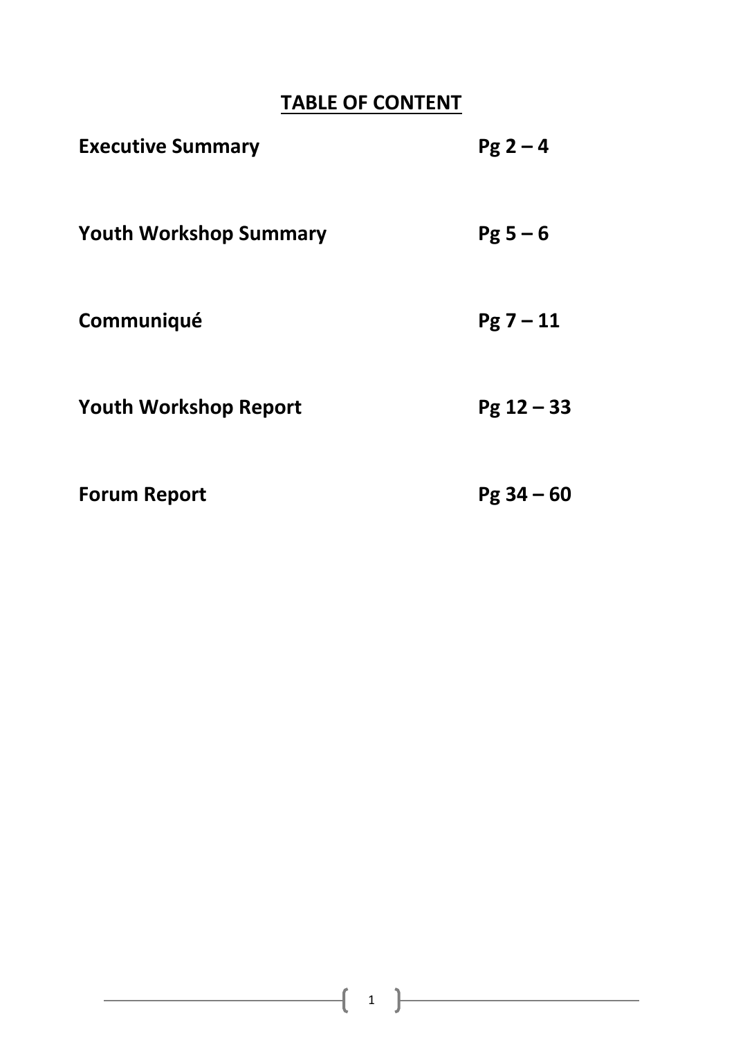# TABLE OF CONTENT

| | |
|---|---|
| **Executive Summary** | **Pg 2 – 4** |
| **Youth Workshop Summary** | **Pg 5 – 6** |
| **Communiqué** | **Pg 7 – 11** |
| **Youth Workshop Report** | **Pg 12 – 33** |
| **Forum Report** | **Pg 34 – 60** |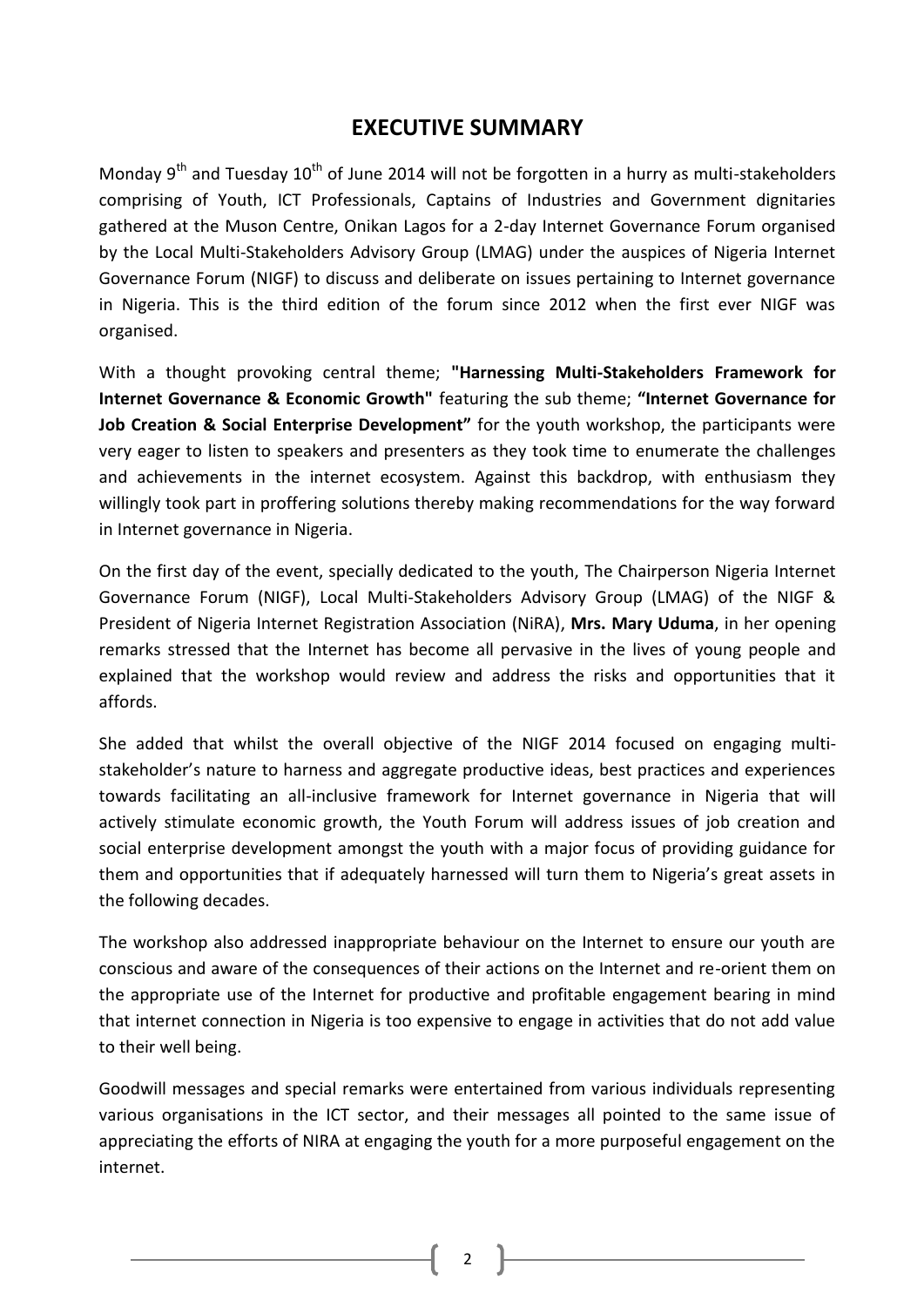# EXECUTIVE SUMMARY

Monday 9th and Tuesday 10th of June 2014 will not be forgotten in a hurry as multi-stakeholders comprising of Youth, ICT Professionals, Captains of Industries and Government dignitaries gathered at the Muson Centre, Onikan Lagos for a 2-day Internet Governance Forum organised by the Local Multi-Stakeholders Advisory Group (LMAG) under the auspices of Nigeria Internet Governance Forum (NIGF) to discuss and deliberate on issues pertaining to Internet governance in Nigeria. This is the third edition of the forum since 2012 when the first ever NIGF was organised.

With a thought provoking central theme; **"Harnessing Multi-Stakeholders Framework for Internet Governance & Economic Growth"** featuring the sub theme; **"Internet Governance for Job Creation & Social Enterprise Development"** for the youth workshop, the participants were very eager to listen to speakers and presenters as they took time to enumerate the challenges and achievements in the internet ecosystem. Against this backdrop, with enthusiasm they willingly took part in proffering solutions thereby making recommendations for the way forward in Internet governance in Nigeria.

On the first day of the event, specially dedicated to the youth, The Chairperson Nigeria Internet Governance Forum (NIGF), Local Multi-Stakeholders Advisory Group (LMAG) of the NIGF & President of Nigeria Internet Registration Association (NiRA), **Mrs. Mary Uduma**, in her opening remarks stressed that the Internet has become all pervasive in the lives of young people and explained that the workshop would review and address the risks and opportunities that it affords.

She added that whilst the overall objective of the NIGF 2014 focused on engaging multi-stakeholder's nature to harness and aggregate productive ideas, best practices and experiences towards facilitating an all-inclusive framework for Internet governance in Nigeria that will actively stimulate economic growth, the Youth Forum will address issues of job creation and social enterprise development amongst the youth with a major focus of providing guidance for them and opportunities that if adequately harnessed will turn them to Nigeria's great assets in the following decades.

The workshop also addressed inappropriate behaviour on the Internet to ensure our youth are conscious and aware of the consequences of their actions on the Internet and re-orient them on the appropriate use of the Internet for productive and profitable engagement bearing in mind that internet connection in Nigeria is too expensive to engage in activities that do not add value to their well being.

Goodwill messages and special remarks were entertained from various individuals representing various organisations in the ICT sector, and their messages all pointed to the same issue of appreciating the efforts of NIRA at engaging the youth for a more purposeful engagement on the internet.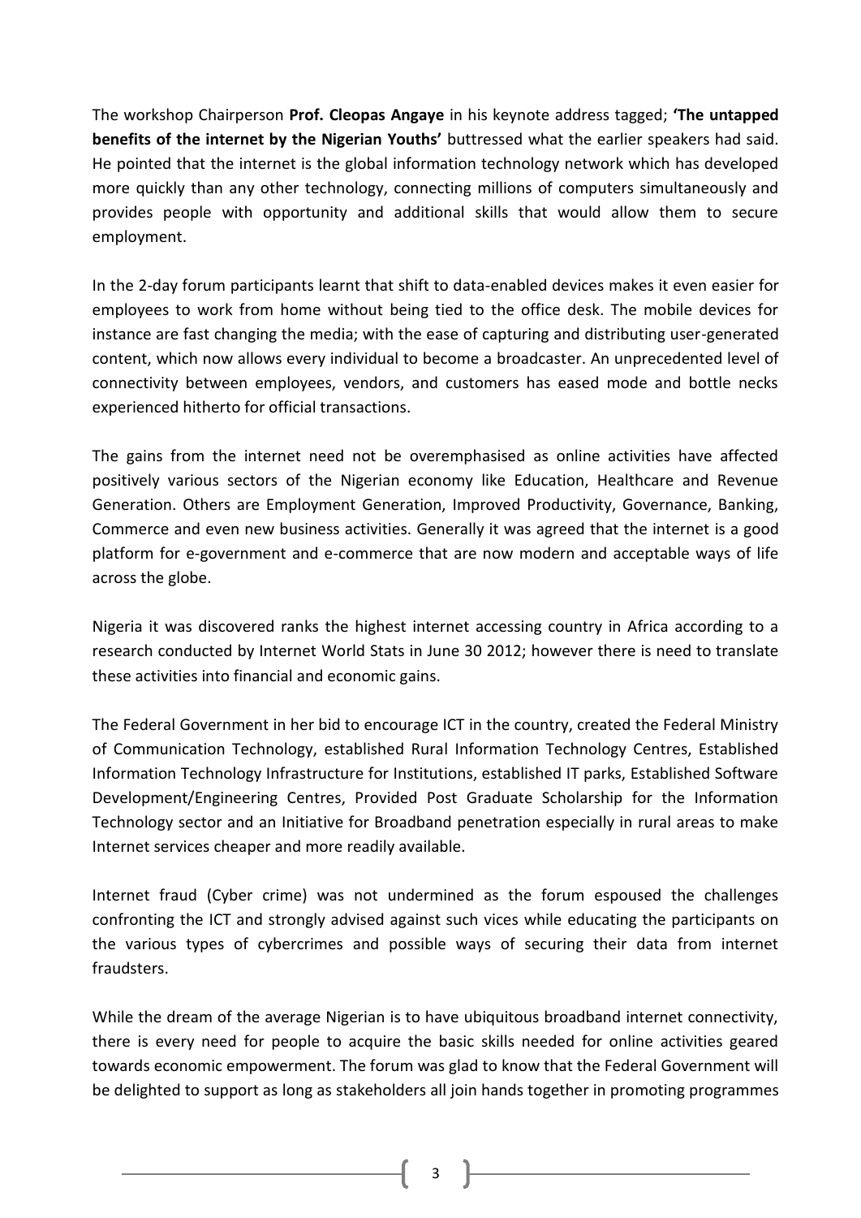The workshop Chairperson **Prof. Cleopas Angaye** in his keynote address tagged; **'The untapped benefits of the internet by the Nigerian Youths'** buttressed what the earlier speakers had said. He pointed that the internet is the global information technology network which has developed more quickly than any other technology, connecting millions of computers simultaneously and provides people with opportunity and additional skills that would allow them to secure employment.

In the 2-day forum participants learnt that shift to data-enabled devices makes it even easier for employees to work from home without being tied to the office desk. The mobile devices for instance are fast changing the media; with the ease of capturing and distributing user-generated content, which now allows every individual to become a broadcaster. An unprecedented level of connectivity between employees, vendors, and customers has eased mode and bottle necks experienced hitherto for official transactions.

The gains from the internet need not be overemphasised as online activities have affected positively various sectors of the Nigerian economy like Education, Healthcare and Revenue Generation. Others are Employment Generation, Improved Productivity, Governance, Banking, Commerce and even new business activities. Generally it was agreed that the internet is a good platform for e-government and e-commerce that are now modern and acceptable ways of life across the globe.

Nigeria it was discovered ranks the highest internet accessing country in Africa according to a research conducted by Internet World Stats in June 30 2012; however there is need to translate these activities into financial and economic gains.

The Federal Government in her bid to encourage ICT in the country, created the Federal Ministry of Communication Technology, established Rural Information Technology Centres, Established Information Technology Infrastructure for Institutions, established IT parks, Established Software Development/Engineering Centres, Provided Post Graduate Scholarship for the Information Technology sector and an Initiative for Broadband penetration especially in rural areas to make Internet services cheaper and more readily available.

Internet fraud (Cyber crime) was not undermined as the forum espoused the challenges confronting the ICT and strongly advised against such vices while educating the participants on the various types of cybercrimes and possible ways of securing their data from internet fraudsters.

While the dream of the average Nigerian is to have ubiquitous broadband internet connectivity, there is every need for people to acquire the basic skills needed for online activities geared towards economic empowerment. The forum was glad to know that the Federal Government will be delighted to support as long as stakeholders all join hands together in promoting programmes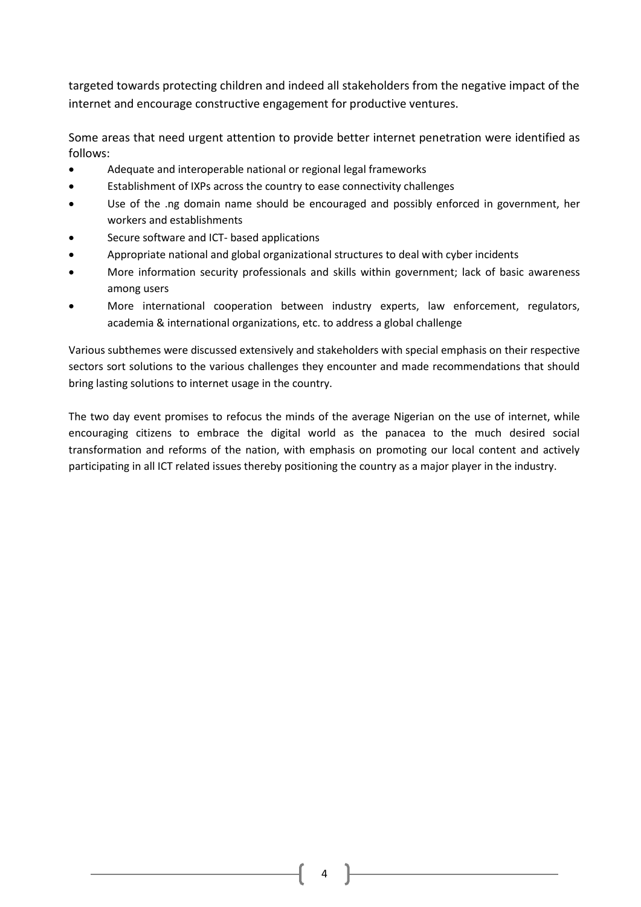targeted towards protecting children and indeed all stakeholders from the negative impact of the internet and encourage constructive engagement for productive ventures.

Some areas that need urgent attention to provide better internet penetration were identified as follows:

- Adequate and interoperable national or regional legal frameworks
- Establishment of IXPs across the country to ease connectivity challenges
- Use of the .ng domain name should be encouraged and possibly enforced in government, her workers and establishments
- Secure software and ICT- based applications
- Appropriate national and global organizational structures to deal with cyber incidents
- More information security professionals and skills within government; lack of basic awareness among users
- More international cooperation between industry experts, law enforcement, regulators, academia & international organizations, etc. to address a global challenge

Various subthemes were discussed extensively and stakeholders with special emphasis on their respective sectors sort solutions to the various challenges they encounter and made recommendations that should bring lasting solutions to internet usage in the country.

The two day event promises to refocus the minds of the average Nigerian on the use of internet, while encouraging citizens to embrace the digital world as the panacea to the much desired social transformation and reforms of the nation, with emphasis on promoting our local content and actively participating in all ICT related issues thereby positioning the country as a major player in the industry.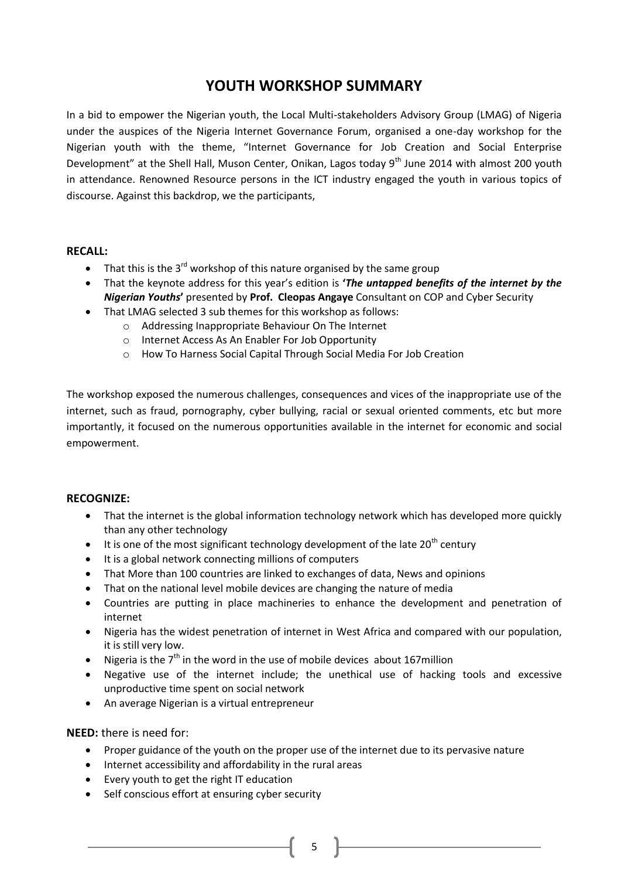# YOUTH WORKSHOP SUMMARY

In a bid to empower the Nigerian youth, the Local Multi-stakeholders Advisory Group (LMAG) of Nigeria under the auspices of the Nigeria Internet Governance Forum, organised a one-day workshop for the Nigerian youth with the theme, "Internet Governance for Job Creation and Social Enterprise Development" at the Shell Hall, Muson Center, Onikan, Lagos today 9th June 2014 with almost 200 youth in attendance. Renowned Resource persons in the ICT industry engaged the youth in various topics of discourse. Against this backdrop, we the participants,

**RECALL:**

- That this is the 3rd workshop of this nature organised by the same group
- That the keynote address for this year's edition is **'*The untapped benefits of the internet by the Nigerian Youths*'** presented by **Prof. Cleopas Angaye** Consultant on COP and Cyber Security
- That LMAG selected 3 sub themes for this workshop as follows:
  - Addressing Inappropriate Behaviour On The Internet
  - Internet Access As An Enabler For Job Opportunity
  - How To Harness Social Capital Through Social Media For Job Creation

The workshop exposed the numerous challenges, consequences and vices of the inappropriate use of the internet, such as fraud, pornography, cyber bullying, racial or sexual oriented comments, etc but more importantly, it focused on the numerous opportunities available in the internet for economic and social empowerment.

**RECOGNIZE:**

- That the internet is the global information technology network which has developed more quickly than any other technology
- It is one of the most significant technology development of the late 20th century
- It is a global network connecting millions of computers
- That More than 100 countries are linked to exchanges of data, News and opinions
- That on the national level mobile devices are changing the nature of media
- Countries are putting in place machineries to enhance the development and penetration of internet
- Nigeria has the widest penetration of internet in West Africa and compared with our population, it is still very low.
- Nigeria is the 7th in the word in the use of mobile devices about 167million
- Negative use of the internet include; the unethical use of hacking tools and excessive unproductive time spent on social network
- An average Nigerian is a virtual entrepreneur

**NEED:** there is need for:

- Proper guidance of the youth on the proper use of the internet due to its pervasive nature
- Internet accessibility and affordability in the rural areas
- Every youth to get the right IT education
- Self conscious effort at ensuring cyber security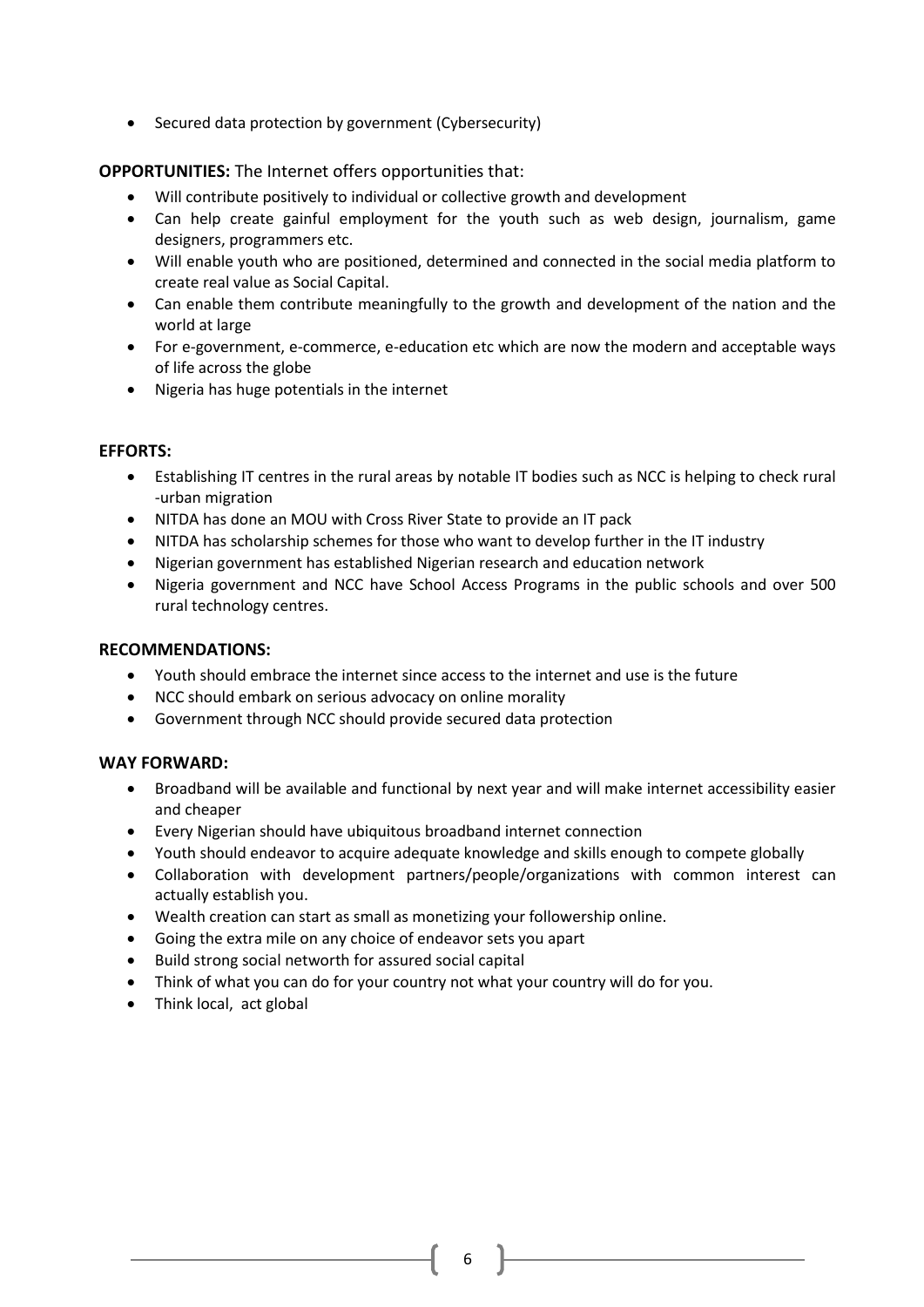- Secured data protection by government (Cybersecurity)

**OPPORTUNITIES:** The Internet offers opportunities that:

- Will contribute positively to individual or collective growth and development
- Can help create gainful employment for the youth such as web design, journalism, game designers, programmers etc.
- Will enable youth who are positioned, determined and connected in the social media platform to create real value as Social Capital.
- Can enable them contribute meaningfully to the growth and development of the nation and the world at large
- For e-government, e-commerce, e-education etc which are now the modern and acceptable ways of life across the globe
- Nigeria has huge potentials in the internet

**EFFORTS:**

- Establishing IT centres in the rural areas by notable IT bodies such as NCC is helping to check rural -urban migration
- NITDA has done an MOU with Cross River State to provide an IT pack
- NITDA has scholarship schemes for those who want to develop further in the IT industry
- Nigerian government has established Nigerian research and education network
- Nigeria government and NCC have School Access Programs in the public schools and over 500 rural technology centres.

**RECOMMENDATIONS:**

- Youth should embrace the internet since access to the internet and use is the future
- NCC should embark on serious advocacy on online morality
- Government through NCC should provide secured data protection

**WAY FORWARD:**

- Broadband will be available and functional by next year and will make internet accessibility easier and cheaper
- Every Nigerian should have ubiquitous broadband internet connection
- Youth should endeavor to acquire adequate knowledge and skills enough to compete globally
- Collaboration with development partners/people/organizations with common interest can actually establish you.
- Wealth creation can start as small as monetizing your followership online.
- Going the extra mile on any choice of endeavor sets you apart
- Build strong social networth for assured social capital
- Think of what you can do for your country not what your country will do for you.
- Think local, act global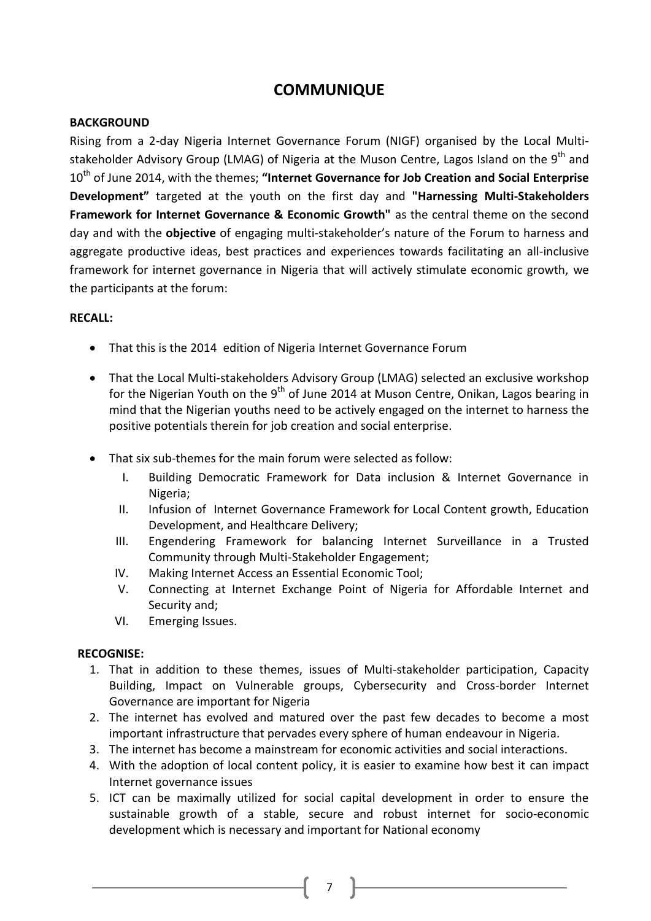# COMMUNIQUE

**BACKGROUND**

Rising from a 2-day Nigeria Internet Governance Forum (NIGF) organised by the Local Multi-stakeholder Advisory Group (LMAG) of Nigeria at the Muson Centre, Lagos Island on the 9th and 10th of June 2014, with the themes; **"Internet Governance for Job Creation and Social Enterprise Development"** targeted at the youth on the first day and **"Harnessing Multi-Stakeholders Framework for Internet Governance & Economic Growth"** as the central theme on the second day and with the **objective** of engaging multi-stakeholder's nature of the Forum to harness and aggregate productive ideas, best practices and experiences towards facilitating an all-inclusive framework for internet governance in Nigeria that will actively stimulate economic growth, we the participants at the forum:

**RECALL:**

- That this is the 2014 edition of Nigeria Internet Governance Forum
- That the Local Multi-stakeholders Advisory Group (LMAG) selected an exclusive workshop for the Nigerian Youth on the 9th of June 2014 at Muson Centre, Onikan, Lagos bearing in mind that the Nigerian youths need to be actively engaged on the internet to harness the positive potentials therein for job creation and social enterprise.
- That six sub-themes for the main forum were selected as follow:
    - I. Building Democratic Framework for Data inclusion & Internet Governance in Nigeria;
    - II. Infusion of Internet Governance Framework for Local Content growth, Education Development, and Healthcare Delivery;
    - III. Engendering Framework for balancing Internet Surveillance in a Trusted Community through Multi-Stakeholder Engagement;
    - IV. Making Internet Access an Essential Economic Tool;
    - V. Connecting at Internet Exchange Point of Nigeria for Affordable Internet and Security and;
    - VI. Emerging Issues.

**RECOGNISE:**

1. That in addition to these themes, issues of Multi-stakeholder participation, Capacity Building, Impact on Vulnerable groups, Cybersecurity and Cross-border Internet Governance are important for Nigeria
2. The internet has evolved and matured over the past few decades to become a most important infrastructure that pervades every sphere of human endeavour in Nigeria.
3. The internet has become a mainstream for economic activities and social interactions.
4. With the adoption of local content policy, it is easier to examine how best it can impact Internet governance issues
5. ICT can be maximally utilized for social capital development in order to ensure the sustainable growth of a stable, secure and robust internet for socio-economic development which is necessary and important for National economy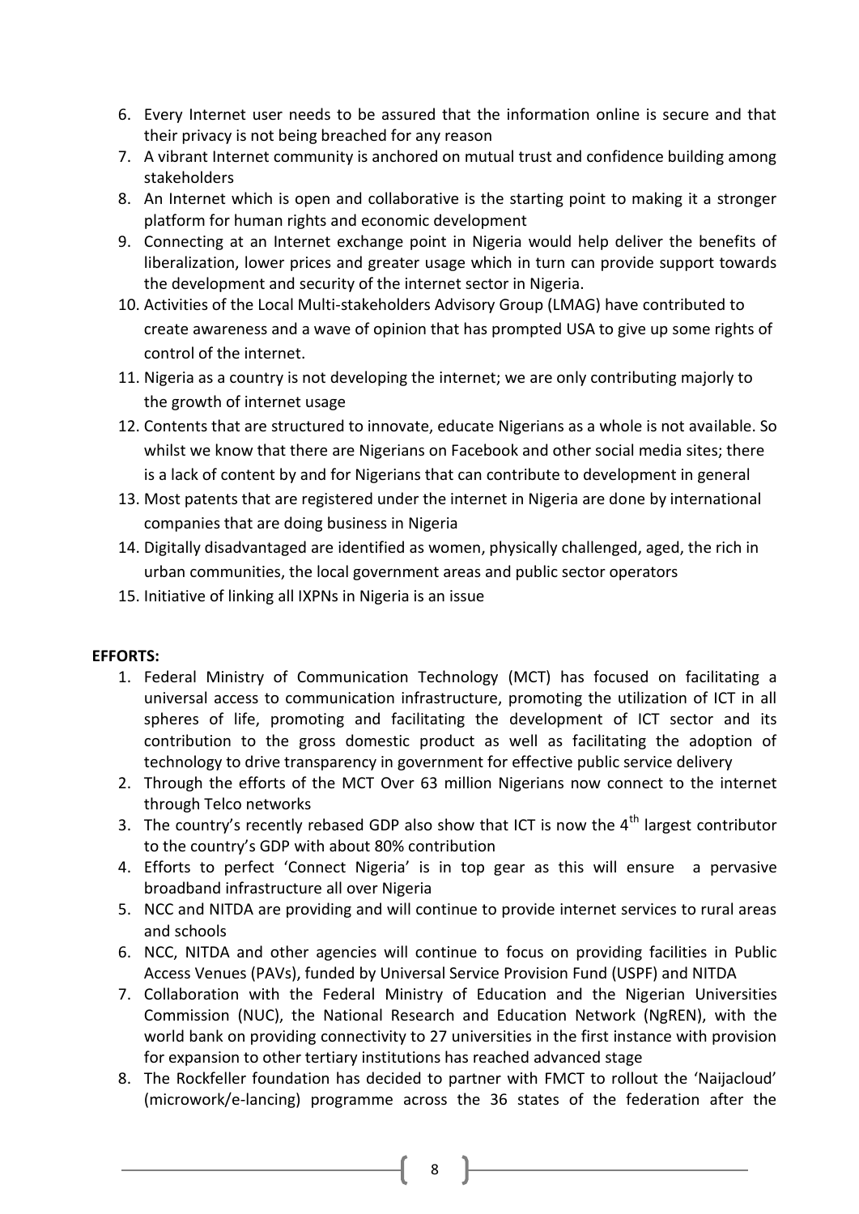6. Every Internet user needs to be assured that the information online is secure and that their privacy is not being breached for any reason
7. A vibrant Internet community is anchored on mutual trust and confidence building among stakeholders
8. An Internet which is open and collaborative is the starting point to making it a stronger platform for human rights and economic development
9. Connecting at an Internet exchange point in Nigeria would help deliver the benefits of liberalization, lower prices and greater usage which in turn can provide support towards the development and security of the internet sector in Nigeria.
10. Activities of the Local Multi-stakeholders Advisory Group (LMAG) have contributed to create awareness and a wave of opinion that has prompted USA to give up some rights of control of the internet.
11. Nigeria as a country is not developing the internet; we are only contributing majorly to the growth of internet usage
12. Contents that are structured to innovate, educate Nigerians as a whole is not available. So whilst we know that there are Nigerians on Facebook and other social media sites; there is a lack of content by and for Nigerians that can contribute to development in general
13. Most patents that are registered under the internet in Nigeria are done by international companies that are doing business in Nigeria
14. Digitally disadvantaged are identified as women, physically challenged, aged, the rich in urban communities, the local government areas and public sector operators
15. Initiative of linking all IXPNs in Nigeria is an issue

**EFFORTS:**

1. Federal Ministry of Communication Technology (MCT) has focused on facilitating a universal access to communication infrastructure, promoting the utilization of ICT in all spheres of life, promoting and facilitating the development of ICT sector and its contribution to the gross domestic product as well as facilitating the adoption of technology to drive transparency in government for effective public service delivery
2. Through the efforts of the MCT Over 63 million Nigerians now connect to the internet through Telco networks
3. The country's recently rebased GDP also show that ICT is now the 4th largest contributor to the country's GDP with about 80% contribution
4. Efforts to perfect 'Connect Nigeria' is in top gear as this will ensure a pervasive broadband infrastructure all over Nigeria
5. NCC and NITDA are providing and will continue to provide internet services to rural areas and schools
6. NCC, NITDA and other agencies will continue to focus on providing facilities in Public Access Venues (PAVs), funded by Universal Service Provision Fund (USPF) and NITDA
7. Collaboration with the Federal Ministry of Education and the Nigerian Universities Commission (NUC), the National Research and Education Network (NgREN), with the world bank on providing connectivity to 27 universities in the first instance with provision for expansion to other tertiary institutions has reached advanced stage
8. The Rockfeller foundation has decided to partner with FMCT to rollout the 'Naijacloud' (microwork/e-lancing) programme across the 36 states of the federation after the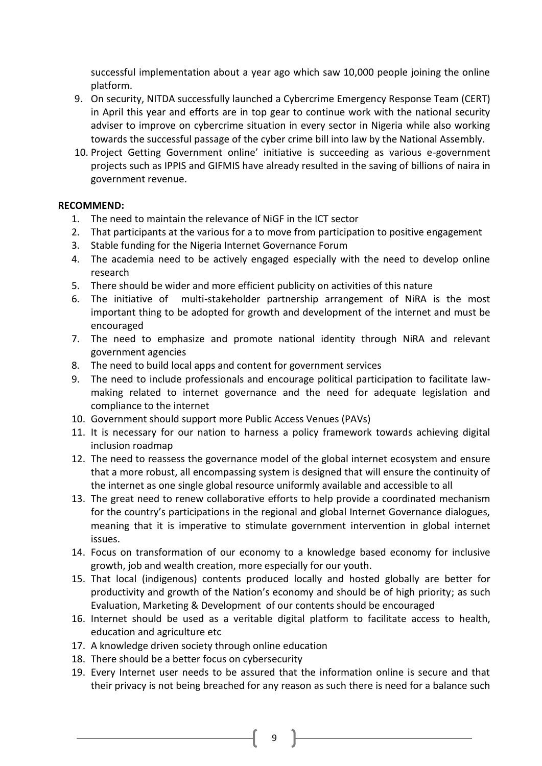successful implementation about a year ago which saw 10,000 people joining the online platform.

9. On security, NITDA successfully launched a Cybercrime Emergency Response Team (CERT) in April this year and efforts are in top gear to continue work with the national security adviser to improve on cybercrime situation in every sector in Nigeria while also working towards the successful passage of the cyber crime bill into law by the National Assembly.
10. Project Getting Government online' initiative is succeeding as various e-government projects such as IPPIS and GIFMIS have already resulted in the saving of billions of naira in government revenue.

**RECOMMEND:**

1. The need to maintain the relevance of NiGF in the ICT sector
2. That participants at the various for a to move from participation to positive engagement
3. Stable funding for the Nigeria Internet Governance Forum
4. The academia need to be actively engaged especially with the need to develop online research
5. There should be wider and more efficient publicity on activities of this nature
6. The initiative of multi-stakeholder partnership arrangement of NiRA is the most important thing to be adopted for growth and development of the internet and must be encouraged
7. The need to emphasize and promote national identity through NiRA and relevant government agencies
8. The need to build local apps and content for government services
9. The need to include professionals and encourage political participation to facilitate law-making related to internet governance and the need for adequate legislation and compliance to the internet
10. Government should support more Public Access Venues (PAVs)
11. It is necessary for our nation to harness a policy framework towards achieving digital inclusion roadmap
12. The need to reassess the governance model of the global internet ecosystem and ensure that a more robust, all encompassing system is designed that will ensure the continuity of the internet as one single global resource uniformly available and accessible to all
13. The great need to renew collaborative efforts to help provide a coordinated mechanism for the country's participations in the regional and global Internet Governance dialogues, meaning that it is imperative to stimulate government intervention in global internet issues.
14. Focus on transformation of our economy to a knowledge based economy for inclusive growth, job and wealth creation, more especially for our youth.
15. That local (indigenous) contents produced locally and hosted globally are better for productivity and growth of the Nation's economy and should be of high priority; as such Evaluation, Marketing & Development of our contents should be encouraged
16. Internet should be used as a veritable digital platform to facilitate access to health, education and agriculture etc
17. A knowledge driven society through online education
18. There should be a better focus on cybersecurity
19. Every Internet user needs to be assured that the information online is secure and that their privacy is not being breached for any reason as such there is need for a balance such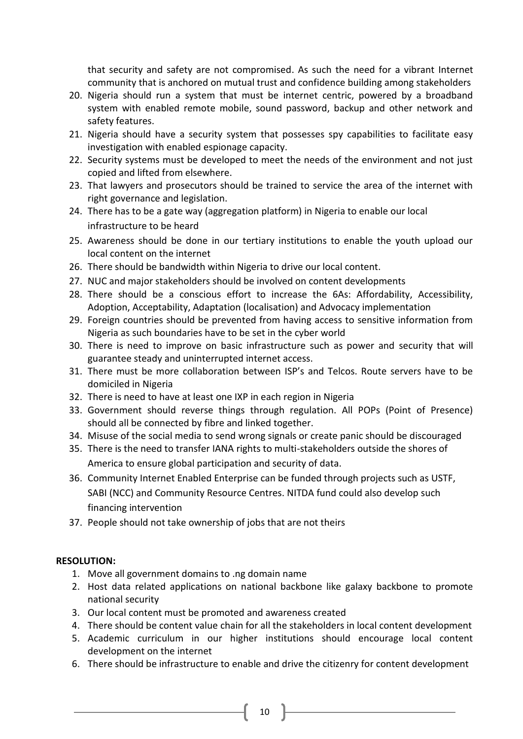that security and safety are not compromised. As such the need for a vibrant Internet community that is anchored on mutual trust and confidence building among stakeholders

20. Nigeria should run a system that must be internet centric, powered by a broadband system with enabled remote mobile, sound password, backup and other network and safety features.
21. Nigeria should have a security system that possesses spy capabilities to facilitate easy investigation with enabled espionage capacity.
22. Security systems must be developed to meet the needs of the environment and not just copied and lifted from elsewhere.
23. That lawyers and prosecutors should be trained to service the area of the internet with right governance and legislation.
24. There has to be a gate way (aggregation platform) in Nigeria to enable our local infrastructure to be heard
25. Awareness should be done in our tertiary institutions to enable the youth upload our local content on the internet
26. There should be bandwidth within Nigeria to drive our local content.
27. NUC and major stakeholders should be involved on content developments
28. There should be a conscious effort to increase the 6As: Affordability, Accessibility, Adoption, Acceptability, Adaptation (localisation) and Advocacy implementation
29. Foreign countries should be prevented from having access to sensitive information from Nigeria as such boundaries have to be set in the cyber world
30. There is need to improve on basic infrastructure such as power and security that will guarantee steady and uninterrupted internet access.
31. There must be more collaboration between ISP's and Telcos. Route servers have to be domiciled in Nigeria
32. There is need to have at least one IXP in each region in Nigeria
33. Government should reverse things through regulation. All POPs (Point of Presence) should all be connected by fibre and linked together.
34. Misuse of the social media to send wrong signals or create panic should be discouraged
35. There is the need to transfer IANA rights to multi-stakeholders outside the shores of America to ensure global participation and security of data.
36. Community Internet Enabled Enterprise can be funded through projects such as USTF, SABI (NCC) and Community Resource Centres. NITDA fund could also develop such financing intervention
37. People should not take ownership of jobs that are not theirs

**RESOLUTION:**

1. Move all government domains to .ng domain name
2. Host data related applications on national backbone like galaxy backbone to promote national security
3. Our local content must be promoted and awareness created
4. There should be content value chain for all the stakeholders in local content development
5. Academic curriculum in our higher institutions should encourage local content development on the internet
6. There should be infrastructure to enable and drive the citizenry for content development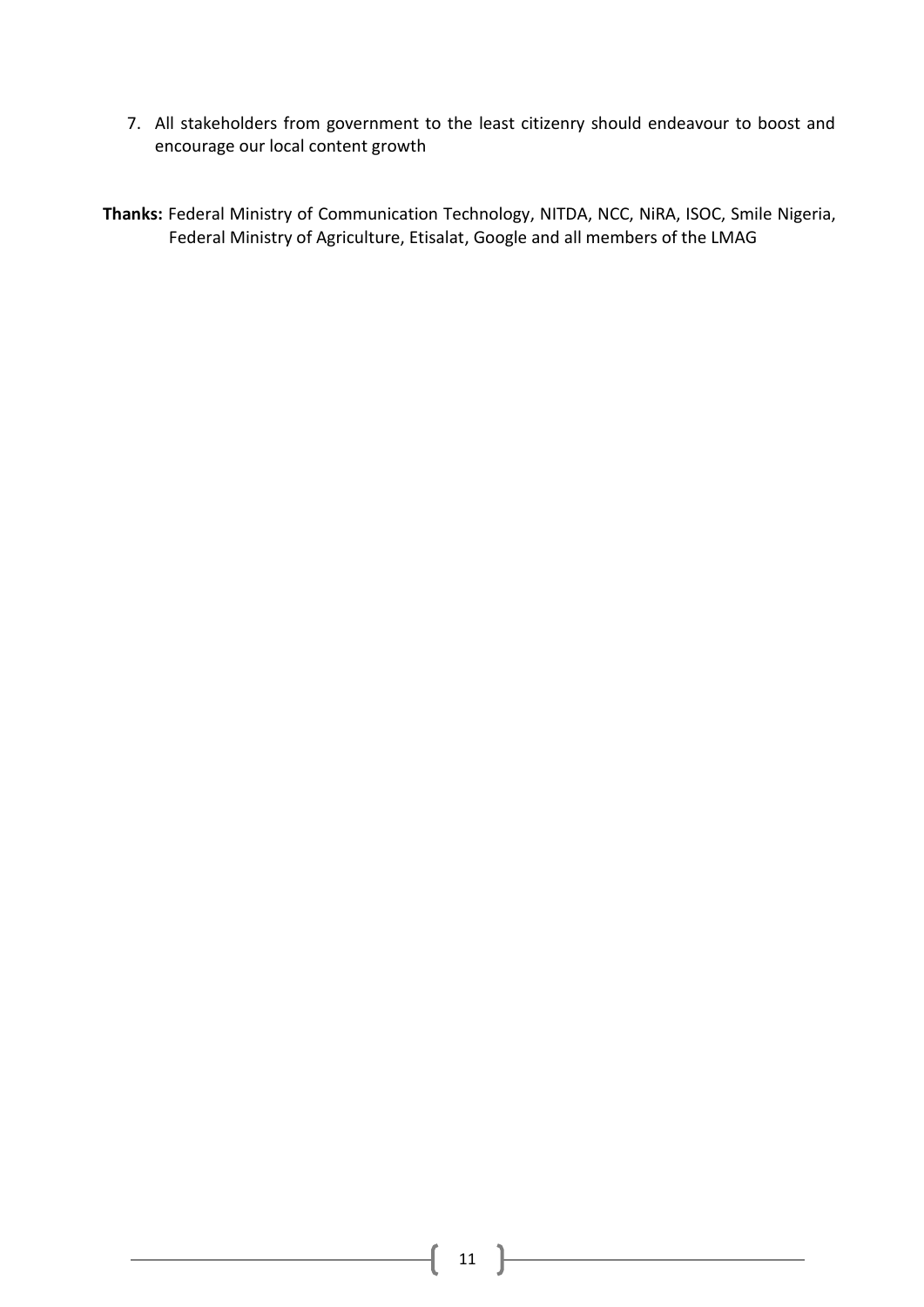7. All stakeholders from government to the least citizenry should endeavour to boost and encourage our local content growth

**Thanks:** Federal Ministry of Communication Technology, NITDA, NCC, NiRA, ISOC, Smile Nigeria, Federal Ministry of Agriculture, Etisalat, Google and all members of the LMAG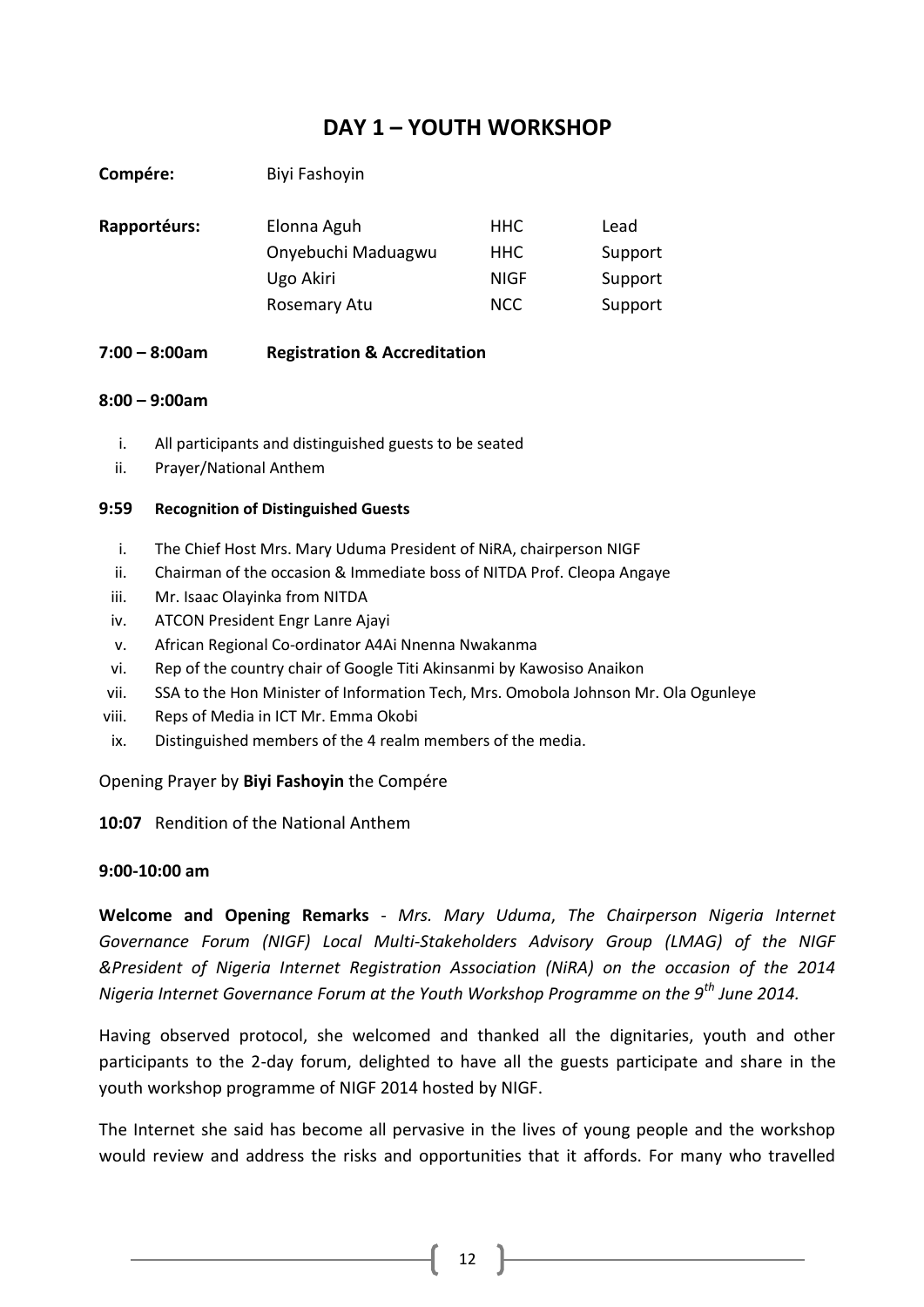# DAY 1 – YOUTH WORKSHOP

**Compére:** Biyi Fashoyin

| **Rapportéurs:** | | | |
|---|---|---|---|
| | Elonna Aguh | HHC | Lead |
| | Onyebuchi Maduagwu | HHC | Support |
| | Ugo Akiri | NIGF | Support |
| | Rosemary Atu | NCC | Support |

**7:00 – 8:00am Registration & Accreditation**

**8:00 – 9:00am**

i. All participants and distinguished guests to be seated
ii. Prayer/National Anthem

**9:59 Recognition of Distinguished Guests**

i. The Chief Host Mrs. Mary Uduma President of NiRA, chairperson NIGF
ii. Chairman of the occasion & Immediate boss of NITDA Prof. Cleopa Angaye
iii. Mr. Isaac Olayinka from NITDA
iv. ATCON President Engr Lanre Ajayi
v. African Regional Co-ordinator A4Ai Nnenna Nwakanma
vi. Rep of the country chair of Google Titi Akinsanmi by Kawosiso Anaikon
vii. SSA to the Hon Minister of Information Tech, Mrs. Omobola Johnson Mr. Ola Ogunleye
viii. Reps of Media in ICT Mr. Emma Okobi
ix. Distinguished members of the 4 realm members of the media.

Opening Prayer by **Biyi Fashoyin** the Compére

**10:07** Rendition of the National Anthem

**9:00-10:00 am**

**Welcome and Opening Remarks** - *Mrs. Mary Uduma*, *The Chairperson Nigeria Internet Governance Forum (NIGF) Local Multi-Stakeholders Advisory Group (LMAG) of the NIGF &President of Nigeria Internet Registration Association (NiRA) on the occasion of the 2014 Nigeria Internet Governance Forum at the Youth Workshop Programme on the 9th June 2014.*

Having observed protocol, she welcomed and thanked all the dignitaries, youth and other participants to the 2-day forum, delighted to have all the guests participate and share in the youth workshop programme of NIGF 2014 hosted by NIGF.

The Internet she said has become all pervasive in the lives of young people and the workshop would review and address the risks and opportunities that it affords. For many who travelled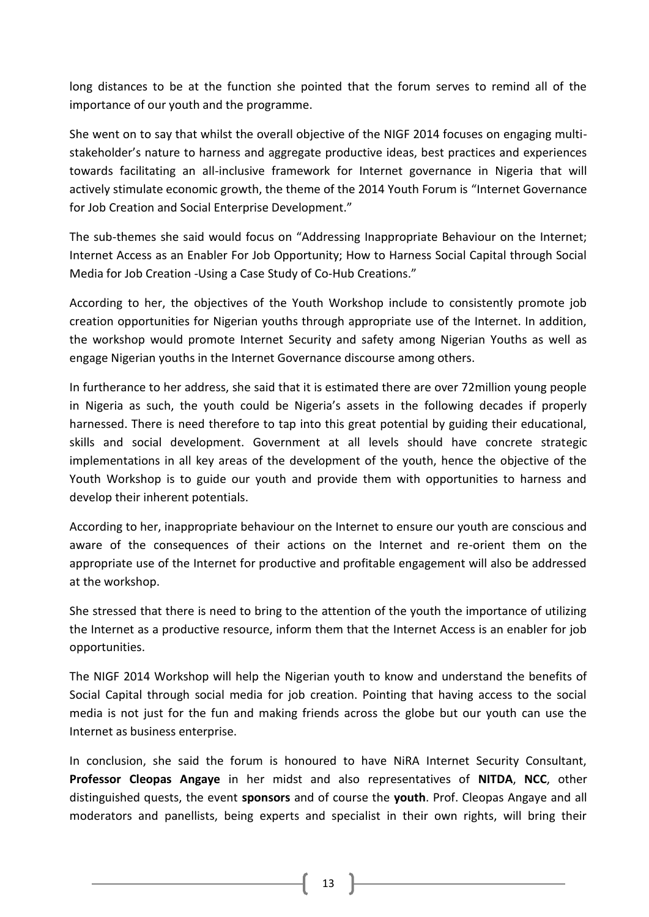long distances to be at the function she pointed that the forum serves to remind all of the importance of our youth and the programme.

She went on to say that whilst the overall objective of the NIGF 2014 focuses on engaging multi-stakeholder's nature to harness and aggregate productive ideas, best practices and experiences towards facilitating an all-inclusive framework for Internet governance in Nigeria that will actively stimulate economic growth, the theme of the 2014 Youth Forum is "Internet Governance for Job Creation and Social Enterprise Development."

The sub-themes she said would focus on "Addressing Inappropriate Behaviour on the Internet; Internet Access as an Enabler For Job Opportunity; How to Harness Social Capital through Social Media for Job Creation -Using a Case Study of Co-Hub Creations."

According to her, the objectives of the Youth Workshop include to consistently promote job creation opportunities for Nigerian youths through appropriate use of the Internet. In addition, the workshop would promote Internet Security and safety among Nigerian Youths as well as engage Nigerian youths in the Internet Governance discourse among others.

In furtherance to her address, she said that it is estimated there are over 72million young people in Nigeria as such, the youth could be Nigeria's assets in the following decades if properly harnessed. There is need therefore to tap into this great potential by guiding their educational, skills and social development. Government at all levels should have concrete strategic implementations in all key areas of the development of the youth, hence the objective of the Youth Workshop is to guide our youth and provide them with opportunities to harness and develop their inherent potentials.

According to her, inappropriate behaviour on the Internet to ensure our youth are conscious and aware of the consequences of their actions on the Internet and re-orient them on the appropriate use of the Internet for productive and profitable engagement will also be addressed at the workshop.

She stressed that there is need to bring to the attention of the youth the importance of utilizing the Internet as a productive resource, inform them that the Internet Access is an enabler for job opportunities.

The NIGF 2014 Workshop will help the Nigerian youth to know and understand the benefits of Social Capital through social media for job creation. Pointing that having access to the social media is not just for the fun and making friends across the globe but our youth can use the Internet as business enterprise.

In conclusion, she said the forum is honoured to have NiRA Internet Security Consultant, **Professor Cleopas Angaye** in her midst and also representatives of **NITDA**, **NCC**, other distinguished quests, the event **sponsors** and of course the **youth**. Prof. Cleopas Angaye and all moderators and panellists, being experts and specialist in their own rights, will bring their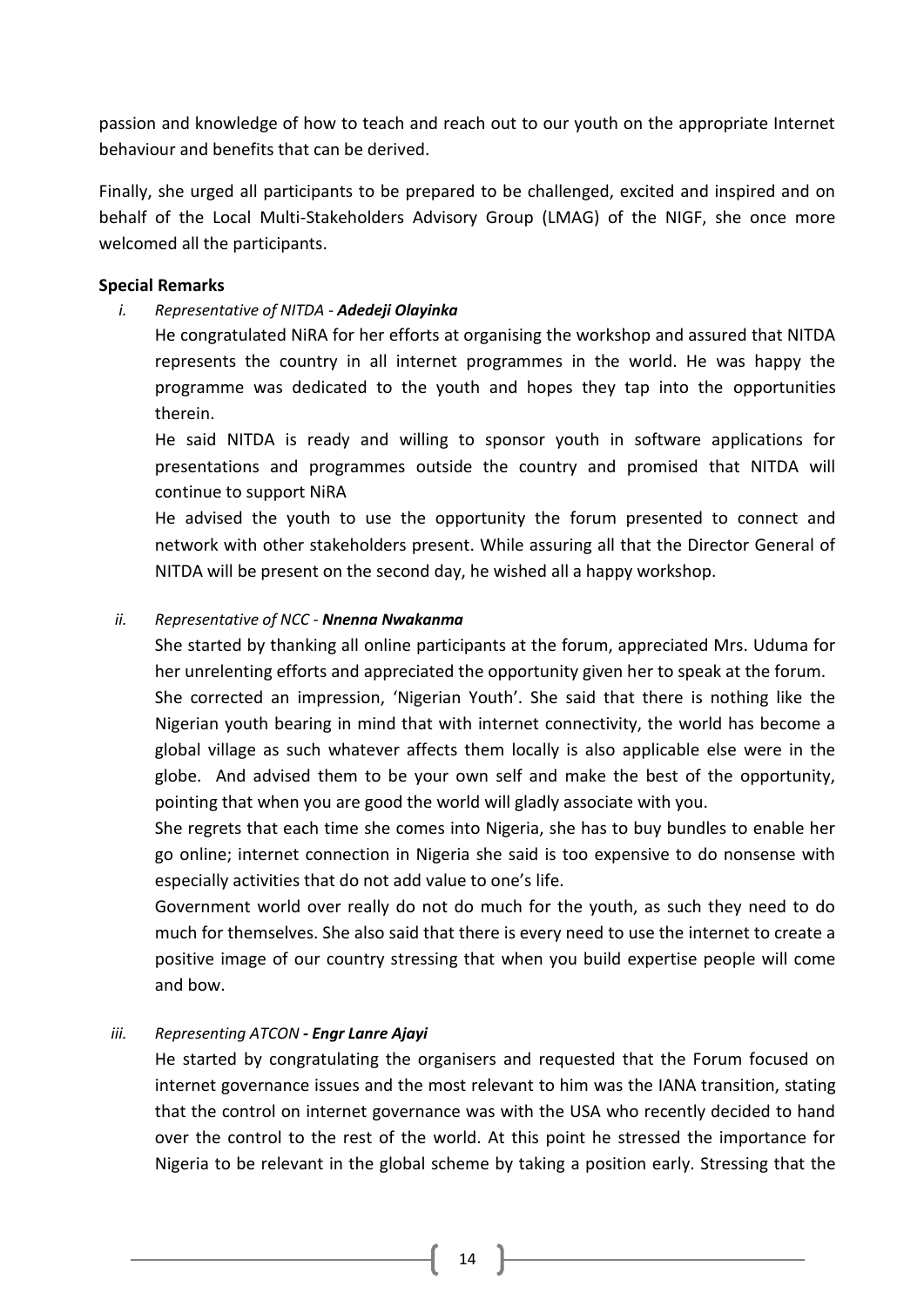passion and knowledge of how to teach and reach out to our youth on the appropriate Internet behaviour and benefits that can be derived.

Finally, she urged all participants to be prepared to be challenged, excited and inspired and on behalf of the Local Multi-Stakeholders Advisory Group (LMAG) of the NIGF, she once more welcomed all the participants.

**Special Remarks**

*i. Representative of NITDA - **Adedeji Olayinka***

He congratulated NiRA for her efforts at organising the workshop and assured that NITDA represents the country in all internet programmes in the world. He was happy the programme was dedicated to the youth and hopes they tap into the opportunities therein.

He said NITDA is ready and willing to sponsor youth in software applications for presentations and programmes outside the country and promised that NITDA will continue to support NiRA

He advised the youth to use the opportunity the forum presented to connect and network with other stakeholders present. While assuring all that the Director General of NITDA will be present on the second day, he wished all a happy workshop.

*ii. Representative of NCC - **Nnenna Nwakanma***

She started by thanking all online participants at the forum, appreciated Mrs. Uduma for her unrelenting efforts and appreciated the opportunity given her to speak at the forum.

She corrected an impression, 'Nigerian Youth'. She said that there is nothing like the Nigerian youth bearing in mind that with internet connectivity, the world has become a global village as such whatever affects them locally is also applicable else were in the globe. And advised them to be your own self and make the best of the opportunity, pointing that when you are good the world will gladly associate with you.

She regrets that each time she comes into Nigeria, she has to buy bundles to enable her go online; internet connection in Nigeria she said is too expensive to do nonsense with especially activities that do not add value to one's life.

Government world over really do not do much for the youth, as such they need to do much for themselves. She also said that there is every need to use the internet to create a positive image of our country stressing that when you build expertise people will come and bow.

*iii. Representing ATCON **- Engr Lanre Ajayi***

He started by congratulating the organisers and requested that the Forum focused on internet governance issues and the most relevant to him was the IANA transition, stating that the control on internet governance was with the USA who recently decided to hand over the control to the rest of the world. At this point he stressed the importance for Nigeria to be relevant in the global scheme by taking a position early. Stressing that the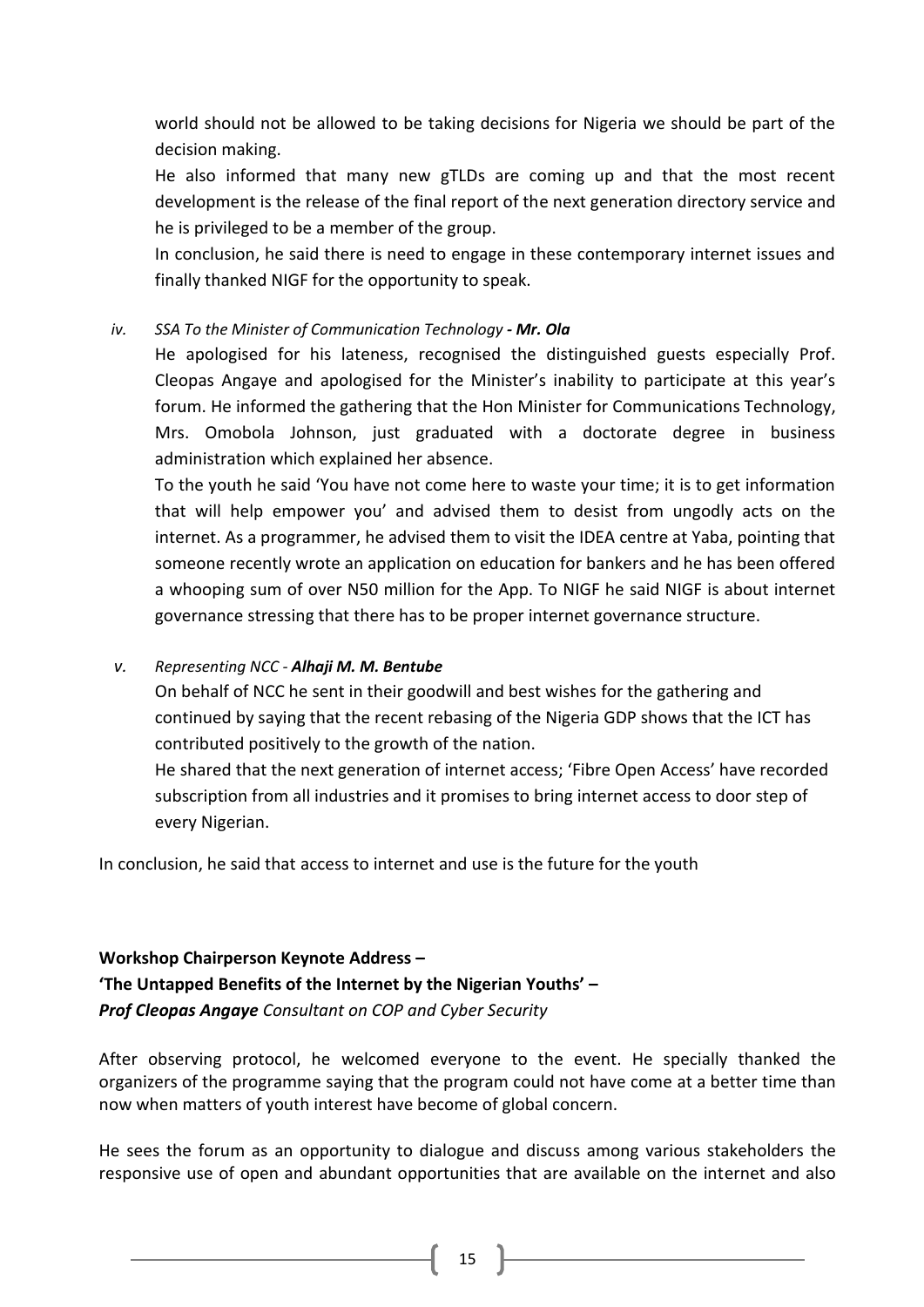world should not be allowed to be taking decisions for Nigeria we should be part of the decision making.

He also informed that many new gTLDs are coming up and that the most recent development is the release of the final report of the next generation directory service and he is privileged to be a member of the group.

In conclusion, he said there is need to engage in these contemporary internet issues and finally thanked NIGF for the opportunity to speak.

iv. *SSA To the Minister of Communication Technology* ***- Mr. Ola***

He apologised for his lateness, recognised the distinguished guests especially Prof. Cleopas Angaye and apologised for the Minister's inability to participate at this year's forum. He informed the gathering that the Hon Minister for Communications Technology, Mrs. Omobola Johnson, just graduated with a doctorate degree in business administration which explained her absence.

To the youth he said 'You have not come here to waste your time; it is to get information that will help empower you' and advised them to desist from ungodly acts on the internet. As a programmer, he advised them to visit the IDEA centre at Yaba, pointing that someone recently wrote an application on education for bankers and he has been offered a whooping sum of over N50 million for the App. To NIGF he said NIGF is about internet governance stressing that there has to be proper internet governance structure.

v. *Representing NCC -* ***Alhaji M. M. Bentube***

On behalf of NCC he sent in their goodwill and best wishes for the gathering and continued by saying that the recent rebasing of the Nigeria GDP shows that the ICT has contributed positively to the growth of the nation.

He shared that the next generation of internet access; 'Fibre Open Access' have recorded subscription from all industries and it promises to bring internet access to door step of every Nigerian.

In conclusion, he said that access to internet and use is the future for the youth

**Workshop Chairperson Keynote Address –**
**'The Untapped Benefits of the Internet by the Nigerian Youths' –**
***Prof Cleopas Angaye*** *Consultant on COP and Cyber Security*

After observing protocol, he welcomed everyone to the event. He specially thanked the organizers of the programme saying that the program could not have come at a better time than now when matters of youth interest have become of global concern.

He sees the forum as an opportunity to dialogue and discuss among various stakeholders the responsive use of open and abundant opportunities that are available on the internet and also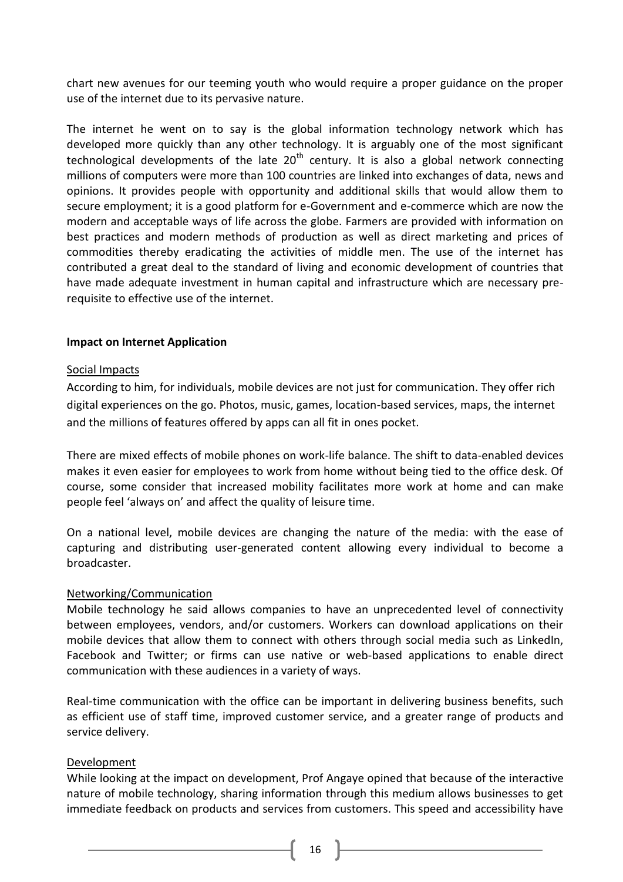chart new avenues for our teeming youth who would require a proper guidance on the proper use of the internet due to its pervasive nature.

The internet he went on to say is the global information technology network which has developed more quickly than any other technology. It is arguably one of the most significant technological developments of the late 20th century. It is also a global network connecting millions of computers were more than 100 countries are linked into exchanges of data, news and opinions. It provides people with opportunity and additional skills that would allow them to secure employment; it is a good platform for e-Government and e-commerce which are now the modern and acceptable ways of life across the globe. Farmers are provided with information on best practices and modern methods of production as well as direct marketing and prices of commodities thereby eradicating the activities of middle men. The use of the internet has contributed a great deal to the standard of living and economic development of countries that have made adequate investment in human capital and infrastructure which are necessary pre-requisite to effective use of the internet.

**Impact on Internet Application**

<u>Social Impacts</u>

According to him, for individuals, mobile devices are not just for communication. They offer rich digital experiences on the go. Photos, music, games, location-based services, maps, the internet and the millions of features offered by apps can all fit in ones pocket.

There are mixed effects of mobile phones on work-life balance. The shift to data-enabled devices makes it even easier for employees to work from home without being tied to the office desk. Of course, some consider that increased mobility facilitates more work at home and can make people feel 'always on' and affect the quality of leisure time.

On a national level, mobile devices are changing the nature of the media: with the ease of capturing and distributing user-generated content allowing every individual to become a broadcaster.

<u>Networking/Communication</u>

Mobile technology he said allows companies to have an unprecedented level of connectivity between employees, vendors, and/or customers. Workers can download applications on their mobile devices that allow them to connect with others through social media such as LinkedIn, Facebook and Twitter; or firms can use native or web-based applications to enable direct communication with these audiences in a variety of ways.

Real-time communication with the office can be important in delivering business benefits, such as efficient use of staff time, improved customer service, and a greater range of products and service delivery.

<u>Development</u>

While looking at the impact on development, Prof Angaye opined that because of the interactive nature of mobile technology, sharing information through this medium allows businesses to get immediate feedback on products and services from customers. This speed and accessibility have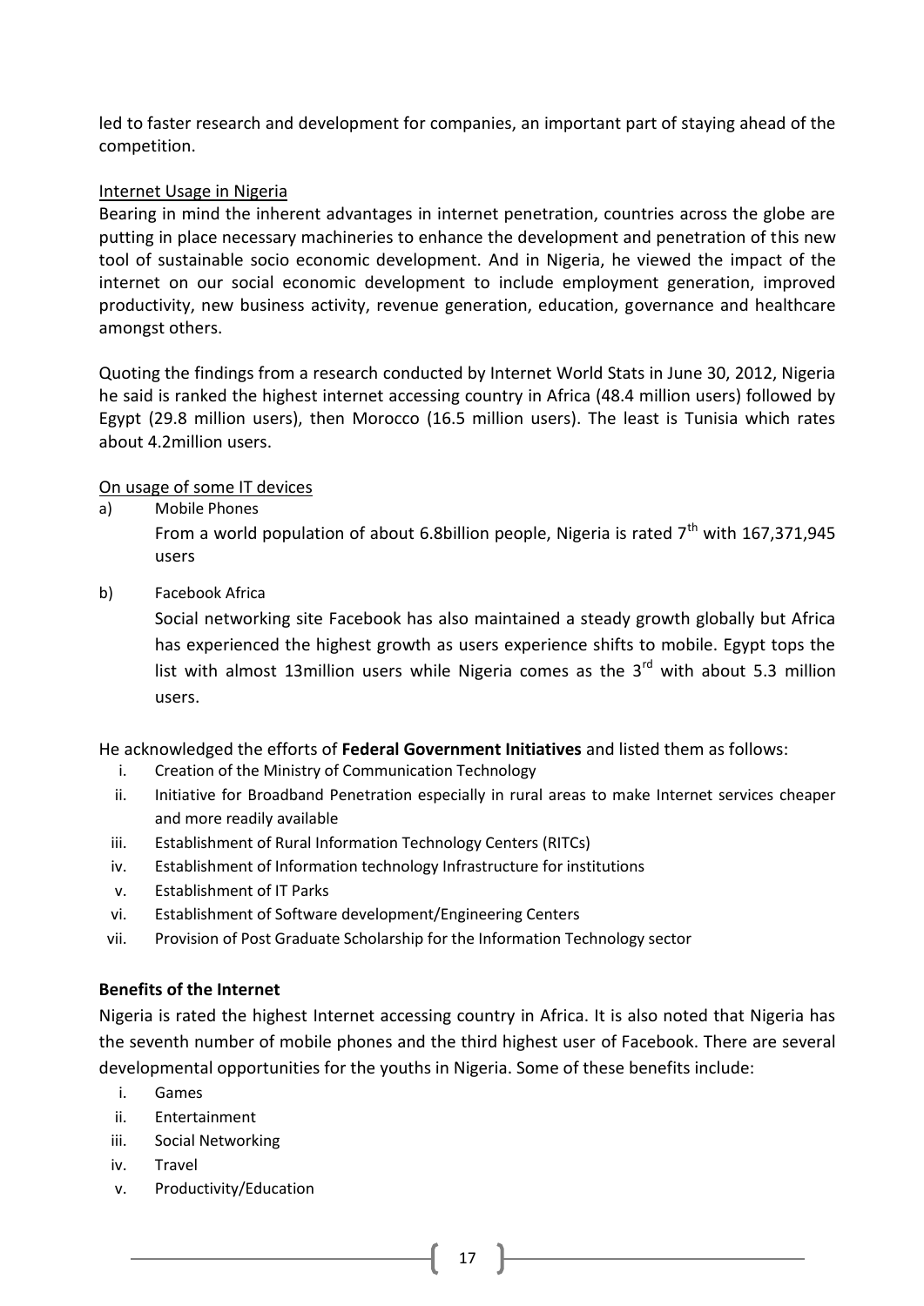led to faster research and development for companies, an important part of staying ahead of the competition.

Internet Usage in Nigeria

Bearing in mind the inherent advantages in internet penetration, countries across the globe are putting in place necessary machineries to enhance the development and penetration of this new tool of sustainable socio economic development. And in Nigeria, he viewed the impact of the internet on our social economic development to include employment generation, improved productivity, new business activity, revenue generation, education, governance and healthcare amongst others.

Quoting the findings from a research conducted by Internet World Stats in June 30, 2012, Nigeria he said is ranked the highest internet accessing country in Africa (48.4 million users) followed by Egypt (29.8 million users), then Morocco (16.5 million users). The least is Tunisia which rates about 4.2million users.

On usage of some IT devices

a) Mobile Phones

   From a world population of about 6.8billion people, Nigeria is rated 7th with 167,371,945 users

b) Facebook Africa

   Social networking site Facebook has also maintained a steady growth globally but Africa has experienced the highest growth as users experience shifts to mobile. Egypt tops the list with almost 13million users while Nigeria comes as the 3rd with about 5.3 million users.

He acknowledged the efforts of **Federal Government Initiatives** and listed them as follows:

i. Creation of the Ministry of Communication Technology
ii. Initiative for Broadband Penetration especially in rural areas to make Internet services cheaper and more readily available
iii. Establishment of Rural Information Technology Centers (RITCs)
iv. Establishment of Information technology Infrastructure for institutions
v. Establishment of IT Parks
vi. Establishment of Software development/Engineering Centers
vii. Provision of Post Graduate Scholarship for the Information Technology sector

**Benefits of the Internet**

Nigeria is rated the highest Internet accessing country in Africa. It is also noted that Nigeria has the seventh number of mobile phones and the third highest user of Facebook. There are several developmental opportunities for the youths in Nigeria. Some of these benefits include:

i. Games
ii. Entertainment
iii. Social Networking
iv. Travel
v. Productivity/Education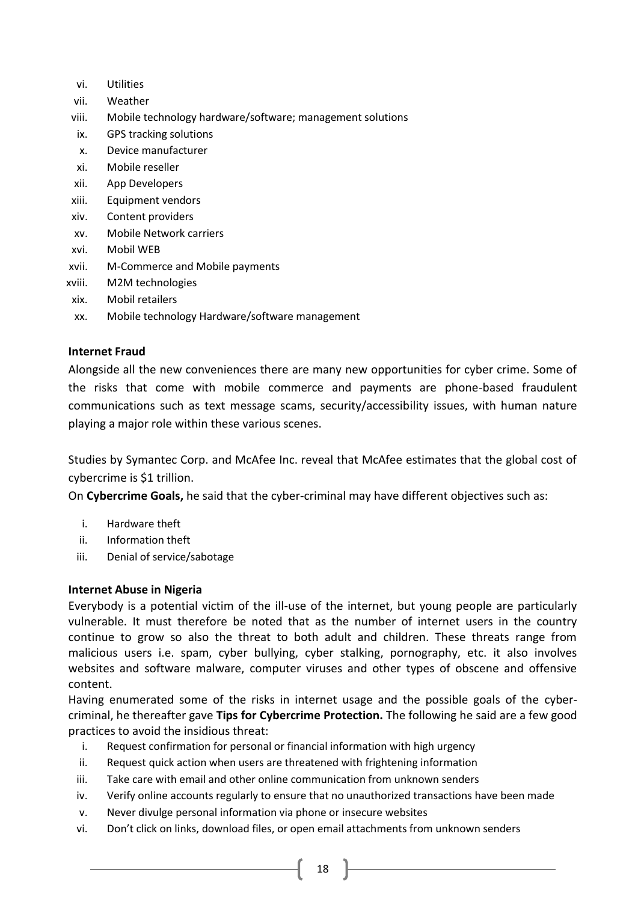vi. Utilities
vii. Weather
viii. Mobile technology hardware/software; management solutions
ix. GPS tracking solutions
x. Device manufacturer
xi. Mobile reseller
xii. App Developers
xiii. Equipment vendors
xiv. Content providers
xv. Mobile Network carriers
xvi. Mobil WEB
xvii. M-Commerce and Mobile payments
xviii. M2M technologies
xix. Mobil retailers
xx. Mobile technology Hardware/software management

**Internet Fraud**

Alongside all the new conveniences there are many new opportunities for cyber crime. Some of the risks that come with mobile commerce and payments are phone-based fraudulent communications such as text message scams, security/accessibility issues, with human nature playing a major role within these various scenes.

Studies by Symantec Corp. and McAfee Inc. reveal that McAfee estimates that the global cost of cybercrime is $1 trillion.

On **Cybercrime Goals,** he said that the cyber-criminal may have different objectives such as:

i. Hardware theft
ii. Information theft
iii. Denial of service/sabotage

**Internet Abuse in Nigeria**

Everybody is a potential victim of the ill-use of the internet, but young people are particularly vulnerable. It must therefore be noted that as the number of internet users in the country continue to grow so also the threat to both adult and children. These threats range from malicious users i.e. spam, cyber bullying, cyber stalking, pornography, etc. it also involves websites and software malware, computer viruses and other types of obscene and offensive content.

Having enumerated some of the risks in internet usage and the possible goals of the cyber-criminal, he thereafter gave **Tips for Cybercrime Protection.** The following he said are a few good practices to avoid the insidious threat:

i. Request confirmation for personal or financial information with high urgency
ii. Request quick action when users are threatened with frightening information
iii. Take care with email and other online communication from unknown senders
iv. Verify online accounts regularly to ensure that no unauthorized transactions have been made
v. Never divulge personal information via phone or insecure websites
vi. Don't click on links, download files, or open email attachments from unknown senders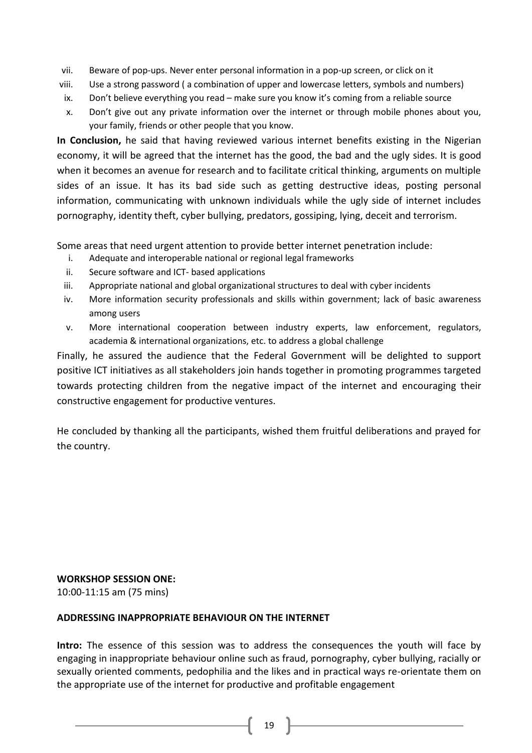vii. Beware of pop-ups. Never enter personal information in a pop-up screen, or click on it
viii. Use a strong password ( a combination of upper and lowercase letters, symbols and numbers)
ix. Don't believe everything you read – make sure you know it's coming from a reliable source
x. Don't give out any private information over the internet or through mobile phones about you, your family, friends or other people that you know.

**In Conclusion,** he said that having reviewed various internet benefits existing in the Nigerian economy, it will be agreed that the internet has the good, the bad and the ugly sides. It is good when it becomes an avenue for research and to facilitate critical thinking, arguments on multiple sides of an issue. It has its bad side such as getting destructive ideas, posting personal information, communicating with unknown individuals while the ugly side of internet includes pornography, identity theft, cyber bullying, predators, gossiping, lying, deceit and terrorism.

Some areas that need urgent attention to provide better internet penetration include:

i. Adequate and interoperable national or regional legal frameworks
ii. Secure software and ICT- based applications
iii. Appropriate national and global organizational structures to deal with cyber incidents
iv. More information security professionals and skills within government; lack of basic awareness among users
v. More international cooperation between industry experts, law enforcement, regulators, academia & international organizations, etc. to address a global challenge

Finally, he assured the audience that the Federal Government will be delighted to support positive ICT initiatives as all stakeholders join hands together in promoting programmes targeted towards protecting children from the negative impact of the internet and encouraging their constructive engagement for productive ventures.

He concluded by thanking all the participants, wished them fruitful deliberations and prayed for the country.

**WORKSHOP SESSION ONE:**
10:00-11:15 am (75 mins)

**ADDRESSING INAPPROPRIATE BEHAVIOUR ON THE INTERNET**

**Intro:** The essence of this session was to address the consequences the youth will face by engaging in inappropriate behaviour online such as fraud, pornography, cyber bullying, racially or sexually oriented comments, pedophilia and the likes and in practical ways re-orientate them on the appropriate use of the internet for productive and profitable engagement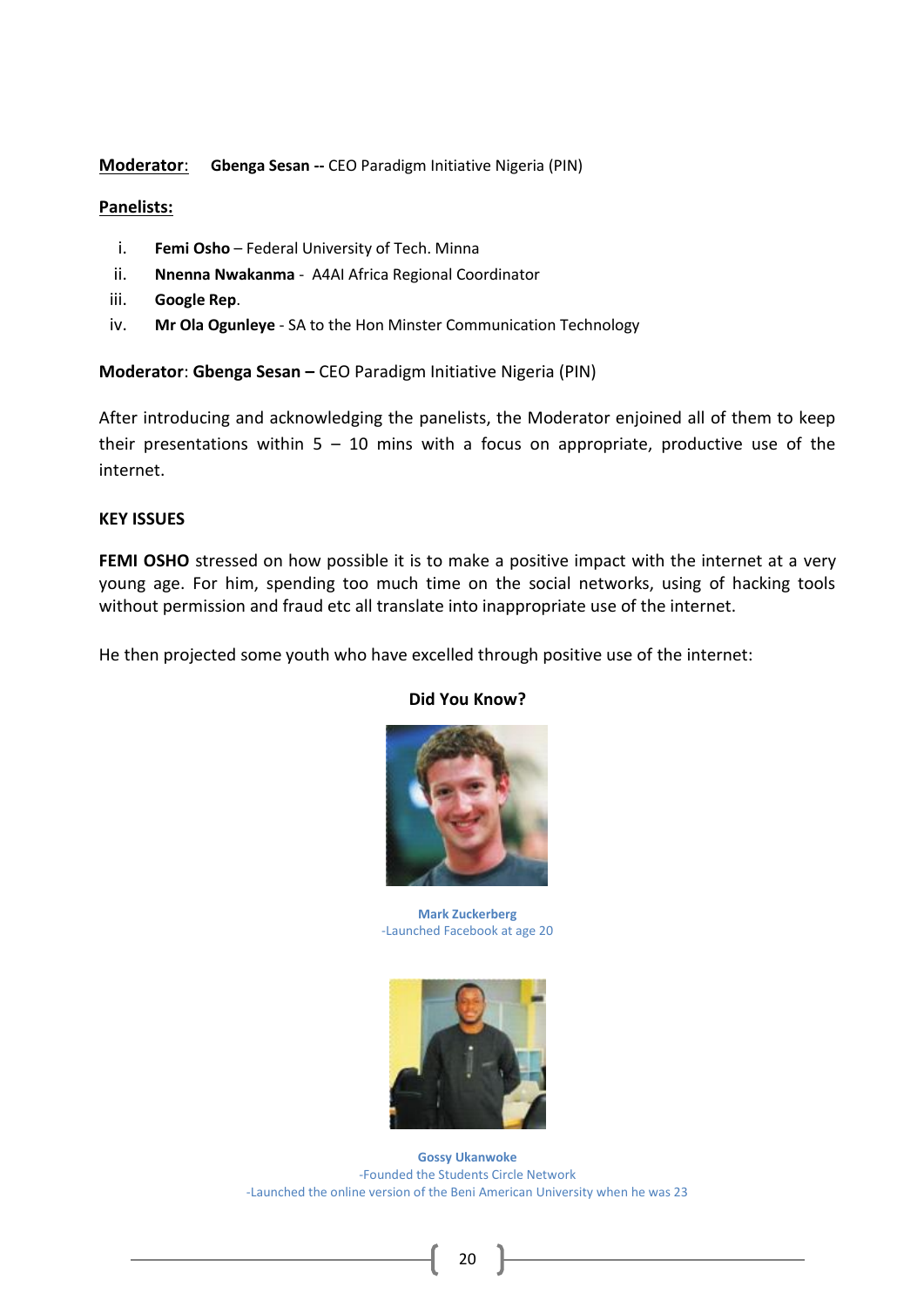**Moderator**: **Gbenga Sesan --** CEO Paradigm Initiative Nigeria (PIN)

**Panelists:**

i. **Femi Osho** – Federal University of Tech. Minna
ii. **Nnenna Nwakanma** - A4AI Africa Regional Coordinator
iii. **Google Rep**.
iv. **Mr Ola Ogunleye** - SA to the Hon Minster Communication Technology

**Moderator**: **Gbenga Sesan –** CEO Paradigm Initiative Nigeria (PIN)

After introducing and acknowledging the panelists, the Moderator enjoined all of them to keep their presentations within 5 – 10 mins with a focus on appropriate, productive use of the internet.

**KEY ISSUES**

**FEMI OSHO** stressed on how possible it is to make a positive impact with the internet at a very young age. For him, spending too much time on the social networks, using of hacking tools without permission and fraud etc all translate into inappropriate use of the internet.

He then projected some youth who have excelled through positive use of the internet:

**Did You Know?**

**Mark Zuckerberg**
-Launched Facebook at age 20

**Gossy Ukanwoke**
-Founded the Students Circle Network
-Launched the online version of the Beni American University when he was 23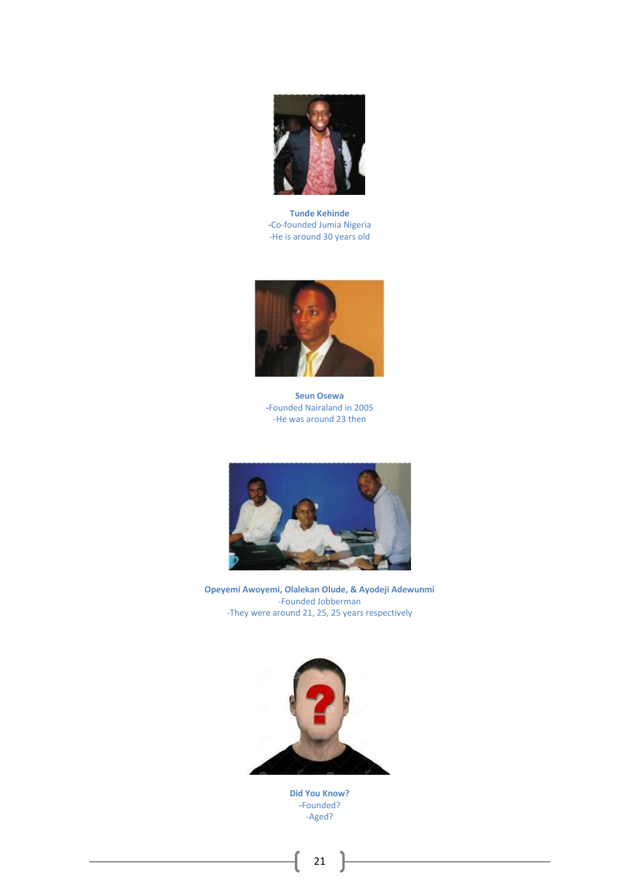**Tunde Kehinde**
-Co-founded Jumia Nigeria
-He is around 30 years old

**Seun Osewa**
-Founded Nairaland in 2005
-He was around 23 then

**Opeyemi Awoyemi, Olalekan Olude, & Ayodeji Adewunmi**
-Founded Jobberman
-They were around 21, 25, 25 years respectively

**Did You Know?**
-Founded?
-Aged?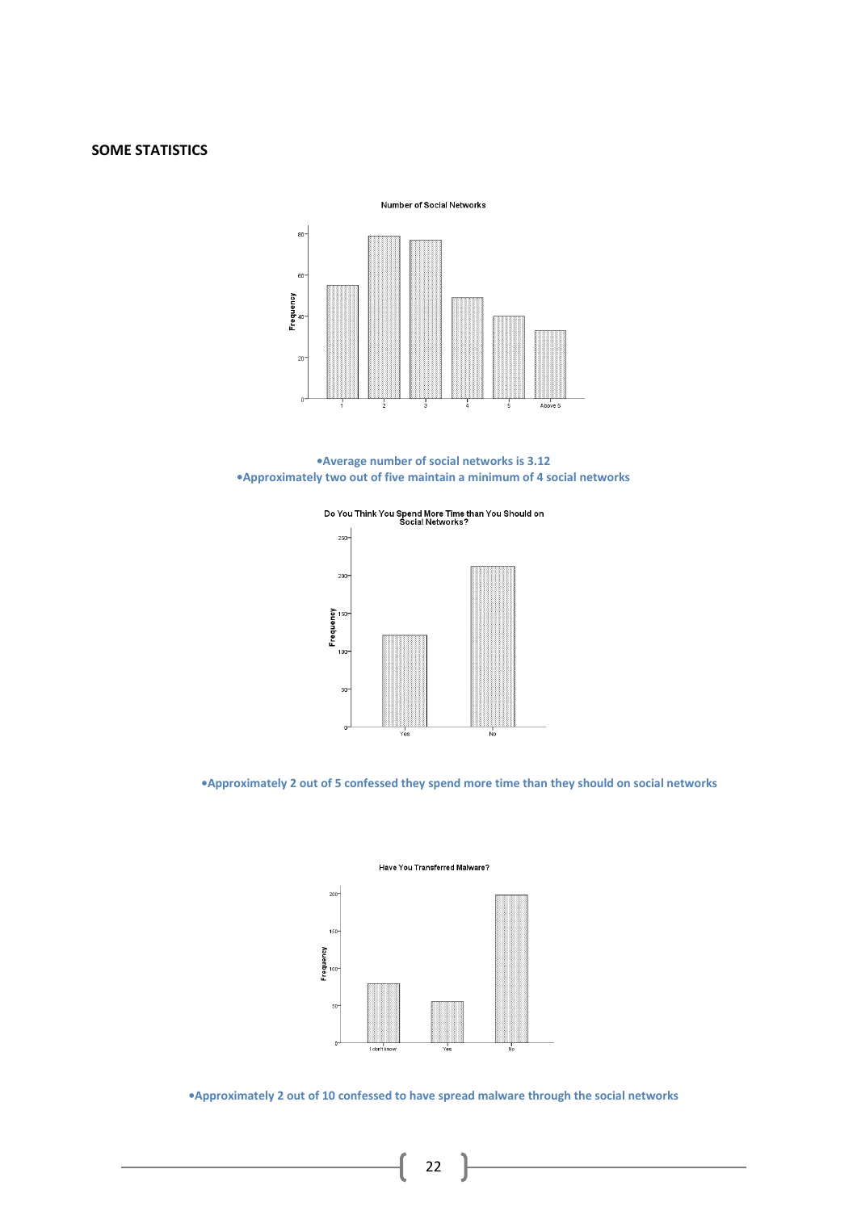## SOME STATISTICS

**•Average number of social networks is 3.12**
**•Approximately two out of five maintain a minimum of 4 social networks**

**•Approximately 2 out of 5 confessed they spend more time than they should on social networks**

**•Approximately 2 out of 10 confessed to have spread malware through the social networks**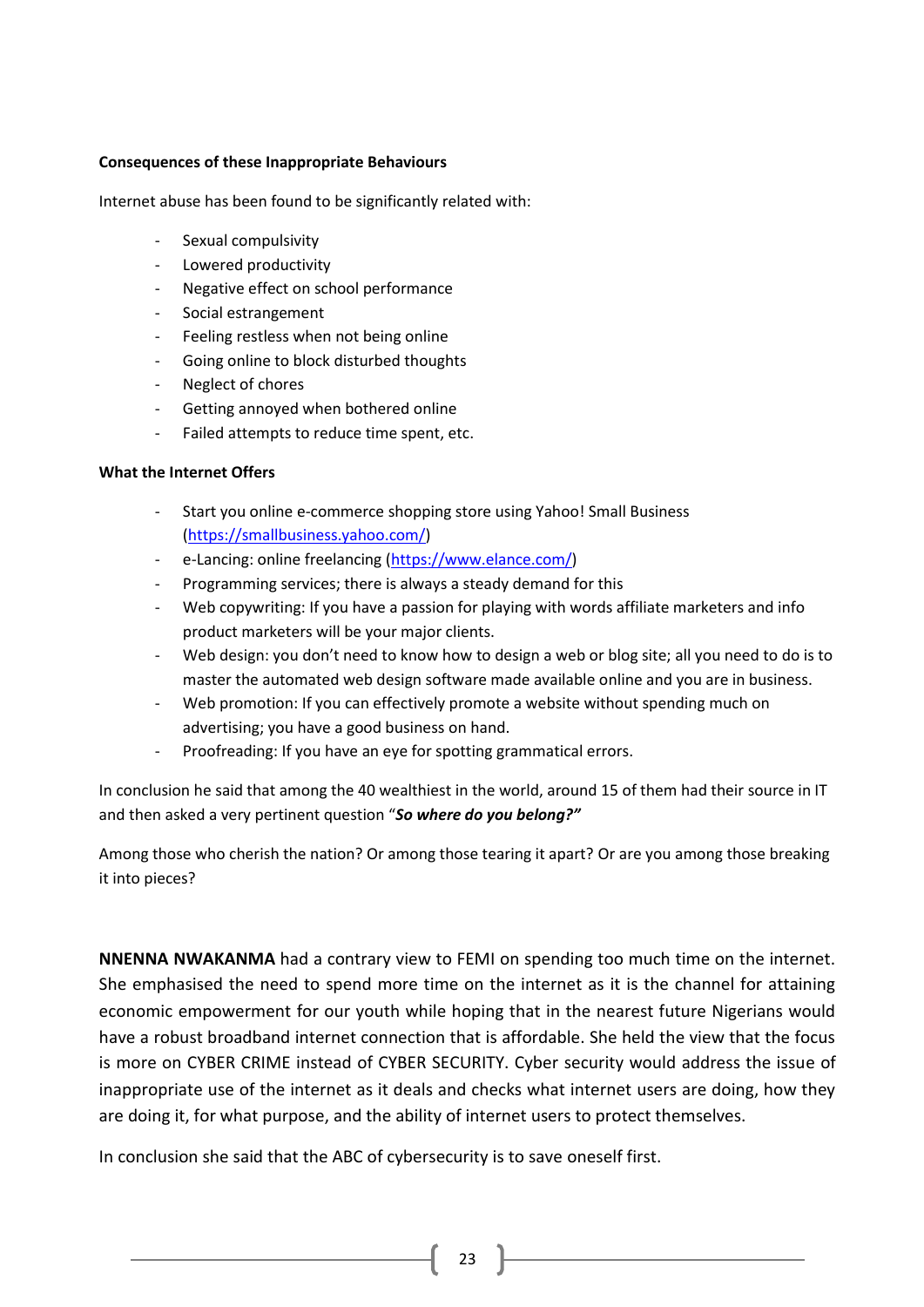**Consequences of these Inappropriate Behaviours**

Internet abuse has been found to be significantly related with:

- Sexual compulsivity
- Lowered productivity
- Negative effect on school performance
- Social estrangement
- Feeling restless when not being online
- Going online to block disturbed thoughts
- Neglect of chores
- Getting annoyed when bothered online
- Failed attempts to reduce time spent, etc.

**What the Internet Offers**

- Start you online e-commerce shopping store using Yahoo! Small Business (https://smallbusiness.yahoo.com/)
- e-Lancing: online freelancing (https://www.elance.com/)
- Programming services; there is always a steady demand for this
- Web copywriting: If you have a passion for playing with words affiliate marketers and info product marketers will be your major clients.
- Web design: you don't need to know how to design a web or blog site; all you need to do is to master the automated web design software made available online and you are in business.
- Web promotion: If you can effectively promote a website without spending much on advertising; you have a good business on hand.
- Proofreading: If you have an eye for spotting grammatical errors.

In conclusion he said that among the 40 wealthiest in the world, around 15 of them had their source in IT and then asked a very pertinent question "***So where do you belong?"***

Among those who cherish the nation? Or among those tearing it apart? Or are you among those breaking it into pieces?

**NNENNA NWAKANMA** had a contrary view to FEMI on spending too much time on the internet. She emphasised the need to spend more time on the internet as it is the channel for attaining economic empowerment for our youth while hoping that in the nearest future Nigerians would have a robust broadband internet connection that is affordable. She held the view that the focus is more on CYBER CRIME instead of CYBER SECURITY. Cyber security would address the issue of inappropriate use of the internet as it deals and checks what internet users are doing, how they are doing it, for what purpose, and the ability of internet users to protect themselves.

In conclusion she said that the ABC of cybersecurity is to save oneself first.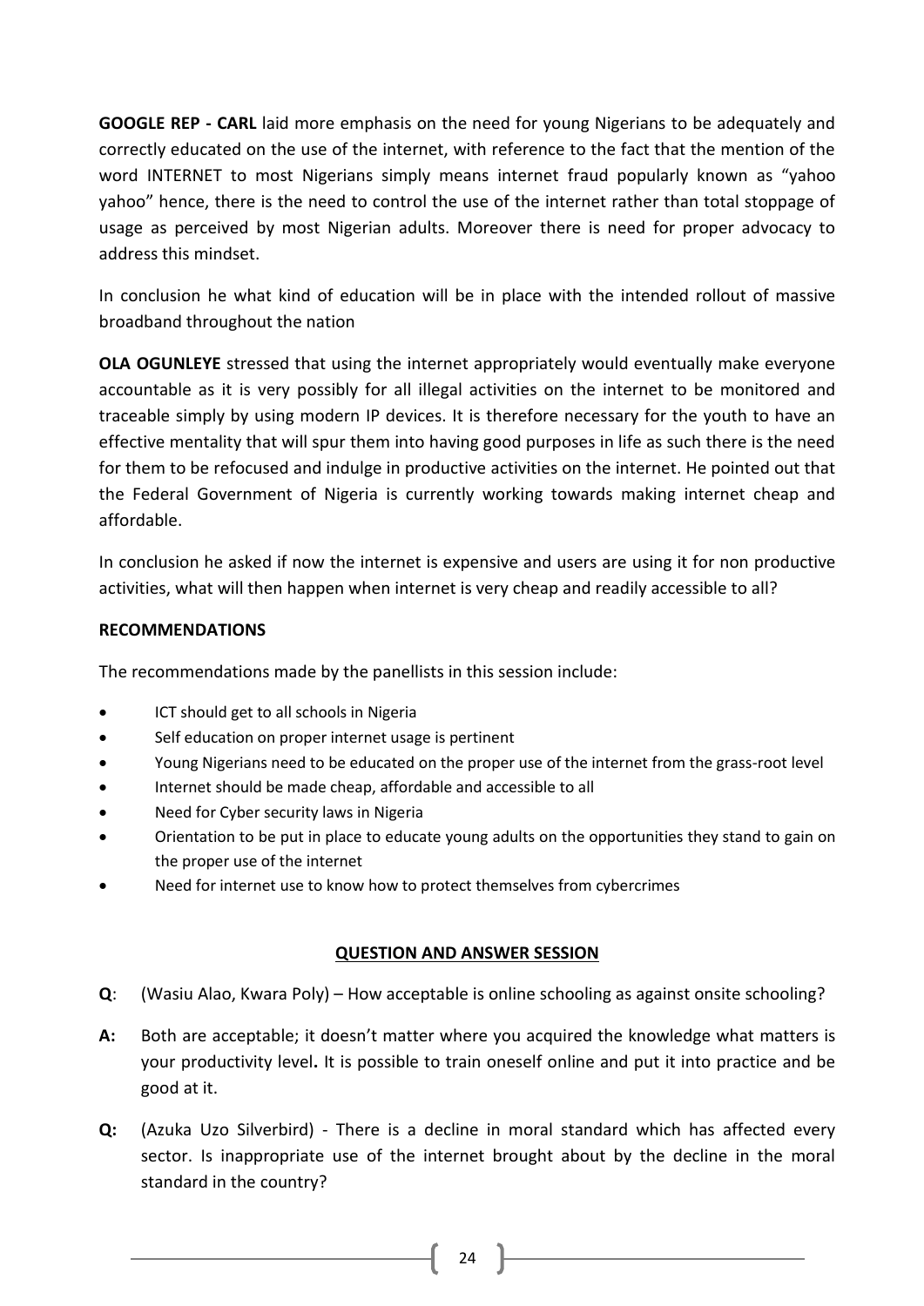**GOOGLE REP - CARL** laid more emphasis on the need for young Nigerians to be adequately and correctly educated on the use of the internet, with reference to the fact that the mention of the word INTERNET to most Nigerians simply means internet fraud popularly known as "yahoo yahoo" hence, there is the need to control the use of the internet rather than total stoppage of usage as perceived by most Nigerian adults. Moreover there is need for proper advocacy to address this mindset.

In conclusion he what kind of education will be in place with the intended rollout of massive broadband throughout the nation

**OLA OGUNLEYE** stressed that using the internet appropriately would eventually make everyone accountable as it is very possibly for all illegal activities on the internet to be monitored and traceable simply by using modern IP devices. It is therefore necessary for the youth to have an effective mentality that will spur them into having good purposes in life as such there is the need for them to be refocused and indulge in productive activities on the internet. He pointed out that the Federal Government of Nigeria is currently working towards making internet cheap and affordable.

In conclusion he asked if now the internet is expensive and users are using it for non productive activities, what will then happen when internet is very cheap and readily accessible to all?

**RECOMMENDATIONS**

The recommendations made by the panellists in this session include:

- ICT should get to all schools in Nigeria
- Self education on proper internet usage is pertinent
- Young Nigerians need to be educated on the proper use of the internet from the grass-root level
- Internet should be made cheap, affordable and accessible to all
- Need for Cyber security laws in Nigeria
- Orientation to be put in place to educate young adults on the opportunities they stand to gain on the proper use of the internet
- Need for internet use to know how to protect themselves from cybercrimes

**QUESTION AND ANSWER SESSION**

**Q**: (Wasiu Alao, Kwara Poly) – How acceptable is online schooling as against onsite schooling?

**A:** Both are acceptable; it doesn't matter where you acquired the knowledge what matters is your productivity level**.** It is possible to train oneself online and put it into practice and be good at it.

**Q:** (Azuka Uzo Silverbird) - There is a decline in moral standard which has affected every sector. Is inappropriate use of the internet brought about by the decline in the moral standard in the country?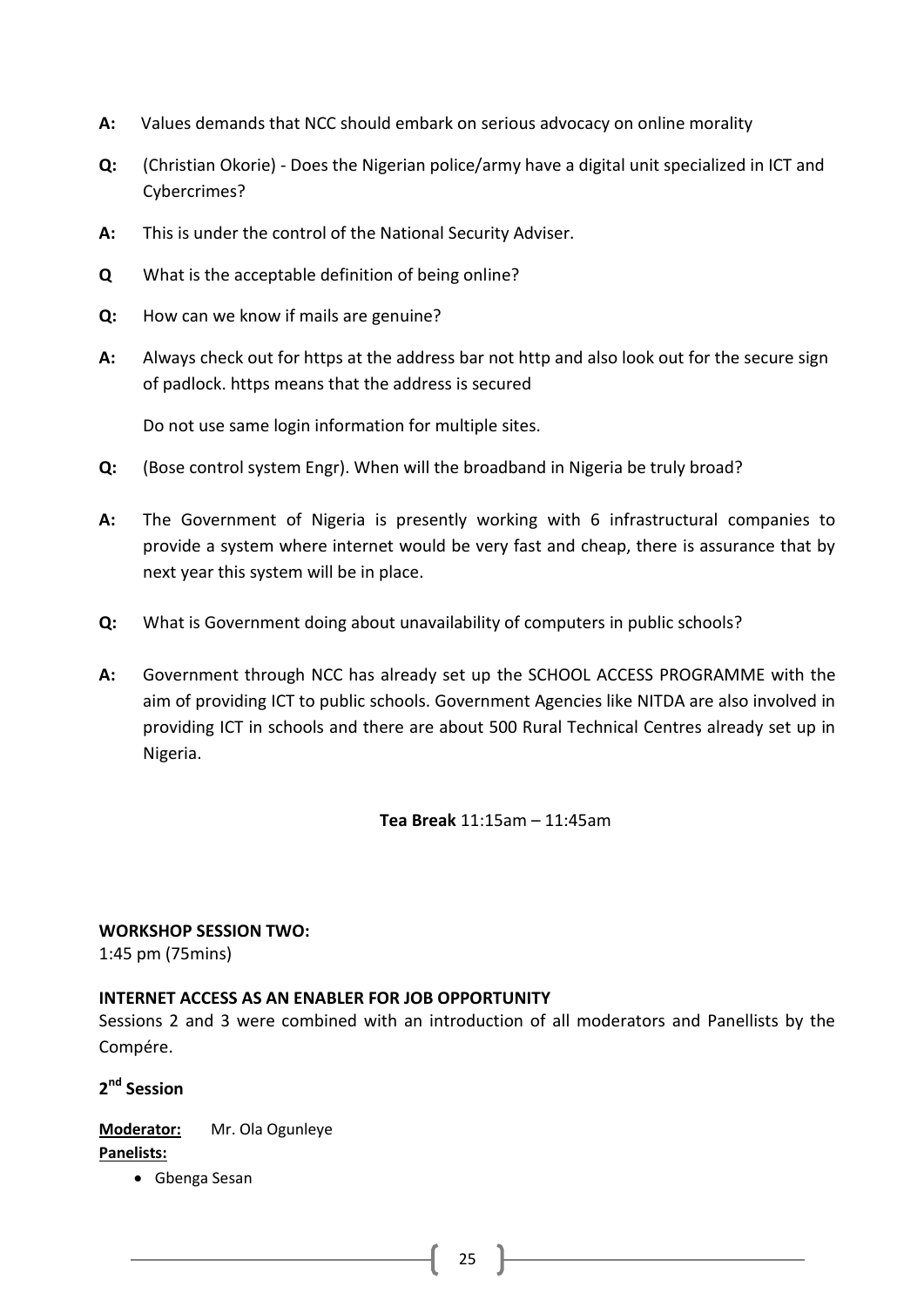**A:** Values demands that NCC should embark on serious advocacy on online morality

**Q:** (Christian Okorie) - Does the Nigerian police/army have a digital unit specialized in ICT and Cybercrimes?

**A:** This is under the control of the National Security Adviser.

**Q** What is the acceptable definition of being online?

**Q:** How can we know if mails are genuine?

**A:** Always check out for https at the address bar not http and also look out for the secure sign of padlock. https means that the address is secured

Do not use same login information for multiple sites.

**Q:** (Bose control system Engr). When will the broadband in Nigeria be truly broad?

**A:** The Government of Nigeria is presently working with 6 infrastructural companies to provide a system where internet would be very fast and cheap, there is assurance that by next year this system will be in place.

**Q:** What is Government doing about unavailability of computers in public schools?

**A:** Government through NCC has already set up the SCHOOL ACCESS PROGRAMME with the aim of providing ICT to public schools. Government Agencies like NITDA are also involved in providing ICT in schools and there are about 500 Rural Technical Centres already set up in Nigeria.

**Tea Break** 11:15am – 11:45am

**WORKSHOP SESSION TWO:**
1:45 pm (75mins)

**INTERNET ACCESS AS AN ENABLER FOR JOB OPPORTUNITY**
Sessions 2 and 3 were combined with an introduction of all moderators and Panellists by the Compére.

**2nd Session**

**Moderator:** Mr. Ola Ogunleye
**Panelists:**

- Gbenga Sesan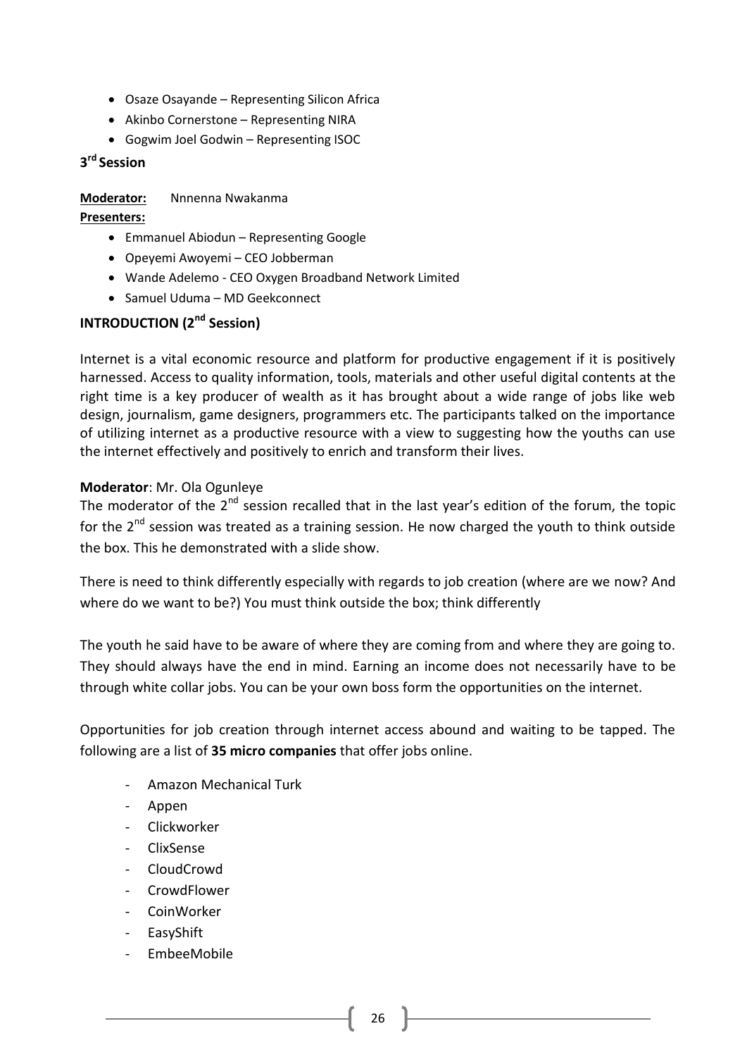- Osaze Osayande – Representing Silicon Africa
- Akinbo Cornerstone – Representing NIRA
- Gogwim Joel Godwin – Representing ISOC

**3rd Session**

**Moderator:** Nnnenna Nwakanma

**Presenters:**

- Emmanuel Abiodun – Representing Google
- Opeyemi Awoyemi – CEO Jobberman
- Wande Adelemo - CEO Oxygen Broadband Network Limited
- Samuel Uduma – MD Geekconnect

## INTRODUCTION (2nd Session)

Internet is a vital economic resource and platform for productive engagement if it is positively harnessed. Access to quality information, tools, materials and other useful digital contents at the right time is a key producer of wealth as it has brought about a wide range of jobs like web design, journalism, game designers, programmers etc. The participants talked on the importance of utilizing internet as a productive resource with a view to suggesting how the youths can use the internet effectively and positively to enrich and transform their lives.

**Moderator**: Mr. Ola Ogunleye

The moderator of the 2nd session recalled that in the last year's edition of the forum, the topic for the 2nd session was treated as a training session. He now charged the youth to think outside the box. This he demonstrated with a slide show.

There is need to think differently especially with regards to job creation (where are we now? And where do we want to be?) You must think outside the box; think differently

The youth he said have to be aware of where they are coming from and where they are going to. They should always have the end in mind. Earning an income does not necessarily have to be through white collar jobs. You can be your own boss form the opportunities on the internet.

Opportunities for job creation through internet access abound and waiting to be tapped. The following are a list of **35 micro companies** that offer jobs online.

- Amazon Mechanical Turk
- Appen
- Clickworker
- ClixSense
- CloudCrowd
- CrowdFlower
- CoinWorker
- EasyShift
- EmbeeMobile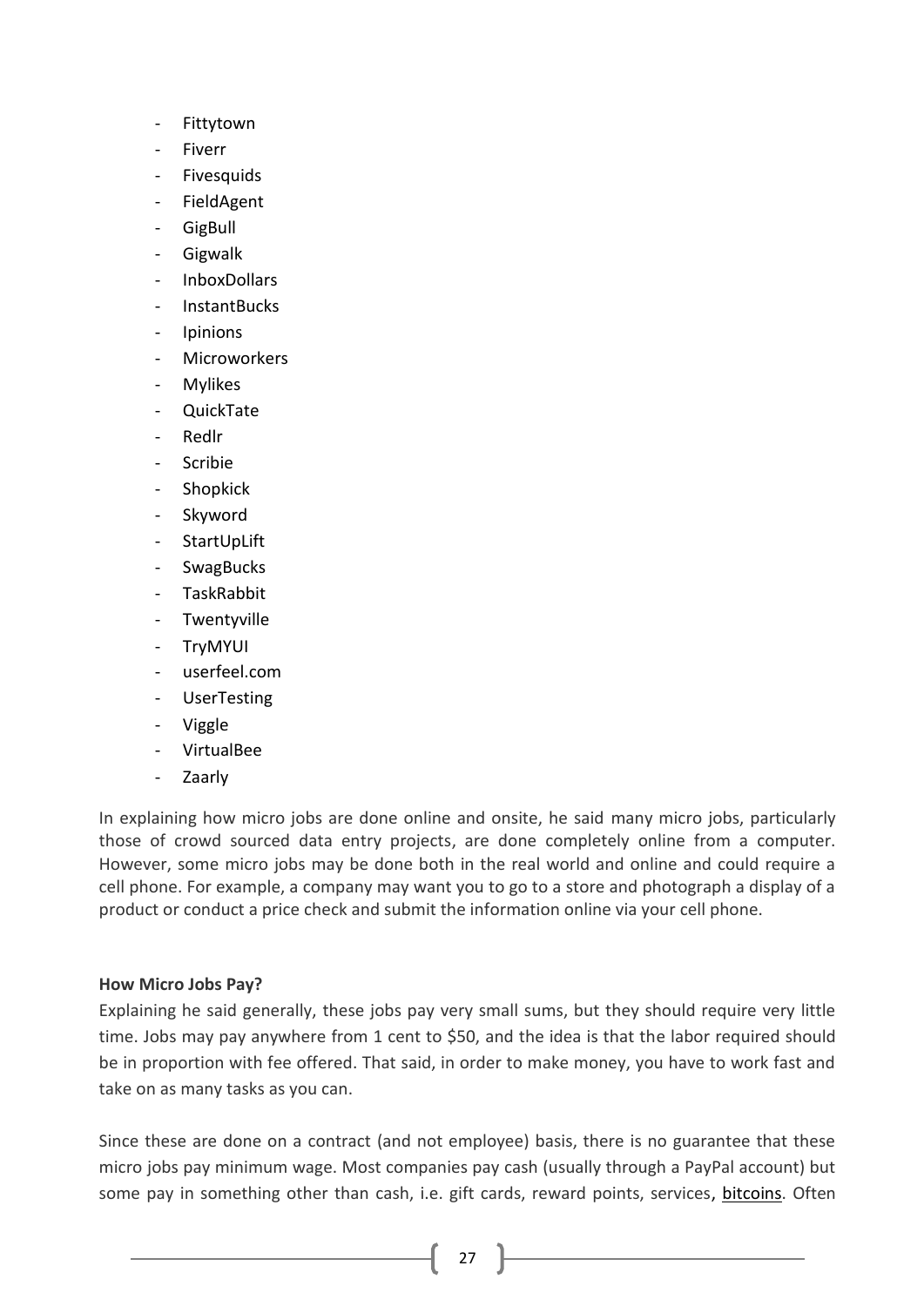- Fittytown
- Fiverr
- Fivesquids
- FieldAgent
- GigBull
- Gigwalk
- InboxDollars
- InstantBucks
- Ipinions
- Microworkers
- Mylikes
- QuickTate
- Redlr
- Scribie
- Shopkick
- Skyword
- StartUpLift
- SwagBucks
- TaskRabbit
- Twentyville
- TryMYUI
- userfeel.com
- UserTesting
- Viggle
- VirtualBee
- Zaarly

In explaining how micro jobs are done online and onsite, he said many micro jobs, particularly those of crowd sourced data entry projects, are done completely online from a computer. However, some micro jobs may be done both in the real world and online and could require a cell phone. For example, a company may want you to go to a store and photograph a display of a product or conduct a price check and submit the information online via your cell phone.

**How Micro Jobs Pay?**

Explaining he said generally, these jobs pay very small sums, but they should require very little time. Jobs may pay anywhere from 1 cent to $50, and the idea is that the labor required should be in proportion with fee offered. That said, in order to make money, you have to work fast and take on as many tasks as you can.

Since these are done on a contract (and not employee) basis, there is no guarantee that these micro jobs pay minimum wage. Most companies pay cash (usually through a PayPal account) but some pay in something other than cash, i.e. gift cards, reward points, services, bitcoins. Often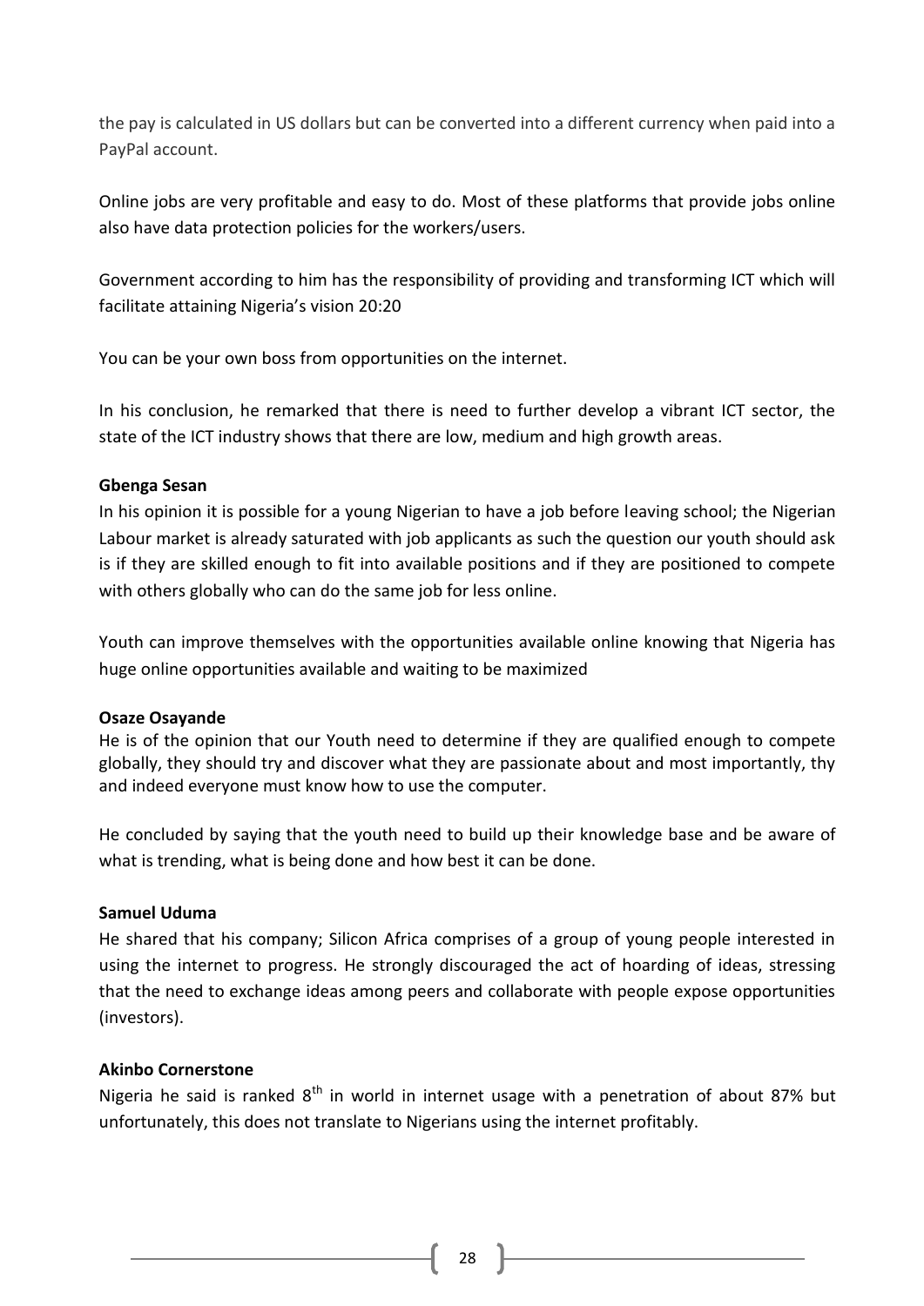the pay is calculated in US dollars but can be converted into a different currency when paid into a PayPal account.

Online jobs are very profitable and easy to do. Most of these platforms that provide jobs online also have data protection policies for the workers/users.

Government according to him has the responsibility of providing and transforming ICT which will facilitate attaining Nigeria's vision 20:20

You can be your own boss from opportunities on the internet.

In his conclusion, he remarked that there is need to further develop a vibrant ICT sector, the state of the ICT industry shows that there are low, medium and high growth areas.

**Gbenga Sesan**

In his opinion it is possible for a young Nigerian to have a job before leaving school; the Nigerian Labour market is already saturated with job applicants as such the question our youth should ask is if they are skilled enough to fit into available positions and if they are positioned to compete with others globally who can do the same job for less online.

Youth can improve themselves with the opportunities available online knowing that Nigeria has huge online opportunities available and waiting to be maximized

**Osaze Osayande**

He is of the opinion that our Youth need to determine if they are qualified enough to compete globally, they should try and discover what they are passionate about and most importantly, thy and indeed everyone must know how to use the computer.

He concluded by saying that the youth need to build up their knowledge base and be aware of what is trending, what is being done and how best it can be done.

**Samuel Uduma**

He shared that his company; Silicon Africa comprises of a group of young people interested in using the internet to progress. He strongly discouraged the act of hoarding of ideas, stressing that the need to exchange ideas among peers and collaborate with people expose opportunities (investors).

**Akinbo Cornerstone**

Nigeria he said is ranked 8th in world in internet usage with a penetration of about 87% but unfortunately, this does not translate to Nigerians using the internet profitably.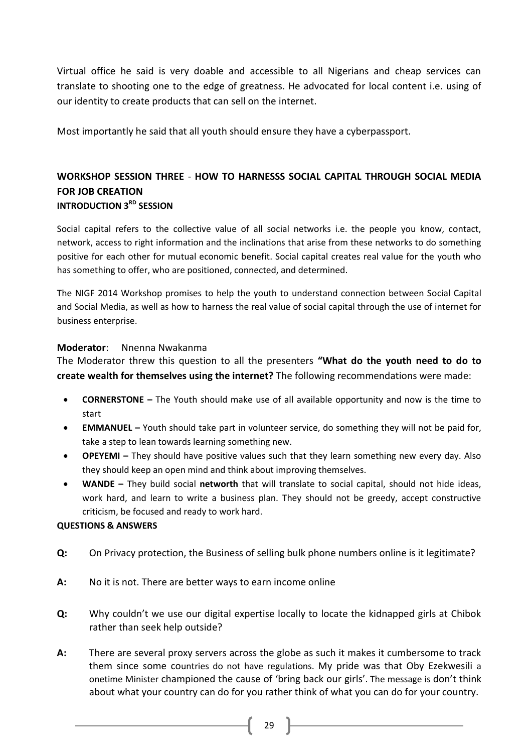Virtual office he said is very doable and accessible to all Nigerians and cheap services can translate to shooting one to the edge of greatness. He advocated for local content i.e. using of our identity to create products that can sell on the internet.

Most importantly he said that all youth should ensure they have a cyberpassport.

## WORKSHOP SESSION THREE - HOW TO HARNESSS SOCIAL CAPITAL THROUGH SOCIAL MEDIA FOR JOB CREATION

### INTRODUCTION 3RD SESSION

Social capital refers to the collective value of all social networks i.e. the people you know, contact, network, access to right information and the inclinations that arise from these networks to do something positive for each other for mutual economic benefit. Social capital creates real value for the youth who has something to offer, who are positioned, connected, and determined.

The NIGF 2014 Workshop promises to help the youth to understand connection between Social Capital and Social Media, as well as how to harness the real value of social capital through the use of internet for business enterprise.

**Moderator**: Nnenna Nwakanma

The Moderator threw this question to all the presenters **"What do the youth need to do to create wealth for themselves using the internet?"** The following recommendations were made:

- **CORNERSTONE –** The Youth should make use of all available opportunity and now is the time to start
- **EMMANUEL –** Youth should take part in volunteer service, do something they will not be paid for, take a step to lean towards learning something new.
- **OPEYEMI –** They should have positive values such that they learn something new every day. Also they should keep an open mind and think about improving themselves.
- **WANDE –** They build social **networth** that will translate to social capital, should not hide ideas, work hard, and learn to write a business plan. They should not be greedy, accept constructive criticism, be focused and ready to work hard.

**QUESTIONS & ANSWERS**

**Q:** On Privacy protection, the Business of selling bulk phone numbers online is it legitimate?

**A:** No it is not. There are better ways to earn income online

**Q:** Why couldn't we use our digital expertise locally to locate the kidnapped girls at Chibok rather than seek help outside?

**A:** There are several proxy servers across the globe as such it makes it cumbersome to track them since some countries do not have regulations. My pride was that Oby Ezekwesili a onetime Minister championed the cause of 'bring back our girls'. The message is don't think about what your country can do for you rather think of what you can do for your country.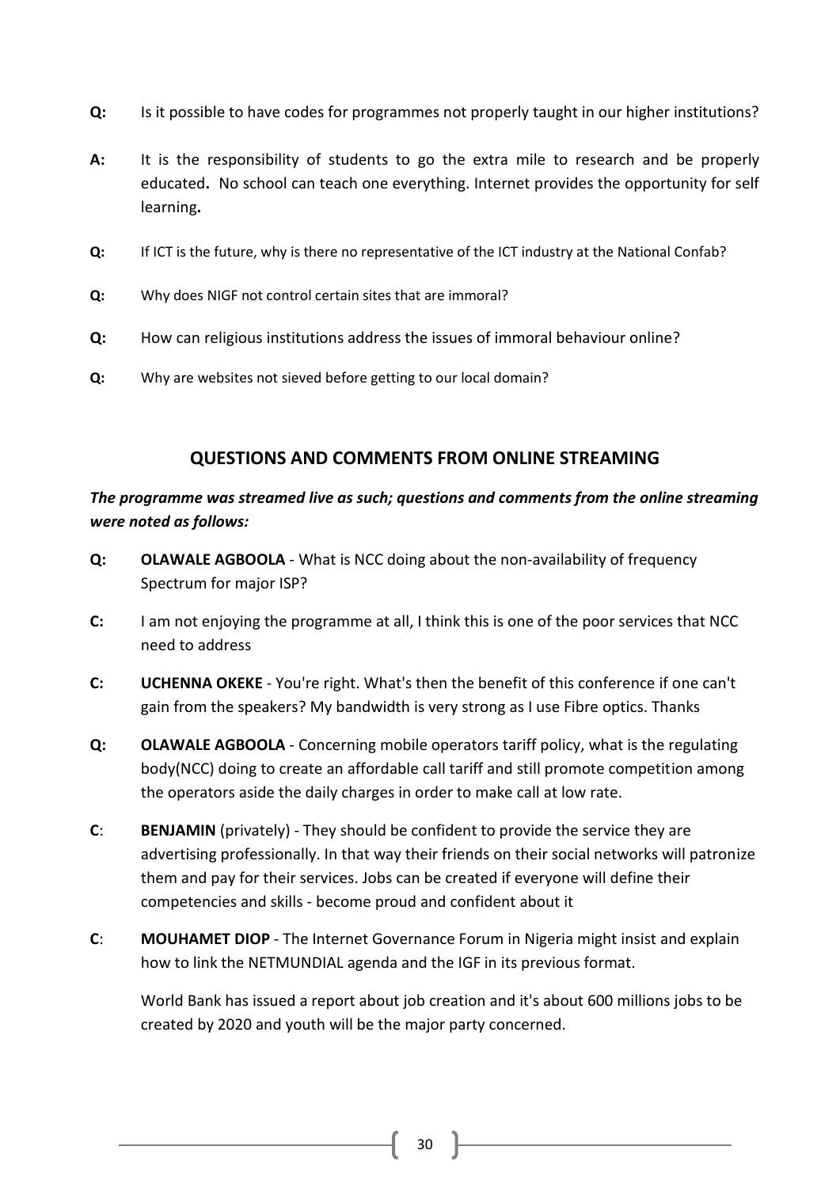**Q:** Is it possible to have codes for programmes not properly taught in our higher institutions?

**A:** It is the responsibility of students to go the extra mile to research and be properly educated**.** No school can teach one everything. Internet provides the opportunity for self learning**.**

**Q:** If ICT is the future, why is there no representative of the ICT industry at the National Confab?

**Q:** Why does NIGF not control certain sites that are immoral?

**Q:** How can religious institutions address the issues of immoral behaviour online?

**Q:** Why are websites not sieved before getting to our local domain?

## QUESTIONS AND COMMENTS FROM ONLINE STREAMING

***The programme was streamed live as such; questions and comments from the online streaming were noted as follows:***

**Q:** **OLAWALE AGBOOLA** - What is NCC doing about the non-availability of frequency Spectrum for major ISP?

**C:** I am not enjoying the programme at all, I think this is one of the poor services that NCC need to address

**C:** **UCHENNA OKEKE** - You're right. What's then the benefit of this conference if one can't gain from the speakers? My bandwidth is very strong as I use Fibre optics. Thanks

**Q:** **OLAWALE AGBOOLA** - Concerning mobile operators tariff policy, what is the regulating body(NCC) doing to create an affordable call tariff and still promote competition among the operators aside the daily charges in order to make call at low rate.

**C**: **BENJAMIN** (privately) - They should be confident to provide the service they are advertising professionally. In that way their friends on their social networks will patronize them and pay for their services. Jobs can be created if everyone will define their competencies and skills - become proud and confident about it

**C**: **MOUHAMET DIOP** - The Internet Governance Forum in Nigeria might insist and explain how to link the NETMUNDIAL agenda and the IGF in its previous format.

World Bank has issued a report about job creation and it's about 600 millions jobs to be created by 2020 and youth will be the major party concerned.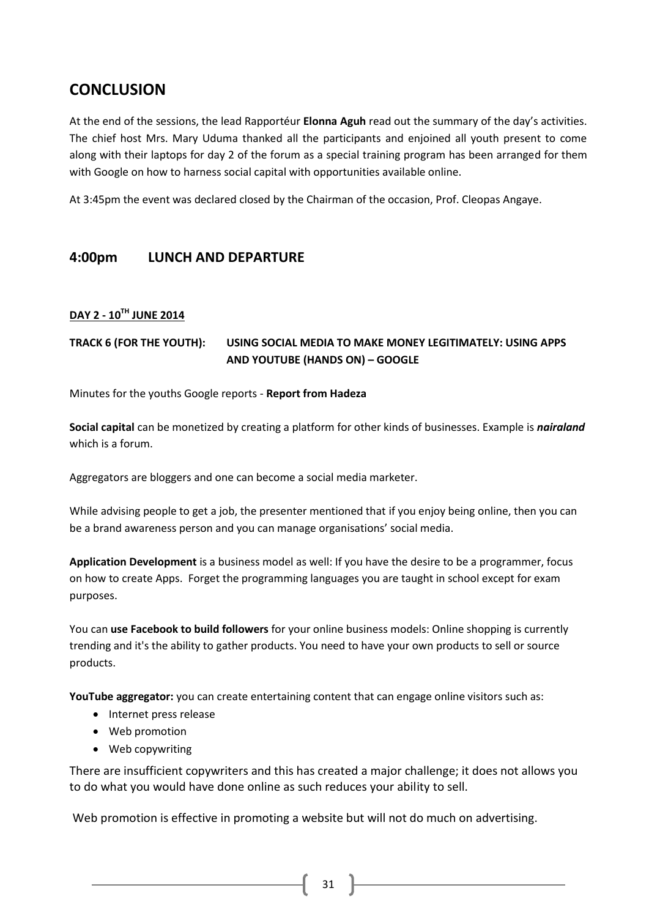## CONCLUSION

At the end of the sessions, the lead Rapportéur **Elonna Aguh** read out the summary of the day's activities. The chief host Mrs. Mary Uduma thanked all the participants and enjoined all youth present to come along with their laptops for day 2 of the forum as a special training program has been arranged for them with Google on how to harness social capital with opportunities available online.

At 3:45pm the event was declared closed by the Chairman of the occasion, Prof. Cleopas Angaye.

### 4:00pm LUNCH AND DEPARTURE

**DAY 2 - 10TH JUNE 2014**

**TRACK 6 (FOR THE YOUTH): USING SOCIAL MEDIA TO MAKE MONEY LEGITIMATELY: USING APPS AND YOUTUBE (HANDS ON) – GOOGLE**

Minutes for the youths Google reports - **Report from Hadeza**

**Social capital** can be monetized by creating a platform for other kinds of businesses. Example is ***nairaland*** which is a forum.

Aggregators are bloggers and one can become a social media marketer.

While advising people to get a job, the presenter mentioned that if you enjoy being online, then you can be a brand awareness person and you can manage organisations' social media.

**Application Development** is a business model as well: If you have the desire to be a programmer, focus on how to create Apps. Forget the programming languages you are taught in school except for exam purposes.

You can **use Facebook to build followers** for your online business models: Online shopping is currently trending and it's the ability to gather products. You need to have your own products to sell or source products.

**YouTube aggregator:** you can create entertaining content that can engage online visitors such as:

- Internet press release
- Web promotion
- Web copywriting

There are insufficient copywriters and this has created a major challenge; it does not allows you to do what you would have done online as such reduces your ability to sell.

Web promotion is effective in promoting a website but will not do much on advertising.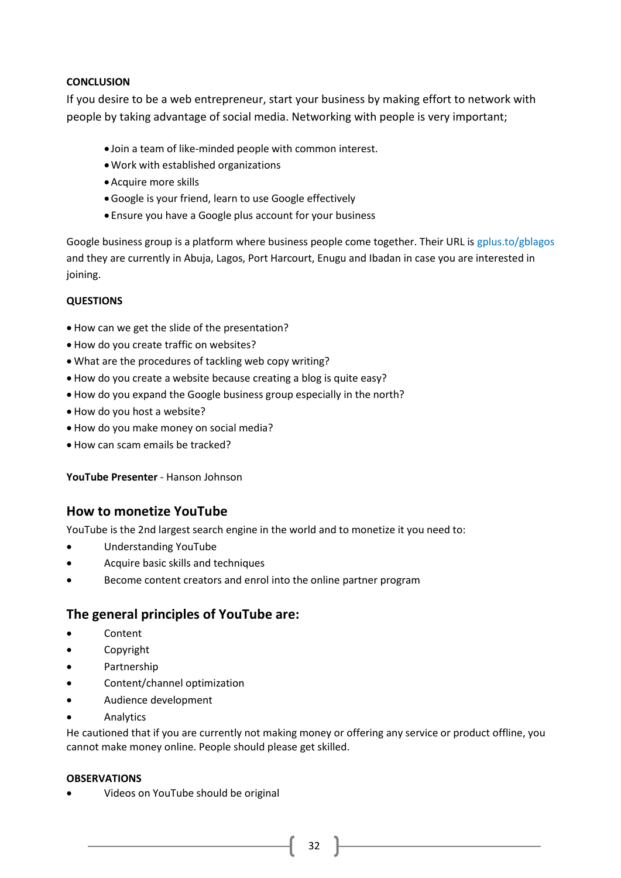**CONCLUSION**

If you desire to be a web entrepreneur, start your business by making effort to network with people by taking advantage of social media. Networking with people is very important;

- Join a team of like-minded people with common interest.
- Work with established organizations
- Acquire more skills
- Google is your friend, learn to use Google effectively
- Ensure you have a Google plus account for your business

Google business group is a platform where business people come together. Their URL is gplus.to/gblagos and they are currently in Abuja, Lagos, Port Harcourt, Enugu and Ibadan in case you are interested in joining.

**QUESTIONS**

- How can we get the slide of the presentation?
- How do you create traffic on websites?
- What are the procedures of tackling web copy writing?
- How do you create a website because creating a blog is quite easy?
- How do you expand the Google business group especially in the north?
- How do you host a website?
- How do you make money on social media?
- How can scam emails be tracked?

**YouTube Presenter** - Hanson Johnson

## How to monetize YouTube

YouTube is the 2nd largest search engine in the world and to monetize it you need to:

- Understanding YouTube
- Acquire basic skills and techniques
- Become content creators and enrol into the online partner program

## The general principles of YouTube are:

- Content
- Copyright
- Partnership
- Content/channel optimization
- Audience development
- Analytics

He cautioned that if you are currently not making money or offering any service or product offline, you cannot make money online. People should please get skilled.

**OBSERVATIONS**

- Videos on YouTube should be original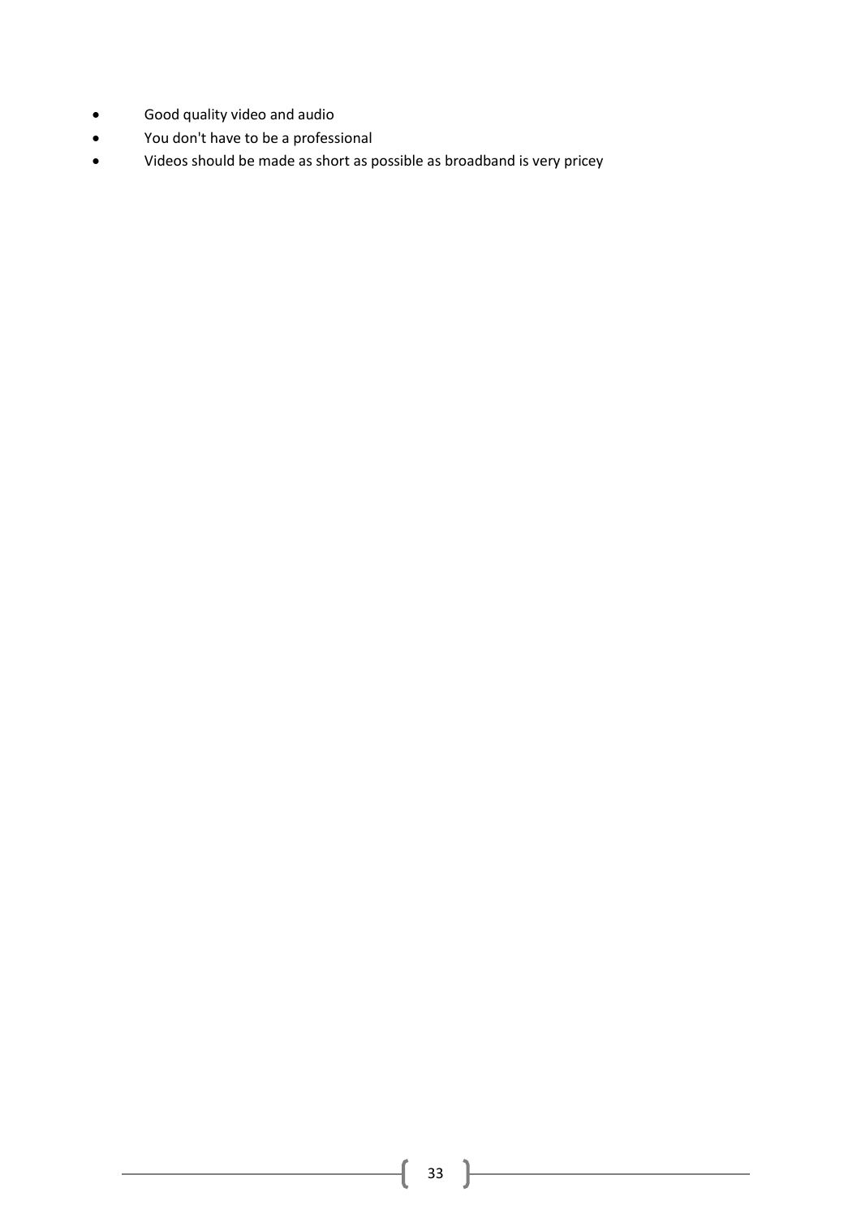- Good quality video and audio
- You don't have to be a professional
- Videos should be made as short as possible as broadband is very pricey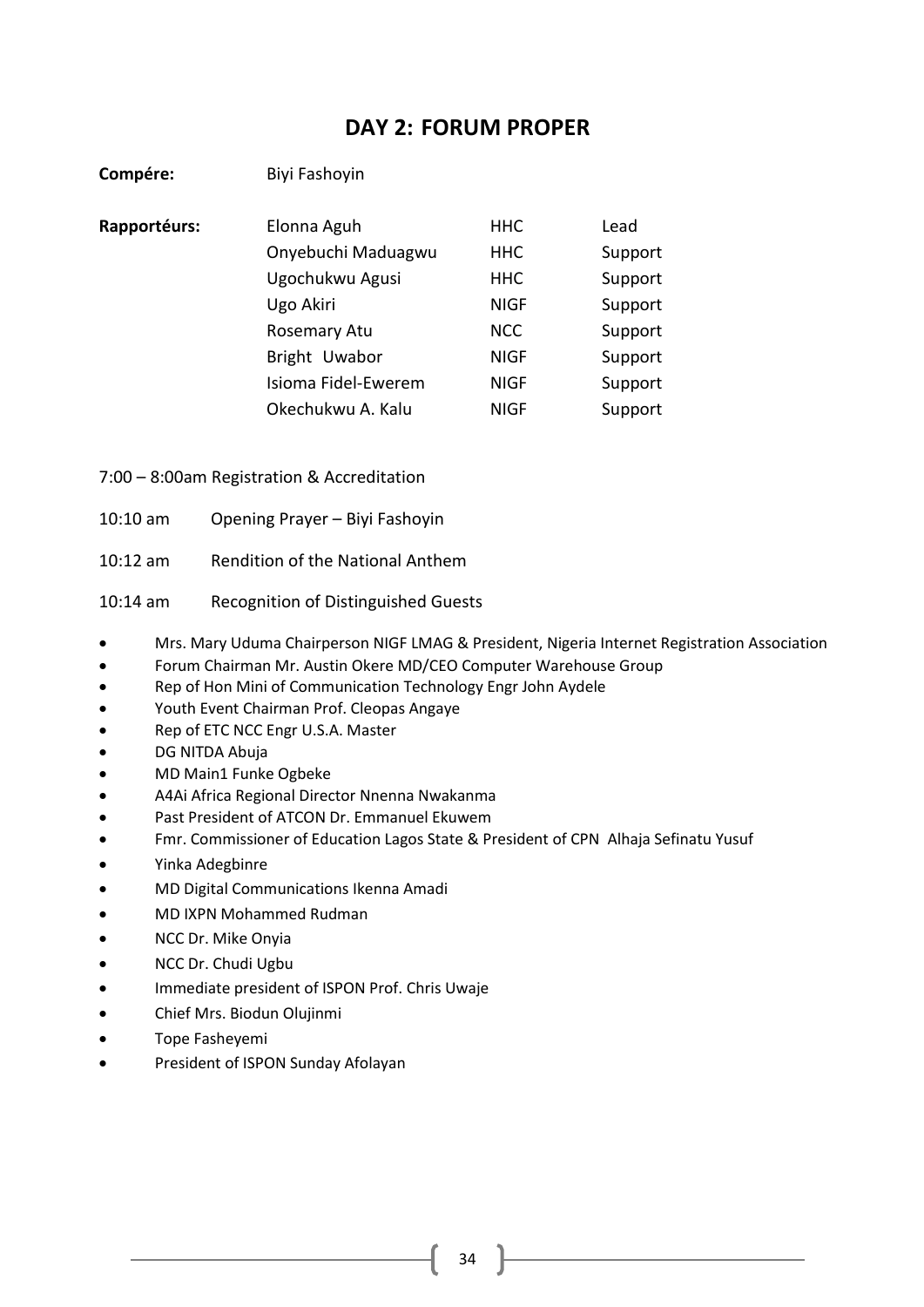# DAY 2: FORUM PROPER

**Compére:** Biyi Fashoyin

**Rapportéurs:**

| Name | Organisation | Role |
|---|---|---|
| Elonna Aguh | HHC | Lead |
| Onyebuchi Maduagwu | HHC | Support |
| Ugochukwu Agusi | HHC | Support |
| Ugo Akiri | NIGF | Support |
| Rosemary Atu | NCC | Support |
| Bright Uwabor | NIGF | Support |
| Isioma Fidel-Ewerem | NIGF | Support |
| Okechukwu A. Kalu | NIGF | Support |

7:00 – 8:00am Registration & Accreditation

10:10 am Opening Prayer – Biyi Fashoyin

10:12 am Rendition of the National Anthem

10:14 am Recognition of Distinguished Guests

- Mrs. Mary Uduma Chairperson NIGF LMAG & President, Nigeria Internet Registration Association
- Forum Chairman Mr. Austin Okere MD/CEO Computer Warehouse Group
- Rep of Hon Mini of Communication Technology Engr John Aydele
- Youth Event Chairman Prof. Cleopas Angaye
- Rep of ETC NCC Engr U.S.A. Master
- DG NITDA Abuja
- MD Main1 Funke Ogbeke
- A4Ai Africa Regional Director Nnenna Nwakanma
- Past President of ATCON Dr. Emmanuel Ekuwem
- Fmr. Commissioner of Education Lagos State & President of CPN Alhaja Sefinatu Yusuf
- Yinka Adegbinre
- MD Digital Communications Ikenna Amadi
- MD IXPN Mohammed Rudman
- NCC Dr. Mike Onyia
- NCC Dr. Chudi Ugbu
- Immediate president of ISPON Prof. Chris Uwaje
- Chief Mrs. Biodun Olujinmi
- Tope Fasheyemi
- President of ISPON Sunday Afolayan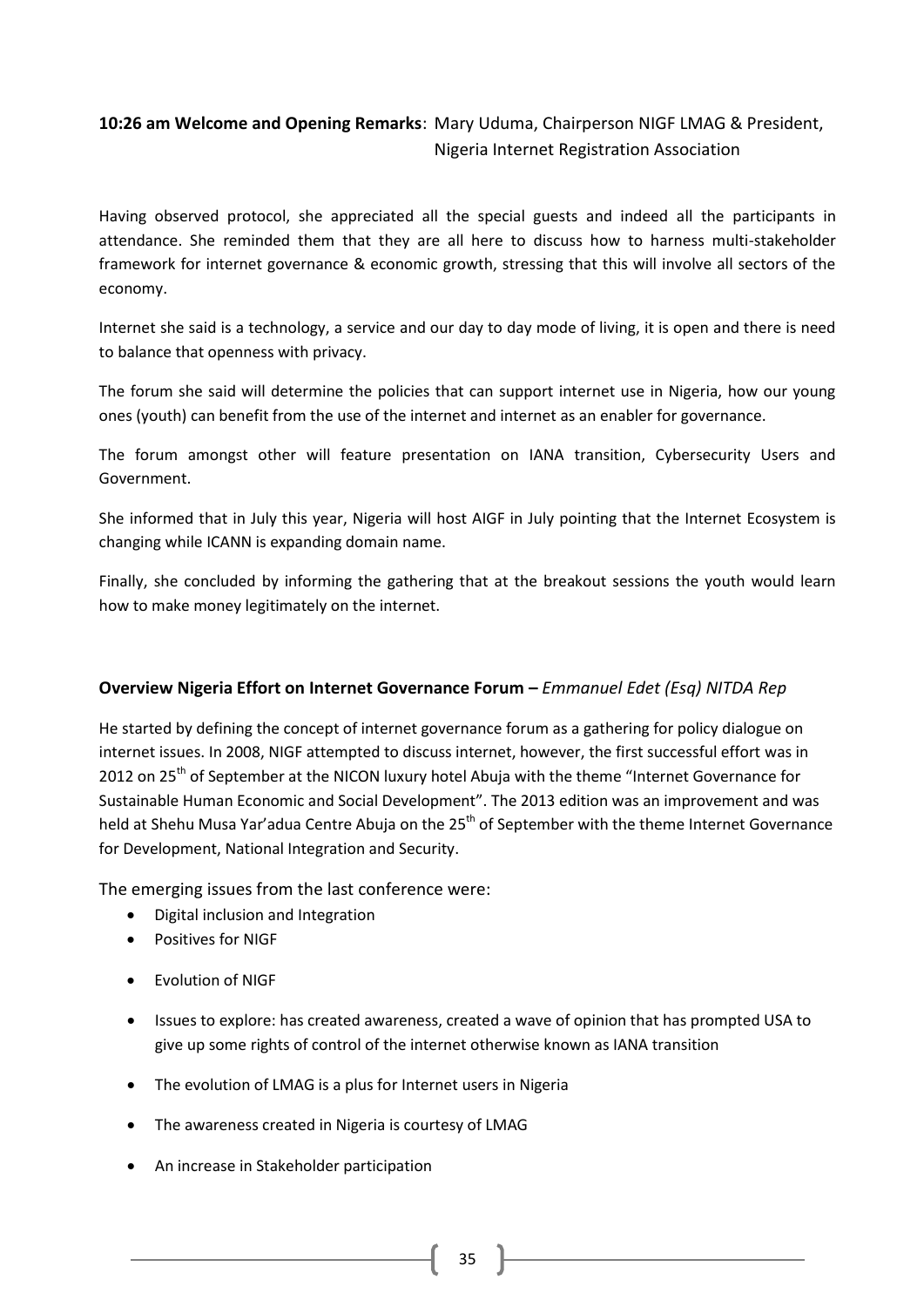**10:26 am Welcome and Opening Remarks**: Mary Uduma, Chairperson NIGF LMAG & President, Nigeria Internet Registration Association

Having observed protocol, she appreciated all the special guests and indeed all the participants in attendance. She reminded them that they are all here to discuss how to harness multi-stakeholder framework for internet governance & economic growth, stressing that this will involve all sectors of the economy.

Internet she said is a technology, a service and our day to day mode of living, it is open and there is need to balance that openness with privacy.

The forum she said will determine the policies that can support internet use in Nigeria, how our young ones (youth) can benefit from the use of the internet and internet as an enabler for governance.

The forum amongst other will feature presentation on IANA transition, Cybersecurity Users and Government.

She informed that in July this year, Nigeria will host AIGF in July pointing that the Internet Ecosystem is changing while ICANN is expanding domain name.

Finally, she concluded by informing the gathering that at the breakout sessions the youth would learn how to make money legitimately on the internet.

**Overview Nigeria Effort on Internet Governance Forum –** *Emmanuel Edet (Esq) NITDA Rep*

He started by defining the concept of internet governance forum as a gathering for policy dialogue on internet issues. In 2008, NIGF attempted to discuss internet, however, the first successful effort was in 2012 on 25th of September at the NICON luxury hotel Abuja with the theme "Internet Governance for Sustainable Human Economic and Social Development". The 2013 edition was an improvement and was held at Shehu Musa Yar'adua Centre Abuja on the 25th of September with the theme Internet Governance for Development, National Integration and Security.

The emerging issues from the last conference were:

- Digital inclusion and Integration
- Positives for NIGF
- Evolution of NIGF
- Issues to explore: has created awareness, created a wave of opinion that has prompted USA to give up some rights of control of the internet otherwise known as IANA transition
- The evolution of LMAG is a plus for Internet users in Nigeria
- The awareness created in Nigeria is courtesy of LMAG
- An increase in Stakeholder participation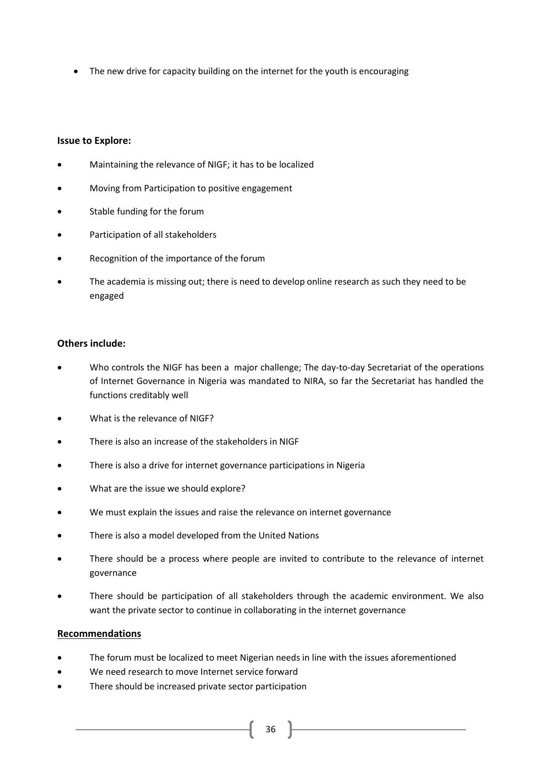- The new drive for capacity building on the internet for the youth is encouraging

**Issue to Explore:**

- Maintaining the relevance of NIGF; it has to be localized
- Moving from Participation to positive engagement
- Stable funding for the forum
- Participation of all stakeholders
- Recognition of the importance of the forum
- The academia is missing out; there is need to develop online research as such they need to be engaged

**Others include:**

- Who controls the NIGF has been a major challenge; The day-to-day Secretariat of the operations of Internet Governance in Nigeria was mandated to NIRA, so far the Secretariat has handled the functions creditably well
- What is the relevance of NIGF?
- There is also an increase of the stakeholders in NIGF
- There is also a drive for internet governance participations in Nigeria
- What are the issue we should explore?
- We must explain the issues and raise the relevance on internet governance
- There is also a model developed from the United Nations
- There should be a process where people are invited to contribute to the relevance of internet governance
- There should be participation of all stakeholders through the academic environment. We also want the private sector to continue in collaborating in the internet governance

**<u>Recommendations</u>**

- The forum must be localized to meet Nigerian needs in line with the issues aforementioned
- We need research to move Internet service forward
- There should be increased private sector participation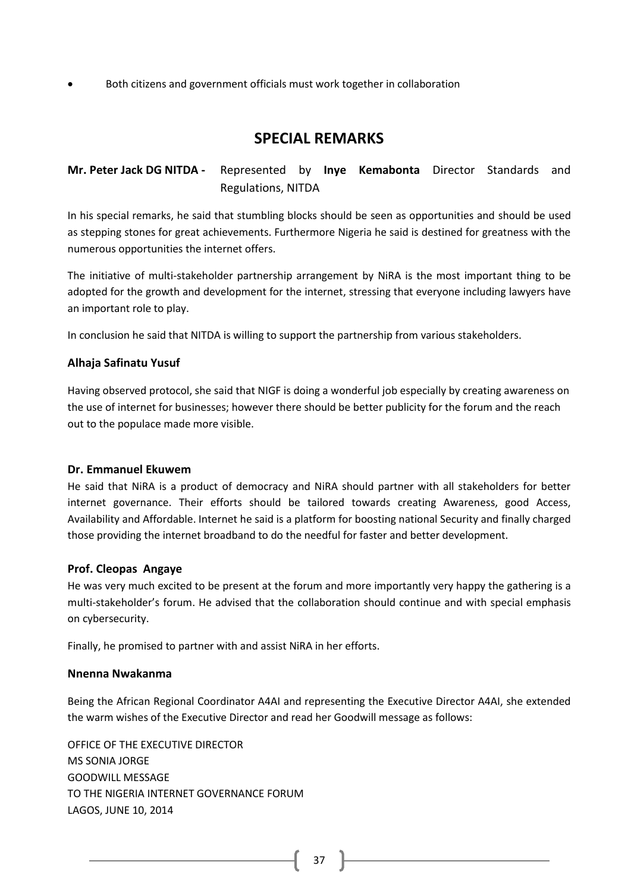- Both citizens and government officials must work together in collaboration

## SPECIAL REMARKS

**Mr. Peter Jack DG NITDA -** Represented by **Inye Kemabonta** Director Standards and Regulations, NITDA

In his special remarks, he said that stumbling blocks should be seen as opportunities and should be used as stepping stones for great achievements. Furthermore Nigeria he said is destined for greatness with the numerous opportunities the internet offers.

The initiative of multi-stakeholder partnership arrangement by NiRA is the most important thing to be adopted for the growth and development for the internet, stressing that everyone including lawyers have an important role to play.

In conclusion he said that NITDA is willing to support the partnership from various stakeholders.

### Alhaja Safinatu Yusuf

Having observed protocol, she said that NIGF is doing a wonderful job especially by creating awareness on the use of internet for businesses; however there should be better publicity for the forum and the reach out to the populace made more visible.

### Dr. Emmanuel Ekuwem

He said that NiRA is a product of democracy and NiRA should partner with all stakeholders for better internet governance. Their efforts should be tailored towards creating Awareness, good Access, Availability and Affordable. Internet he said is a platform for boosting national Security and finally charged those providing the internet broadband to do the needful for faster and better development.

### Prof. Cleopas Angaye

He was very much excited to be present at the forum and more importantly very happy the gathering is a multi-stakeholder's forum. He advised that the collaboration should continue and with special emphasis on cybersecurity.

Finally, he promised to partner with and assist NiRA in her efforts.

### Nnenna Nwakanma

Being the African Regional Coordinator A4AI and representing the Executive Director A4AI, she extended the warm wishes of the Executive Director and read her Goodwill message as follows:

OFFICE OF THE EXECUTIVE DIRECTOR
MS SONIA JORGE
GOODWILL MESSAGE
TO THE NIGERIA INTERNET GOVERNANCE FORUM
LAGOS, JUNE 10, 2014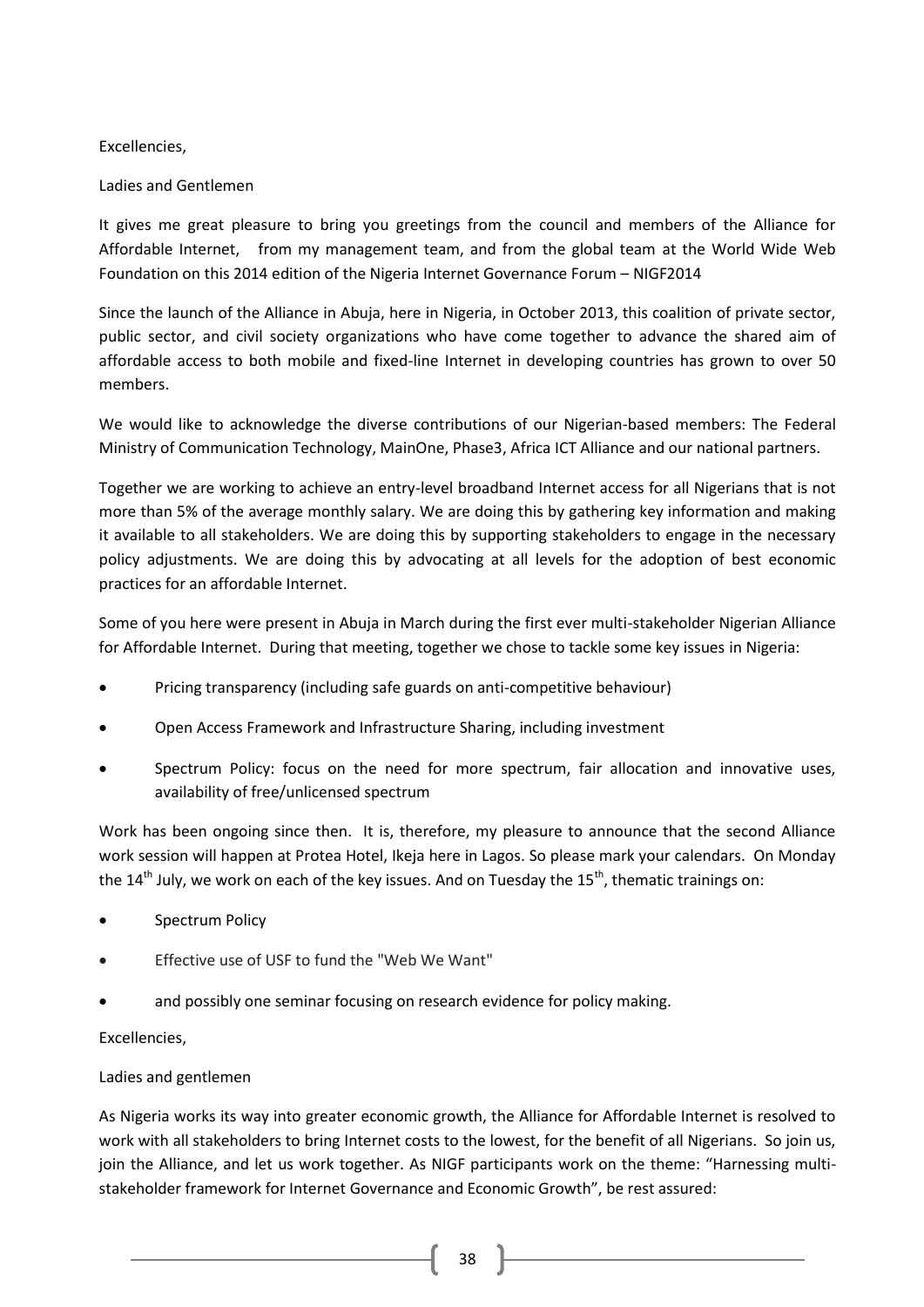Excellencies,

Ladies and Gentlemen

It gives me great pleasure to bring you greetings from the council and members of the Alliance for Affordable Internet, from my management team, and from the global team at the World Wide Web Foundation on this 2014 edition of the Nigeria Internet Governance Forum – NIGF2014

Since the launch of the Alliance in Abuja, here in Nigeria, in October 2013, this coalition of private sector, public sector, and civil society organizations who have come together to advance the shared aim of affordable access to both mobile and fixed-line Internet in developing countries has grown to over 50 members.

We would like to acknowledge the diverse contributions of our Nigerian-based members: The Federal Ministry of Communication Technology, MainOne, Phase3, Africa ICT Alliance and our national partners.

Together we are working to achieve an entry-level broadband Internet access for all Nigerians that is not more than 5% of the average monthly salary. We are doing this by gathering key information and making it available to all stakeholders. We are doing this by supporting stakeholders to engage in the necessary policy adjustments. We are doing this by advocating at all levels for the adoption of best economic practices for an affordable Internet.

Some of you here were present in Abuja in March during the first ever multi-stakeholder Nigerian Alliance for Affordable Internet. During that meeting, together we chose to tackle some key issues in Nigeria:

- Pricing transparency (including safe guards on anti-competitive behaviour)
- Open Access Framework and Infrastructure Sharing, including investment
- Spectrum Policy: focus on the need for more spectrum, fair allocation and innovative uses, availability of free/unlicensed spectrum

Work has been ongoing since then. It is, therefore, my pleasure to announce that the second Alliance work session will happen at Protea Hotel, Ikeja here in Lagos. So please mark your calendars. On Monday the 14th July, we work on each of the key issues. And on Tuesday the 15th, thematic trainings on:

- Spectrum Policy
- Effective use of USF to fund the "Web We Want"
- and possibly one seminar focusing on research evidence for policy making.

Excellencies,

Ladies and gentlemen

As Nigeria works its way into greater economic growth, the Alliance for Affordable Internet is resolved to work with all stakeholders to bring Internet costs to the lowest, for the benefit of all Nigerians. So join us, join the Alliance, and let us work together. As NIGF participants work on the theme: "Harnessing multi-stakeholder framework for Internet Governance and Economic Growth", be rest assured: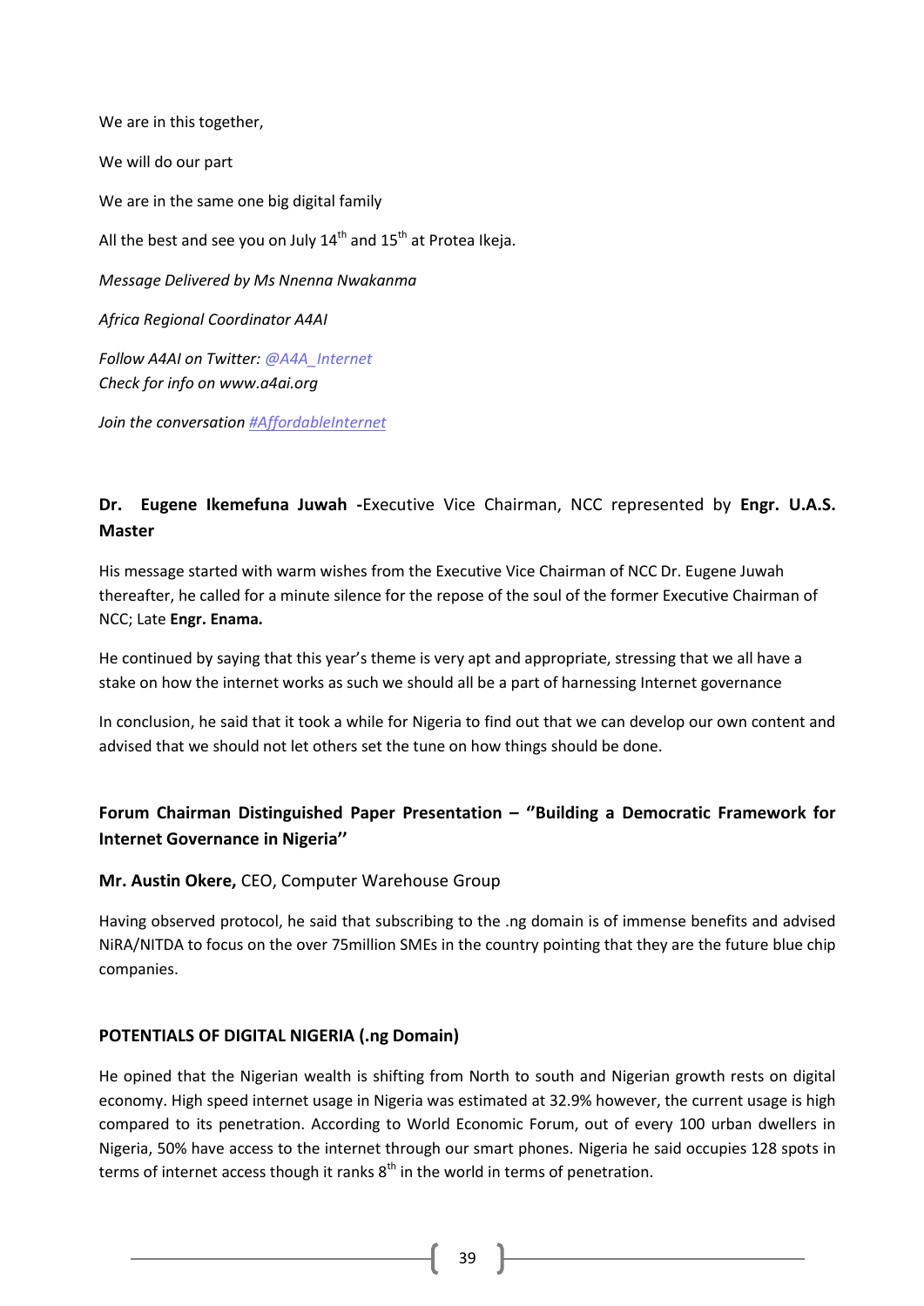We are in this together,

We will do our part

We are in the same one big digital family

All the best and see you on July 14th and 15th at Protea Ikeja.

*Message Delivered by Ms Nnenna Nwakanma*

*Africa Regional Coordinator A4AI*

*Follow A4AI on Twitter: @A4A_Internet*
*Check for info on www.a4ai.org*

*Join the conversation #AffordableInternet*

### **Dr. Eugene Ikemefuna Juwah -**Executive Vice Chairman, NCC represented by **Engr. U.A.S. Master**

His message started with warm wishes from the Executive Vice Chairman of NCC Dr. Eugene Juwah thereafter, he called for a minute silence for the repose of the soul of the former Executive Chairman of NCC; Late **Engr. Enama.**

He continued by saying that this year's theme is very apt and appropriate, stressing that we all have a stake on how the internet works as such we should all be a part of harnessing Internet governance

In conclusion, he said that it took a while for Nigeria to find out that we can develop our own content and advised that we should not let others set the tune on how things should be done.

### **Forum Chairman Distinguished Paper Presentation – ''Building a Democratic Framework for Internet Governance in Nigeria''**

**Mr. Austin Okere,** CEO, Computer Warehouse Group

Having observed protocol, he said that subscribing to the .ng domain is of immense benefits and advised NiRA/NITDA to focus on the over 75million SMEs in the country pointing that they are the future blue chip companies.

### **POTENTIALS OF DIGITAL NIGERIA (.ng Domain)**

He opined that the Nigerian wealth is shifting from North to south and Nigerian growth rests on digital economy. High speed internet usage in Nigeria was estimated at 32.9% however, the current usage is high compared to its penetration. According to World Economic Forum, out of every 100 urban dwellers in Nigeria, 50% have access to the internet through our smart phones. Nigeria he said occupies 128 spots in terms of internet access though it ranks 8th in the world in terms of penetration.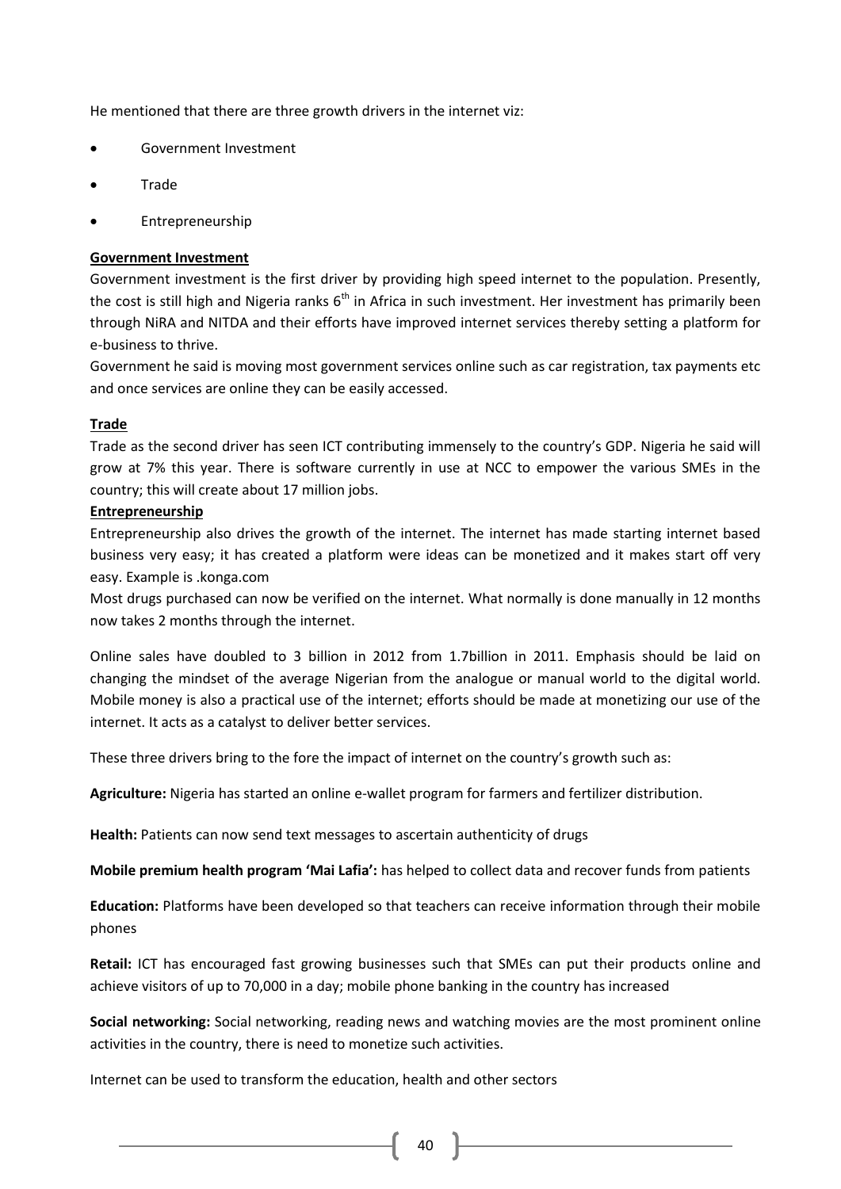He mentioned that there are three growth drivers in the internet viz:

- Government Investment
- Trade
- Entrepreneurship

**Government Investment**

Government investment is the first driver by providing high speed internet to the population. Presently, the cost is still high and Nigeria ranks 6$^{th}$ in Africa in such investment. Her investment has primarily been through NiRA and NITDA and their efforts have improved internet services thereby setting a platform for e-business to thrive.

Government he said is moving most government services online such as car registration, tax payments etc and once services are online they can be easily accessed.

**Trade**

Trade as the second driver has seen ICT contributing immensely to the country's GDP. Nigeria he said will grow at 7% this year. There is software currently in use at NCC to empower the various SMEs in the country; this will create about 17 million jobs.

**Entrepreneurship**

Entrepreneurship also drives the growth of the internet. The internet has made starting internet based business very easy; it has created a platform were ideas can be monetized and it makes start off very easy. Example is .konga.com

Most drugs purchased can now be verified on the internet. What normally is done manually in 12 months now takes 2 months through the internet.

Online sales have doubled to 3 billion in 2012 from 1.7billion in 2011. Emphasis should be laid on changing the mindset of the average Nigerian from the analogue or manual world to the digital world. Mobile money is also a practical use of the internet; efforts should be made at monetizing our use of the internet. It acts as a catalyst to deliver better services.

These three drivers bring to the fore the impact of internet on the country's growth such as:

**Agriculture:** Nigeria has started an online e-wallet program for farmers and fertilizer distribution.

**Health:** Patients can now send text messages to ascertain authenticity of drugs

**Mobile premium health program 'Mai Lafia':** has helped to collect data and recover funds from patients

**Education:** Platforms have been developed so that teachers can receive information through their mobile phones

**Retail:** ICT has encouraged fast growing businesses such that SMEs can put their products online and achieve visitors of up to 70,000 in a day; mobile phone banking in the country has increased

**Social networking:** Social networking, reading news and watching movies are the most prominent online activities in the country, there is need to monetize such activities.

Internet can be used to transform the education, health and other sectors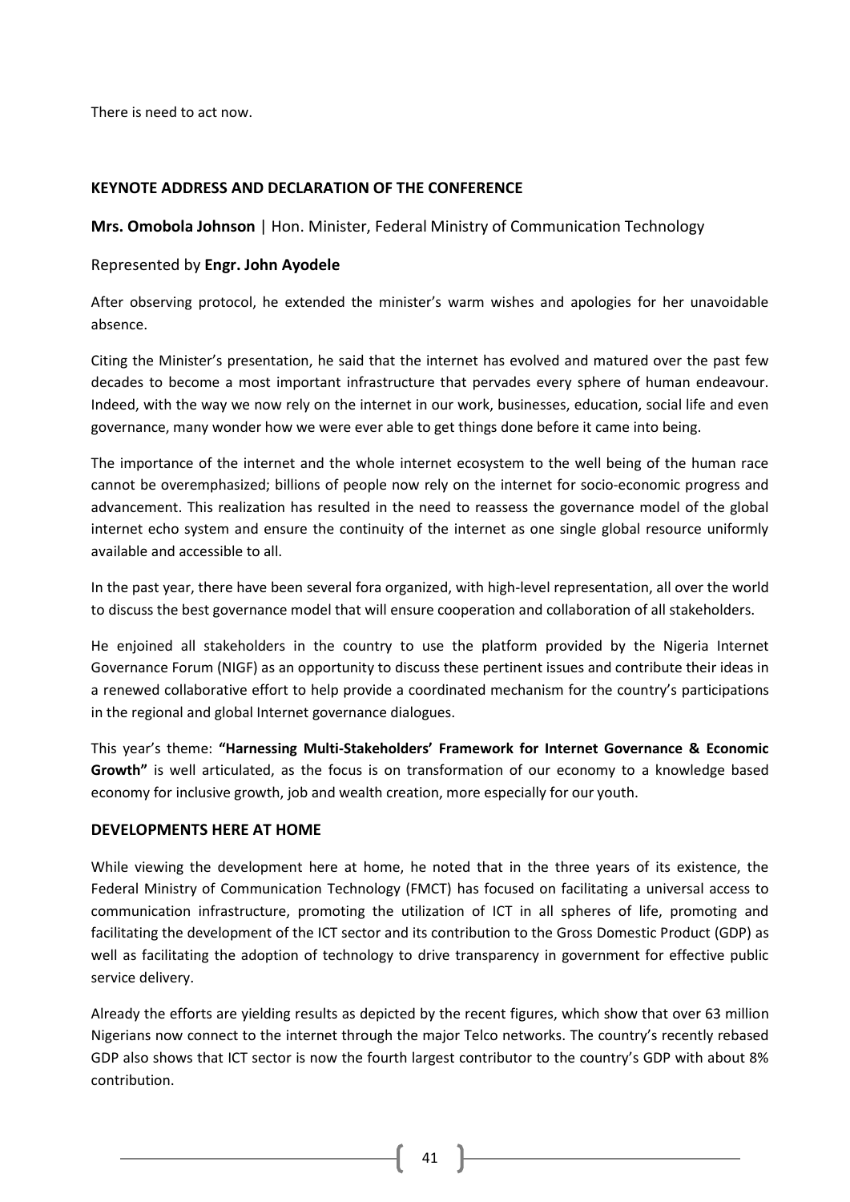There is need to act now.

### KEYNOTE ADDRESS AND DECLARATION OF THE CONFERENCE

**Mrs. Omobola Johnson** | Hon. Minister, Federal Ministry of Communication Technology

Represented by **Engr. John Ayodele**

After observing protocol, he extended the minister's warm wishes and apologies for her unavoidable absence.

Citing the Minister's presentation, he said that the internet has evolved and matured over the past few decades to become a most important infrastructure that pervades every sphere of human endeavour. Indeed, with the way we now rely on the internet in our work, businesses, education, social life and even governance, many wonder how we were ever able to get things done before it came into being.

The importance of the internet and the whole internet ecosystem to the well being of the human race cannot be overemphasized; billions of people now rely on the internet for socio-economic progress and advancement. This realization has resulted in the need to reassess the governance model of the global internet echo system and ensure the continuity of the internet as one single global resource uniformly available and accessible to all.

In the past year, there have been several fora organized, with high-level representation, all over the world to discuss the best governance model that will ensure cooperation and collaboration of all stakeholders.

He enjoined all stakeholders in the country to use the platform provided by the Nigeria Internet Governance Forum (NIGF) as an opportunity to discuss these pertinent issues and contribute their ideas in a renewed collaborative effort to help provide a coordinated mechanism for the country's participations in the regional and global Internet governance dialogues.

This year's theme: **"Harnessing Multi-Stakeholders' Framework for Internet Governance & Economic Growth"** is well articulated, as the focus is on transformation of our economy to a knowledge based economy for inclusive growth, job and wealth creation, more especially for our youth.

### DEVELOPMENTS HERE AT HOME

While viewing the development here at home, he noted that in the three years of its existence, the Federal Ministry of Communication Technology (FMCT) has focused on facilitating a universal access to communication infrastructure, promoting the utilization of ICT in all spheres of life, promoting and facilitating the development of the ICT sector and its contribution to the Gross Domestic Product (GDP) as well as facilitating the adoption of technology to drive transparency in government for effective public service delivery.

Already the efforts are yielding results as depicted by the recent figures, which show that over 63 million Nigerians now connect to the internet through the major Telco networks. The country's recently rebased GDP also shows that ICT sector is now the fourth largest contributor to the country's GDP with about 8% contribution.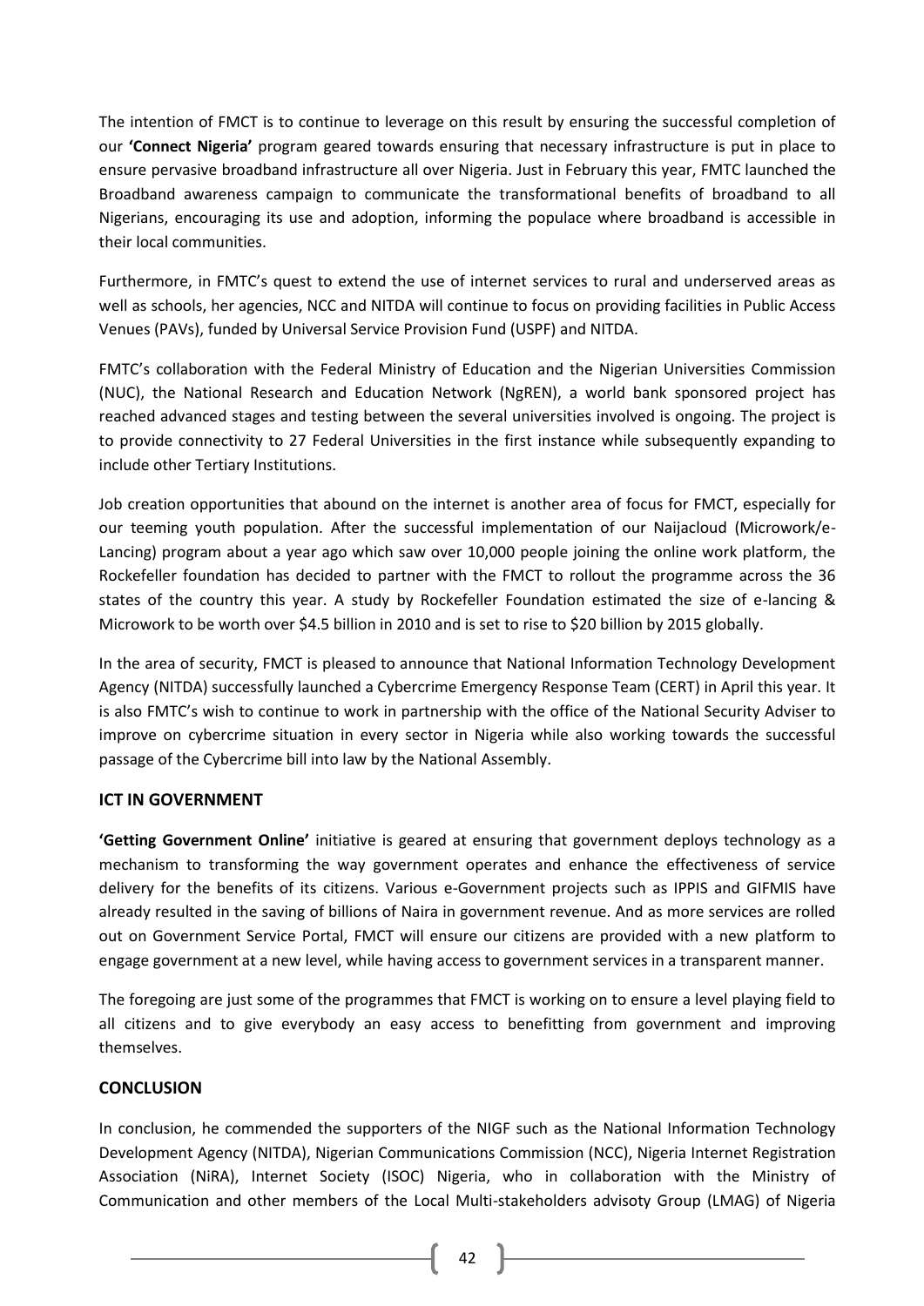The intention of FMCT is to continue to leverage on this result by ensuring the successful completion of our **'Connect Nigeria'** program geared towards ensuring that necessary infrastructure is put in place to ensure pervasive broadband infrastructure all over Nigeria. Just in February this year, FMTC launched the Broadband awareness campaign to communicate the transformational benefits of broadband to all Nigerians, encouraging its use and adoption, informing the populace where broadband is accessible in their local communities.

Furthermore, in FMTC's quest to extend the use of internet services to rural and underserved areas as well as schools, her agencies, NCC and NITDA will continue to focus on providing facilities in Public Access Venues (PAVs), funded by Universal Service Provision Fund (USPF) and NITDA.

FMTC's collaboration with the Federal Ministry of Education and the Nigerian Universities Commission (NUC), the National Research and Education Network (NgREN), a world bank sponsored project has reached advanced stages and testing between the several universities involved is ongoing. The project is to provide connectivity to 27 Federal Universities in the first instance while subsequently expanding to include other Tertiary Institutions.

Job creation opportunities that abound on the internet is another area of focus for FMCT, especially for our teeming youth population. After the successful implementation of our Naijacloud (Microwork/e-Lancing) program about a year ago which saw over 10,000 people joining the online work platform, the Rockefeller foundation has decided to partner with the FMCT to rollout the programme across the 36 states of the country this year. A study by Rockefeller Foundation estimated the size of e-lancing & Microwork to be worth over $4.5 billion in 2010 and is set to rise to $20 billion by 2015 globally.

In the area of security, FMCT is pleased to announce that National Information Technology Development Agency (NITDA) successfully launched a Cybercrime Emergency Response Team (CERT) in April this year. It is also FMTC's wish to continue to work in partnership with the office of the National Security Adviser to improve on cybercrime situation in every sector in Nigeria while also working towards the successful passage of the Cybercrime bill into law by the National Assembly.

## ICT IN GOVERNMENT

**'Getting Government Online'** initiative is geared at ensuring that government deploys technology as a mechanism to transforming the way government operates and enhance the effectiveness of service delivery for the benefits of its citizens. Various e-Government projects such as IPPIS and GIFMIS have already resulted in the saving of billions of Naira in government revenue. And as more services are rolled out on Government Service Portal, FMCT will ensure our citizens are provided with a new platform to engage government at a new level, while having access to government services in a transparent manner.

The foregoing are just some of the programmes that FMCT is working on to ensure a level playing field to all citizens and to give everybody an easy access to benefitting from government and improving themselves.

## CONCLUSION

In conclusion, he commended the supporters of the NIGF such as the National Information Technology Development Agency (NITDA), Nigerian Communications Commission (NCC), Nigeria Internet Registration Association (NiRA), Internet Society (ISOC) Nigeria, who in collaboration with the Ministry of Communication and other members of the Local Multi-stakeholders advisoty Group (LMAG) of Nigeria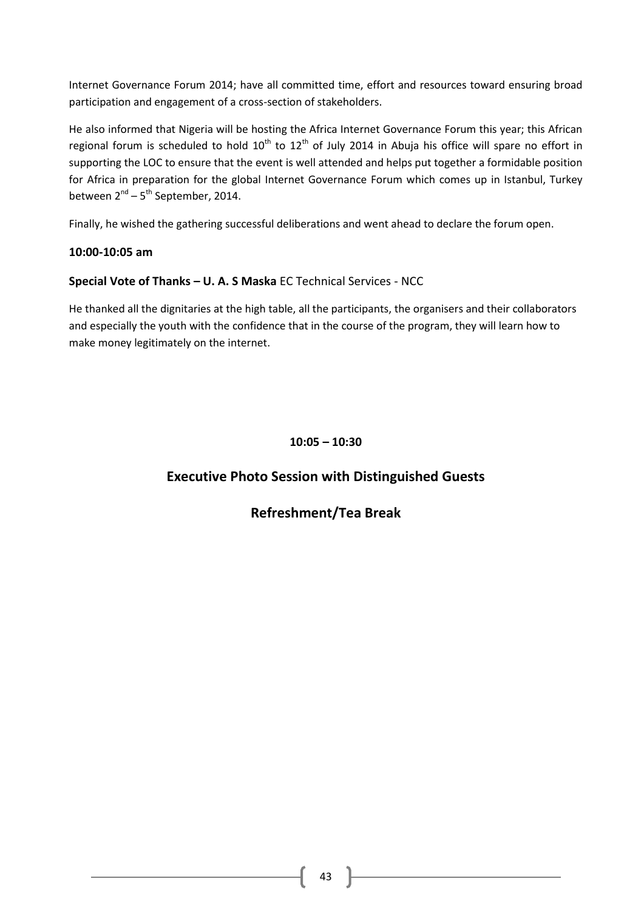Internet Governance Forum 2014; have all committed time, effort and resources toward ensuring broad participation and engagement of a cross-section of stakeholders.

He also informed that Nigeria will be hosting the Africa Internet Governance Forum this year; this African regional forum is scheduled to hold 10th to 12th of July 2014 in Abuja his office will spare no effort in supporting the LOC to ensure that the event is well attended and helps put together a formidable position for Africa in preparation for the global Internet Governance Forum which comes up in Istanbul, Turkey between 2nd – 5th September, 2014.

Finally, he wished the gathering successful deliberations and went ahead to declare the forum open.

**10:00-10:05 am**

**Special Vote of Thanks – U. A. S Maska** EC Technical Services - NCC

He thanked all the dignitaries at the high table, all the participants, the organisers and their collaborators and especially the youth with the confidence that in the course of the program, they will learn how to make money legitimately on the internet.

**10:05 – 10:30**

## Executive Photo Session with Distinguished Guests

## Refreshment/Tea Break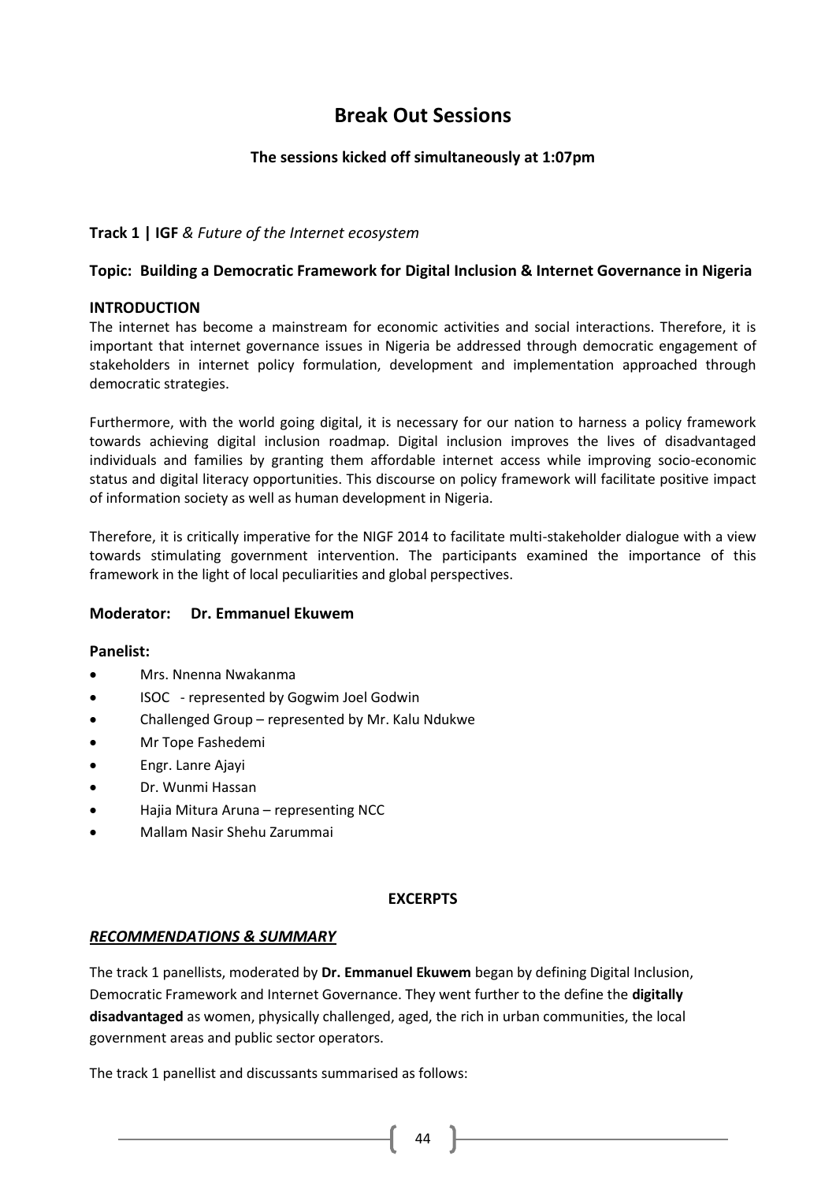# Break Out Sessions

**The sessions kicked off simultaneously at 1:07pm**

**Track 1 | IGF** *& Future of the Internet ecosystem*

**Topic: Building a Democratic Framework for Digital Inclusion & Internet Governance in Nigeria**

**INTRODUCTION**

The internet has become a mainstream for economic activities and social interactions. Therefore, it is important that internet governance issues in Nigeria be addressed through democratic engagement of stakeholders in internet policy formulation, development and implementation approached through democratic strategies.

Furthermore, with the world going digital, it is necessary for our nation to harness a policy framework towards achieving digital inclusion roadmap. Digital inclusion improves the lives of disadvantaged individuals and families by granting them affordable internet access while improving socio-economic status and digital literacy opportunities. This discourse on policy framework will facilitate positive impact of information society as well as human development in Nigeria.

Therefore, it is critically imperative for the NIGF 2014 to facilitate multi-stakeholder dialogue with a view towards stimulating government intervention. The participants examined the importance of this framework in the light of local peculiarities and global perspectives.

**Moderator: Dr. Emmanuel Ekuwem**

**Panelist:**

- Mrs. Nnenna Nwakanma
- ISOC - represented by Gogwim Joel Godwin
- Challenged Group – represented by Mr. Kalu Ndukwe
- Mr Tope Fashedemi
- Engr. Lanre Ajayi
- Dr. Wunmi Hassan
- Hajia Mitura Aruna – representing NCC
- Mallam Nasir Shehu Zarummai

**EXCERPTS**

***RECOMMENDATIONS & SUMMARY***

The track 1 panellists, moderated by **Dr. Emmanuel Ekuwem** began by defining Digital Inclusion, Democratic Framework and Internet Governance. They went further to the define the **digitally disadvantaged** as women, physically challenged, aged, the rich in urban communities, the local government areas and public sector operators.

The track 1 panellist and discussants summarised as follows: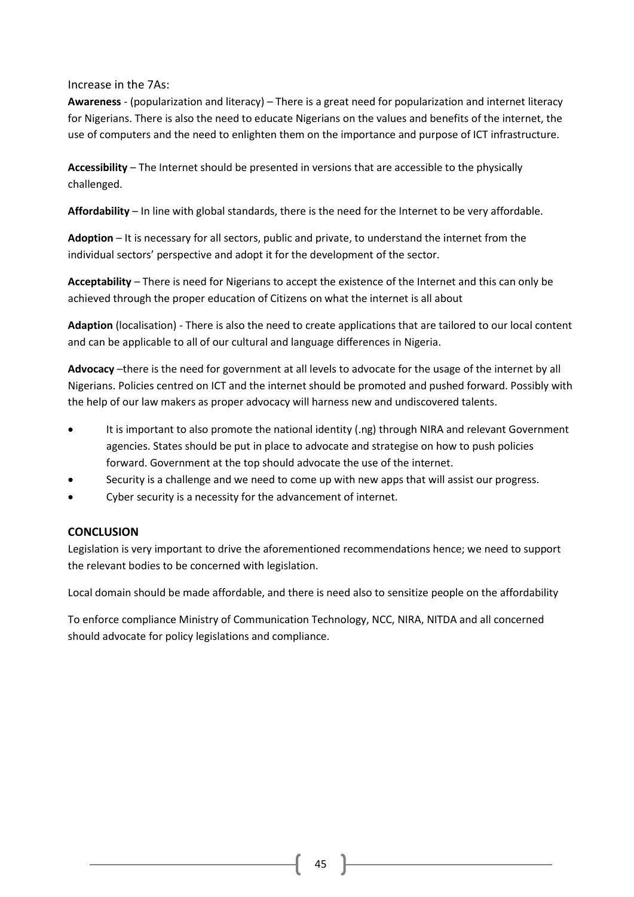Increase in the 7As:

**Awareness** - (popularization and literacy) – There is a great need for popularization and internet literacy for Nigerians. There is also the need to educate Nigerians on the values and benefits of the internet, the use of computers and the need to enlighten them on the importance and purpose of ICT infrastructure.

**Accessibility** – The Internet should be presented in versions that are accessible to the physically challenged.

**Affordability** – In line with global standards, there is the need for the Internet to be very affordable.

**Adoption** – It is necessary for all sectors, public and private, to understand the internet from the individual sectors' perspective and adopt it for the development of the sector.

**Acceptability** – There is need for Nigerians to accept the existence of the Internet and this can only be achieved through the proper education of Citizens on what the internet is all about

**Adaption** (localisation) - There is also the need to create applications that are tailored to our local content and can be applicable to all of our cultural and language differences in Nigeria.

**Advocacy** –there is the need for government at all levels to advocate for the usage of the internet by all Nigerians. Policies centred on ICT and the internet should be promoted and pushed forward. Possibly with the help of our law makers as proper advocacy will harness new and undiscovered talents.

- It is important to also promote the national identity (.ng) through NIRA and relevant Government agencies. States should be put in place to advocate and strategise on how to push policies forward. Government at the top should advocate the use of the internet.
- Security is a challenge and we need to come up with new apps that will assist our progress.
- Cyber security is a necessity for the advancement of internet.

## CONCLUSION

Legislation is very important to drive the aforementioned recommendations hence; we need to support the relevant bodies to be concerned with legislation.

Local domain should be made affordable, and there is need also to sensitize people on the affordability

To enforce compliance Ministry of Communication Technology, NCC, NIRA, NITDA and all concerned should advocate for policy legislations and compliance.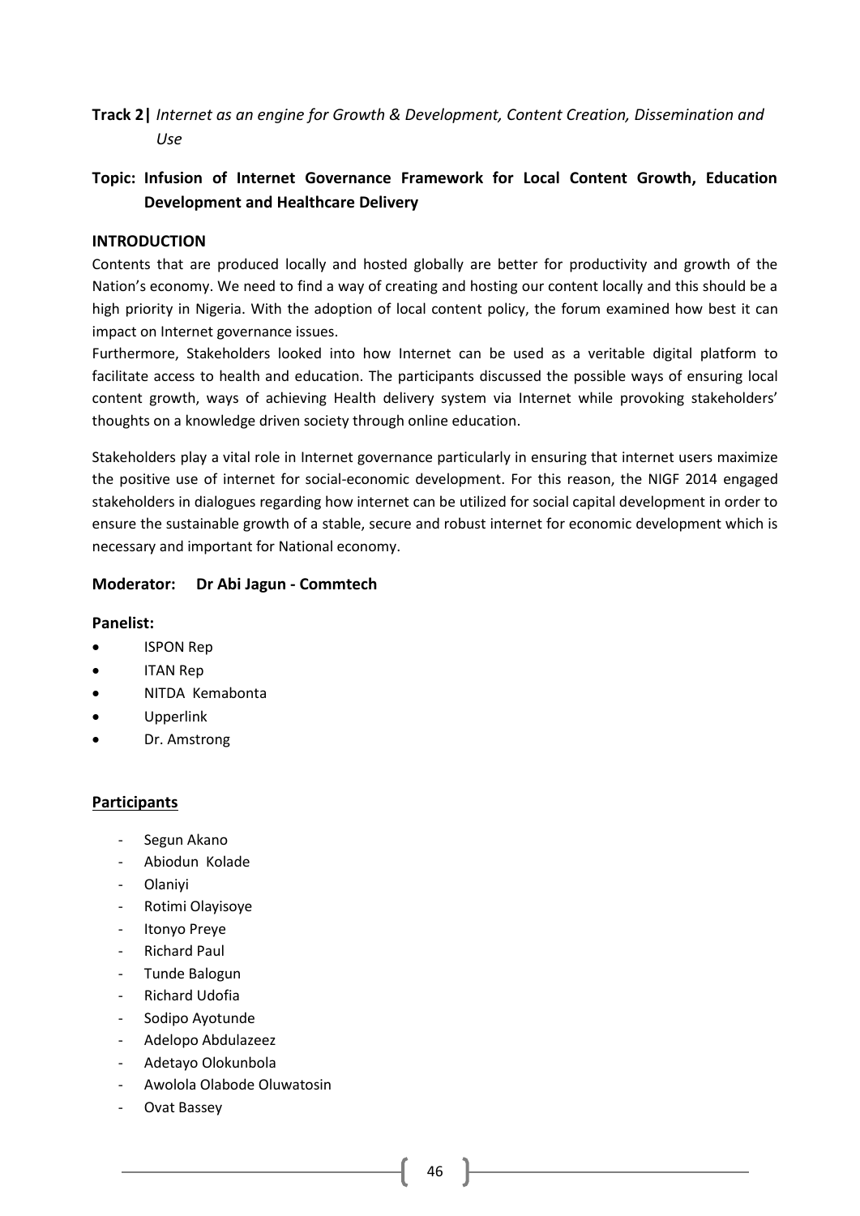**Track 2|** *Internet as an engine for Growth & Development, Content Creation, Dissemination and Use*

## Topic: Infusion of Internet Governance Framework for Local Content Growth, Education Development and Healthcare Delivery

### INTRODUCTION

Contents that are produced locally and hosted globally are better for productivity and growth of the Nation's economy. We need to find a way of creating and hosting our content locally and this should be a high priority in Nigeria. With the adoption of local content policy, the forum examined how best it can impact on Internet governance issues.

Furthermore, Stakeholders looked into how Internet can be used as a veritable digital platform to facilitate access to health and education. The participants discussed the possible ways of ensuring local content growth, ways of achieving Health delivery system via Internet while provoking stakeholders' thoughts on a knowledge driven society through online education.

Stakeholders play a vital role in Internet governance particularly in ensuring that internet users maximize the positive use of internet for social-economic development. For this reason, the NIGF 2014 engaged stakeholders in dialogues regarding how internet can be utilized for social capital development in order to ensure the sustainable growth of a stable, secure and robust internet for economic development which is necessary and important for National economy.

**Moderator: Dr Abi Jagun - Commtech**

**Panelist:**

- ISPON Rep
- ITAN Rep
- NITDA Kemabonta
- Upperlink
- Dr. Amstrong

**Participants**

- Segun Akano
- Abiodun Kolade
- Olaniyi
- Rotimi Olayisoye
- Itonyo Preye
- Richard Paul
- Tunde Balogun
- Richard Udofia
- Sodipo Ayotunde
- Adelopo Abdulazeez
- Adetayo Olokunbola
- Awolola Olabode Oluwatosin
- Ovat Bassey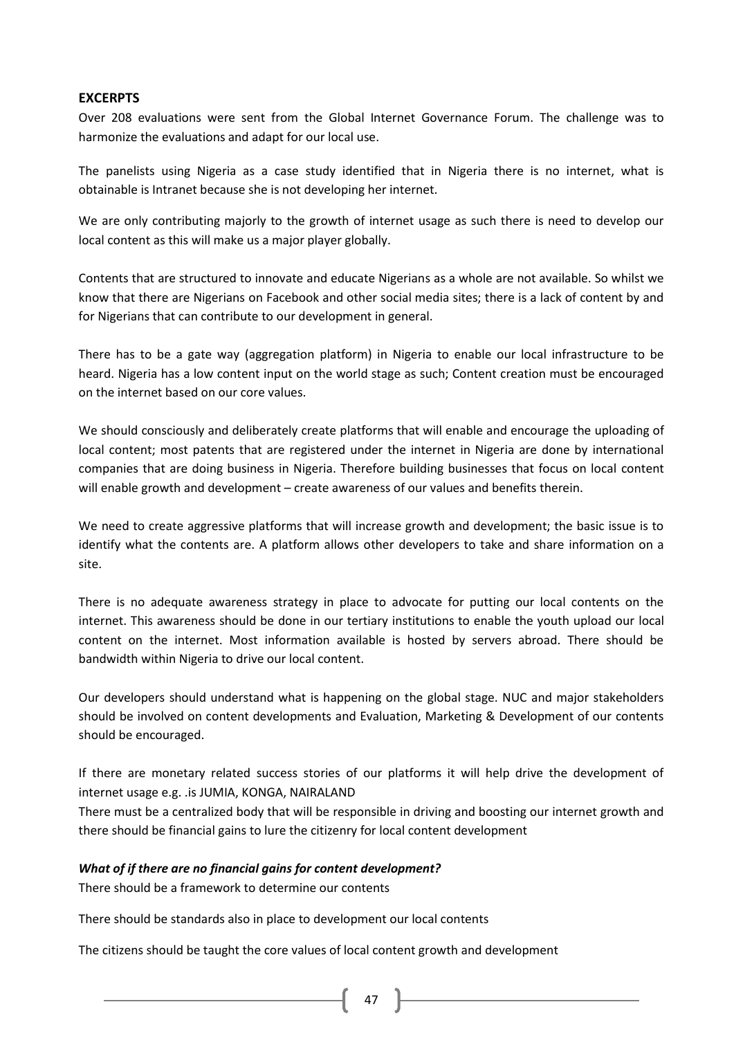**EXCERPTS**

Over 208 evaluations were sent from the Global Internet Governance Forum. The challenge was to harmonize the evaluations and adapt for our local use.

The panelists using Nigeria as a case study identified that in Nigeria there is no internet, what is obtainable is Intranet because she is not developing her internet.

We are only contributing majorly to the growth of internet usage as such there is need to develop our local content as this will make us a major player globally.

Contents that are structured to innovate and educate Nigerians as a whole are not available. So whilst we know that there are Nigerians on Facebook and other social media sites; there is a lack of content by and for Nigerians that can contribute to our development in general.

There has to be a gate way (aggregation platform) in Nigeria to enable our local infrastructure to be heard. Nigeria has a low content input on the world stage as such; Content creation must be encouraged on the internet based on our core values.

We should consciously and deliberately create platforms that will enable and encourage the uploading of local content; most patents that are registered under the internet in Nigeria are done by international companies that are doing business in Nigeria. Therefore building businesses that focus on local content will enable growth and development – create awareness of our values and benefits therein.

We need to create aggressive platforms that will increase growth and development; the basic issue is to identify what the contents are. A platform allows other developers to take and share information on a site.

There is no adequate awareness strategy in place to advocate for putting our local contents on the internet. This awareness should be done in our tertiary institutions to enable the youth upload our local content on the internet. Most information available is hosted by servers abroad. There should be bandwidth within Nigeria to drive our local content.

Our developers should understand what is happening on the global stage. NUC and major stakeholders should be involved on content developments and Evaluation, Marketing & Development of our contents should be encouraged.

If there are monetary related success stories of our platforms it will help drive the development of internet usage e.g. .is JUMIA, KONGA, NAIRALAND

There must be a centralized body that will be responsible in driving and boosting our internet growth and there should be financial gains to lure the citizenry for local content development

***What of if there are no financial gains for content development?***

There should be a framework to determine our contents

There should be standards also in place to development our local contents

The citizens should be taught the core values of local content growth and development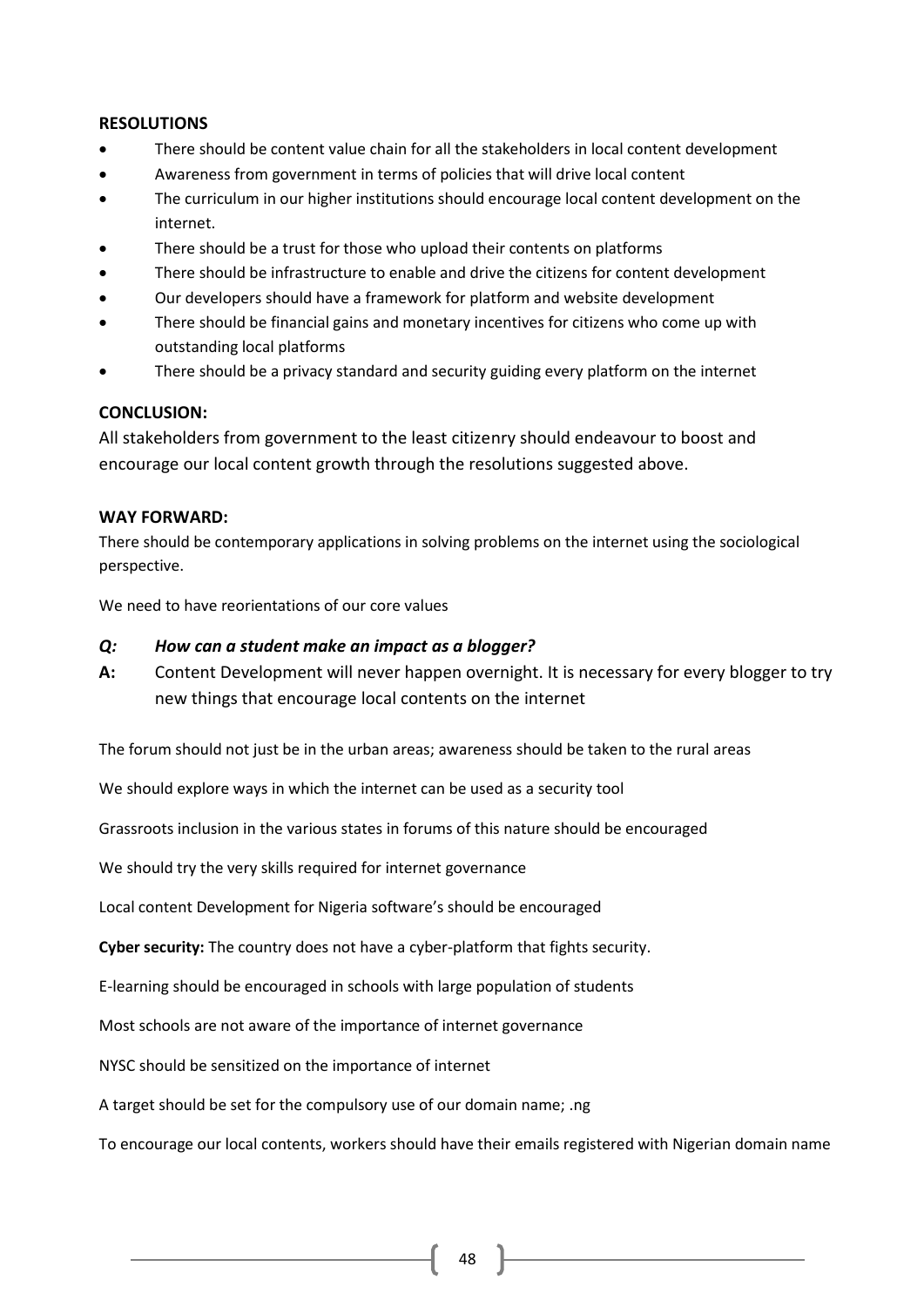**RESOLUTIONS**

- There should be content value chain for all the stakeholders in local content development
- Awareness from government in terms of policies that will drive local content
- The curriculum in our higher institutions should encourage local content development on the internet.
- There should be a trust for those who upload their contents on platforms
- There should be infrastructure to enable and drive the citizens for content development
- Our developers should have a framework for platform and website development
- There should be financial gains and monetary incentives for citizens who come up with outstanding local platforms
- There should be a privacy standard and security guiding every platform on the internet

**CONCLUSION:**

All stakeholders from government to the least citizenry should endeavour to boost and encourage our local content growth through the resolutions suggested above.

**WAY FORWARD:**

There should be contemporary applications in solving problems on the internet using the sociological perspective.

We need to have reorientations of our core values

***Q:*** ***How can a student make an impact as a blogger?***

**A:** Content Development will never happen overnight. It is necessary for every blogger to try new things that encourage local contents on the internet

The forum should not just be in the urban areas; awareness should be taken to the rural areas

We should explore ways in which the internet can be used as a security tool

Grassroots inclusion in the various states in forums of this nature should be encouraged

We should try the very skills required for internet governance

Local content Development for Nigeria software's should be encouraged

**Cyber security:** The country does not have a cyber-platform that fights security.

E-learning should be encouraged in schools with large population of students

Most schools are not aware of the importance of internet governance

NYSC should be sensitized on the importance of internet

A target should be set for the compulsory use of our domain name; .ng

To encourage our local contents, workers should have their emails registered with Nigerian domain name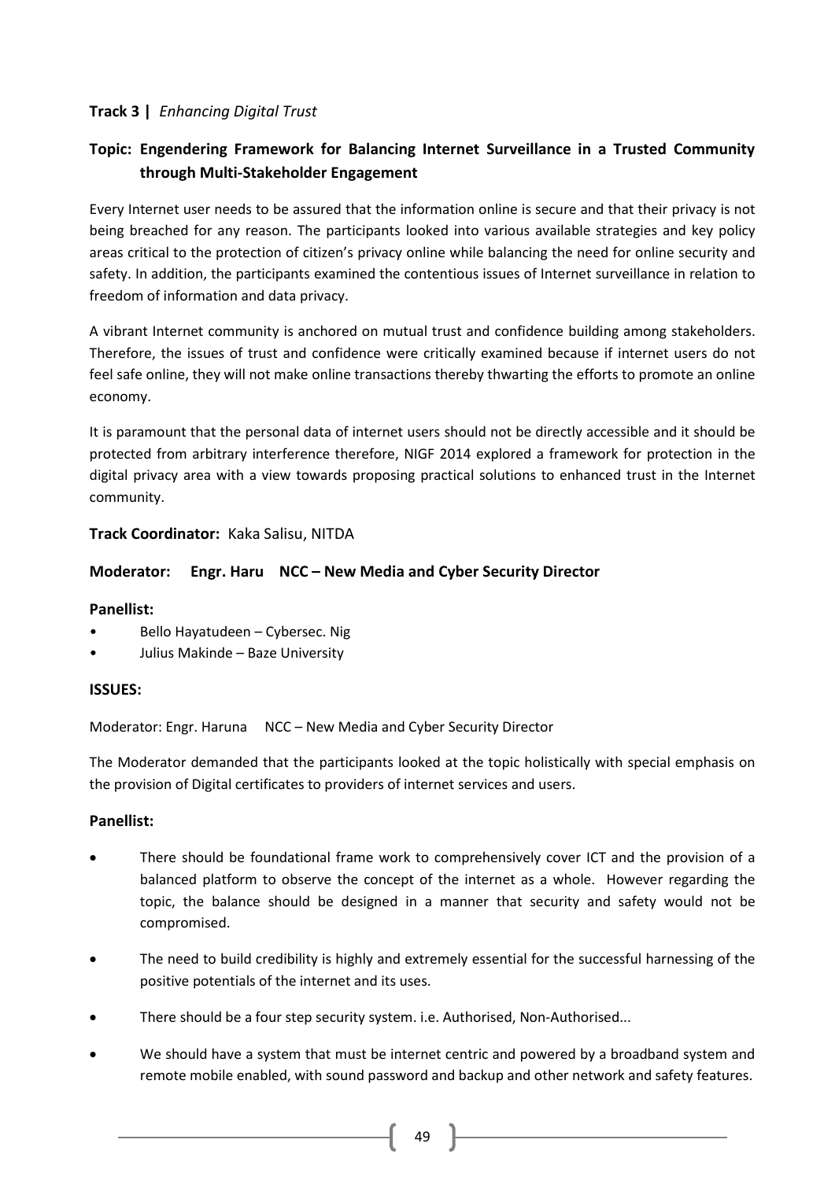**Track 3 |** *Enhancing Digital Trust*

## Topic: Engendering Framework for Balancing Internet Surveillance in a Trusted Community through Multi-Stakeholder Engagement

Every Internet user needs to be assured that the information online is secure and that their privacy is not being breached for any reason. The participants looked into various available strategies and key policy areas critical to the protection of citizen's privacy online while balancing the need for online security and safety. In addition, the participants examined the contentious issues of Internet surveillance in relation to freedom of information and data privacy.

A vibrant Internet community is anchored on mutual trust and confidence building among stakeholders. Therefore, the issues of trust and confidence were critically examined because if internet users do not feel safe online, they will not make online transactions thereby thwarting the efforts to promote an online economy.

It is paramount that the personal data of internet users should not be directly accessible and it should be protected from arbitrary interference therefore, NIGF 2014 explored a framework for protection in the digital privacy area with a view towards proposing practical solutions to enhanced trust in the Internet community.

**Track Coordinator:** Kaka Salisu, NITDA

**Moderator: Engr. Haru NCC – New Media and Cyber Security Director**

**Panellist:**

- Bello Hayatudeen – Cybersec. Nig
- Julius Makinde – Baze University

**ISSUES:**

Moderator: Engr. Haruna NCC – New Media and Cyber Security Director

The Moderator demanded that the participants looked at the topic holistically with special emphasis on the provision of Digital certificates to providers of internet services and users.

**Panellist:**

- There should be foundational frame work to comprehensively cover ICT and the provision of a balanced platform to observe the concept of the internet as a whole. However regarding the topic, the balance should be designed in a manner that security and safety would not be compromised.
- The need to build credibility is highly and extremely essential for the successful harnessing of the positive potentials of the internet and its uses.
- There should be a four step security system. i.e. Authorised, Non-Authorised...
- We should have a system that must be internet centric and powered by a broadband system and remote mobile enabled, with sound password and backup and other network and safety features.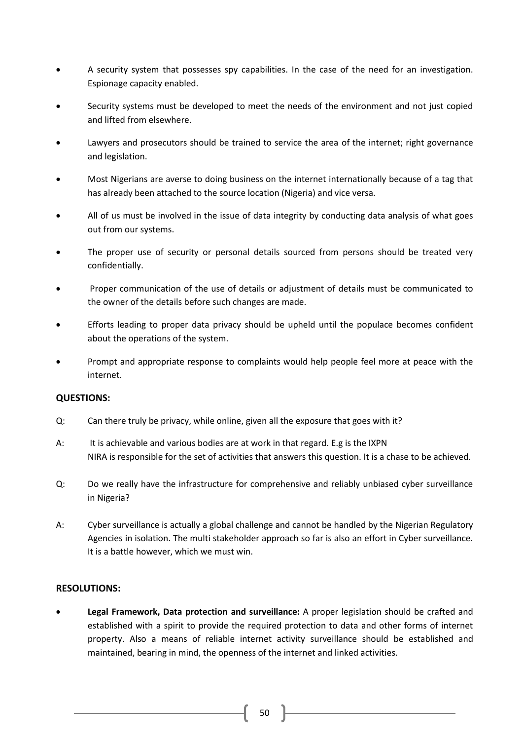- A security system that possesses spy capabilities. In the case of the need for an investigation. Espionage capacity enabled.
- Security systems must be developed to meet the needs of the environment and not just copied and lifted from elsewhere.
- Lawyers and prosecutors should be trained to service the area of the internet; right governance and legislation.
- Most Nigerians are averse to doing business on the internet internationally because of a tag that has already been attached to the source location (Nigeria) and vice versa.
- All of us must be involved in the issue of data integrity by conducting data analysis of what goes out from our systems.
- The proper use of security or personal details sourced from persons should be treated very confidentially.
- Proper communication of the use of details or adjustment of details must be communicated to the owner of the details before such changes are made.
- Efforts leading to proper data privacy should be upheld until the populace becomes confident about the operations of the system.
- Prompt and appropriate response to complaints would help people feel more at peace with the internet.

**QUESTIONS:**

Q: Can there truly be privacy, while online, given all the exposure that goes with it?

A: It is achievable and various bodies are at work in that regard. E.g is the IXPN
NIRA is responsible for the set of activities that answers this question. It is a chase to be achieved.

Q: Do we really have the infrastructure for comprehensive and reliably unbiased cyber surveillance in Nigeria?

A: Cyber surveillance is actually a global challenge and cannot be handled by the Nigerian Regulatory Agencies in isolation. The multi stakeholder approach so far is also an effort in Cyber surveillance. It is a battle however, which we must win.

**RESOLUTIONS:**

- **Legal Framework, Data protection and surveillance:** A proper legislation should be crafted and established with a spirit to provide the required protection to data and other forms of internet property. Also a means of reliable internet activity surveillance should be established and maintained, bearing in mind, the openness of the internet and linked activities.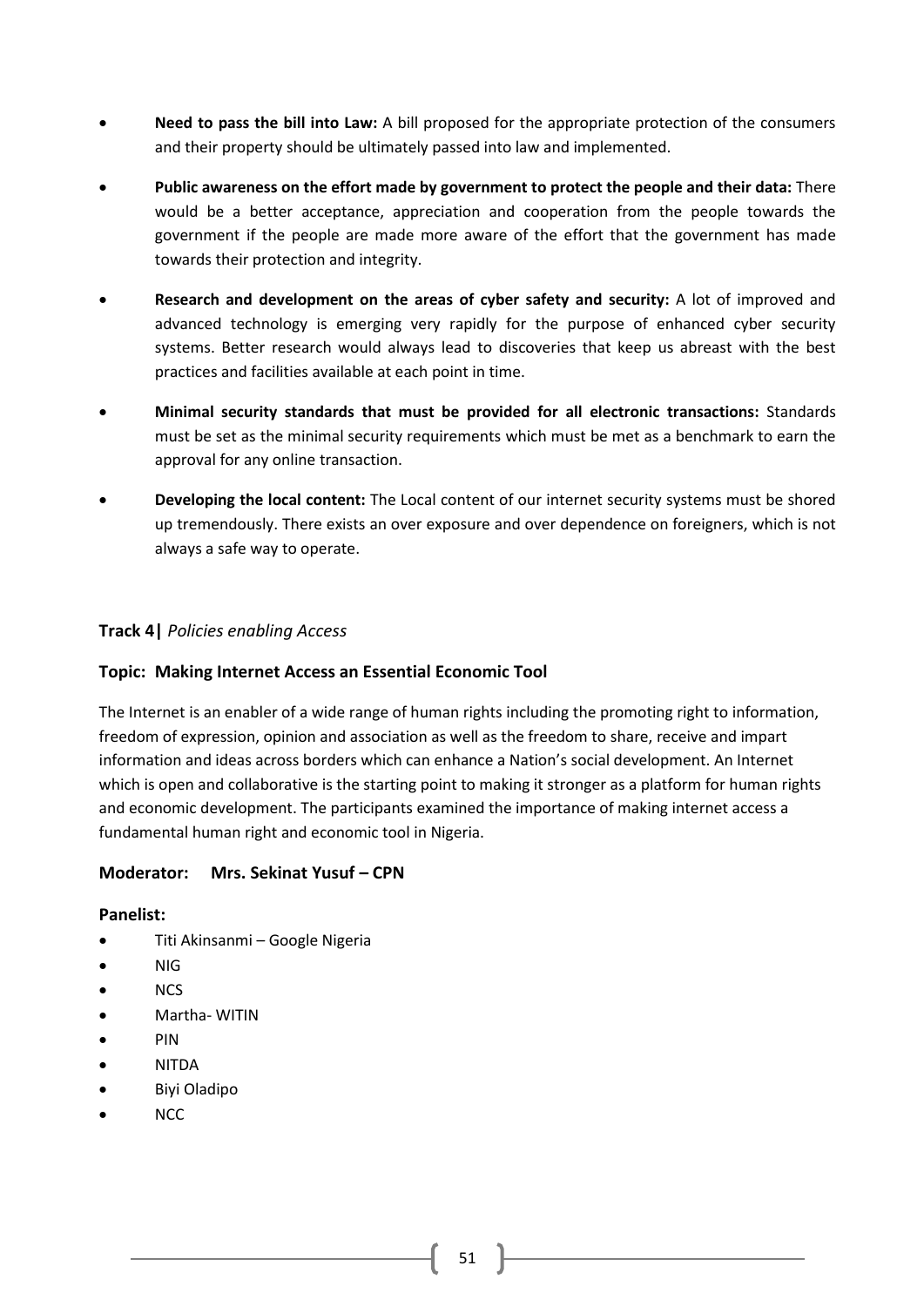- **Need to pass the bill into Law:** A bill proposed for the appropriate protection of the consumers and their property should be ultimately passed into law and implemented.
- **Public awareness on the effort made by government to protect the people and their data:** There would be a better acceptance, appreciation and cooperation from the people towards the government if the people are made more aware of the effort that the government has made towards their protection and integrity.
- **Research and development on the areas of cyber safety and security:** A lot of improved and advanced technology is emerging very rapidly for the purpose of enhanced cyber security systems. Better research would always lead to discoveries that keep us abreast with the best practices and facilities available at each point in time.
- **Minimal security standards that must be provided for all electronic transactions:** Standards must be set as the minimal security requirements which must be met as a benchmark to earn the approval for any online transaction.
- **Developing the local content:** The Local content of our internet security systems must be shored up tremendously. There exists an over exposure and over dependence on foreigners, which is not always a safe way to operate.

### Track 4| *Policies enabling Access*

### Topic: Making Internet Access an Essential Economic Tool

The Internet is an enabler of a wide range of human rights including the promoting right to information, freedom of expression, opinion and association as well as the freedom to share, receive and impart information and ideas across borders which can enhance a Nation's social development. An Internet which is open and collaborative is the starting point to making it stronger as a platform for human rights and economic development. The participants examined the importance of making internet access a fundamental human right and economic tool in Nigeria.

**Moderator: Mrs. Sekinat Yusuf – CPN**

**Panelist:**

- Titi Akinsanmi – Google Nigeria
- NIG
- NCS
- Martha- WITIN
- PIN
- NITDA
- Biyi Oladipo
- NCC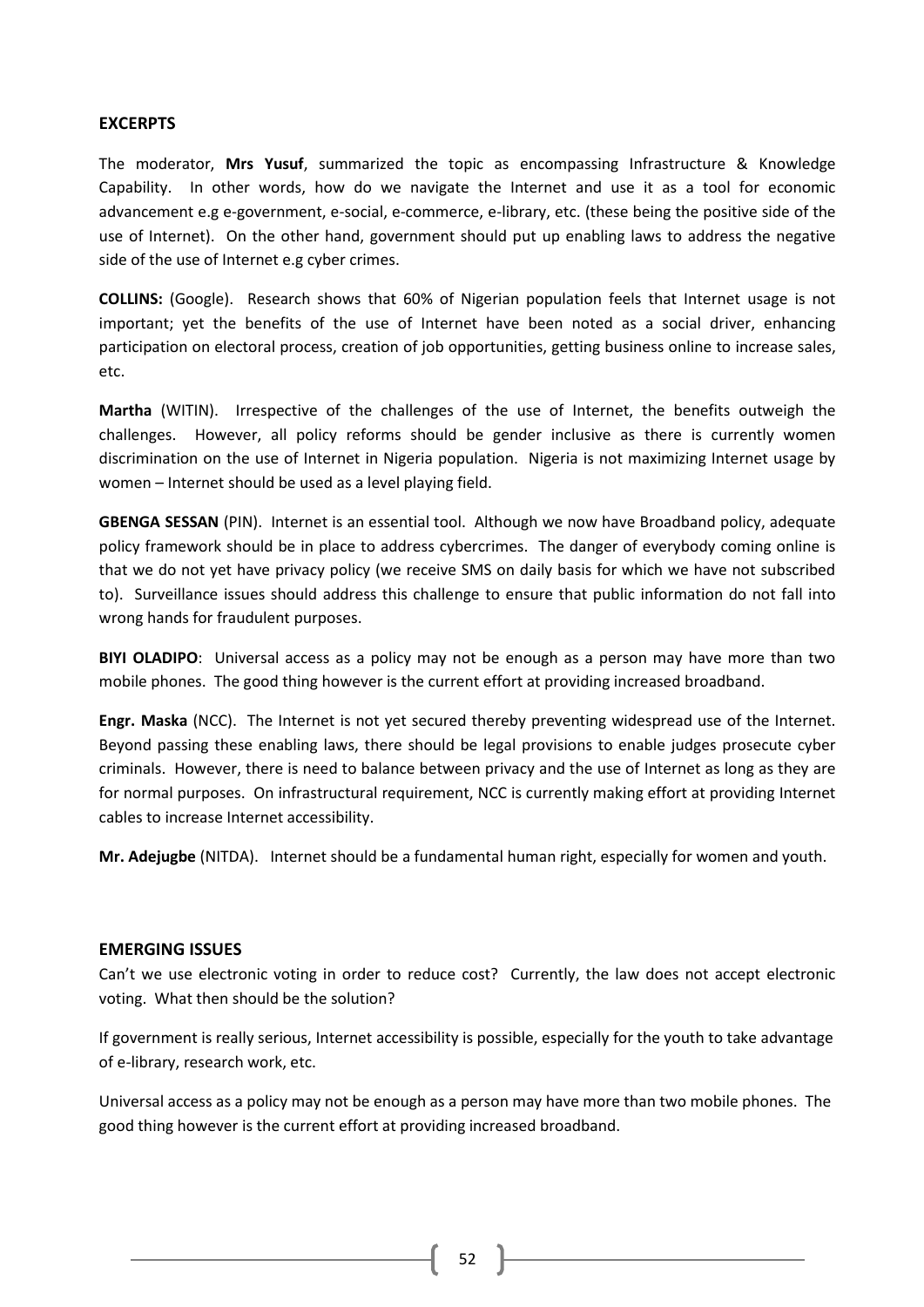## EXCERPTS

The moderator, **Mrs Yusuf**, summarized the topic as encompassing Infrastructure & Knowledge Capability. In other words, how do we navigate the Internet and use it as a tool for economic advancement e.g e-government, e-social, e-commerce, e-library, etc. (these being the positive side of the use of Internet). On the other hand, government should put up enabling laws to address the negative side of the use of Internet e.g cyber crimes.

**COLLINS:** (Google). Research shows that 60% of Nigerian population feels that Internet usage is not important; yet the benefits of the use of Internet have been noted as a social driver, enhancing participation on electoral process, creation of job opportunities, getting business online to increase sales, etc.

**Martha** (WITIN). Irrespective of the challenges of the use of Internet, the benefits outweigh the challenges. However, all policy reforms should be gender inclusive as there is currently women discrimination on the use of Internet in Nigeria population. Nigeria is not maximizing Internet usage by women – Internet should be used as a level playing field.

**GBENGA SESSAN** (PIN). Internet is an essential tool. Although we now have Broadband policy, adequate policy framework should be in place to address cybercrimes. The danger of everybody coming online is that we do not yet have privacy policy (we receive SMS on daily basis for which we have not subscribed to). Surveillance issues should address this challenge to ensure that public information do not fall into wrong hands for fraudulent purposes.

**BIYI OLADIPO**: Universal access as a policy may not be enough as a person may have more than two mobile phones. The good thing however is the current effort at providing increased broadband.

**Engr. Maska** (NCC). The Internet is not yet secured thereby preventing widespread use of the Internet. Beyond passing these enabling laws, there should be legal provisions to enable judges prosecute cyber criminals. However, there is need to balance between privacy and the use of Internet as long as they are for normal purposes. On infrastructural requirement, NCC is currently making effort at providing Internet cables to increase Internet accessibility.

**Mr. Adejugbe** (NITDA). Internet should be a fundamental human right, especially for women and youth.

## EMERGING ISSUES

Can't we use electronic voting in order to reduce cost? Currently, the law does not accept electronic voting. What then should be the solution?

If government is really serious, Internet accessibility is possible, especially for the youth to take advantage of e-library, research work, etc.

Universal access as a policy may not be enough as a person may have more than two mobile phones. The good thing however is the current effort at providing increased broadband.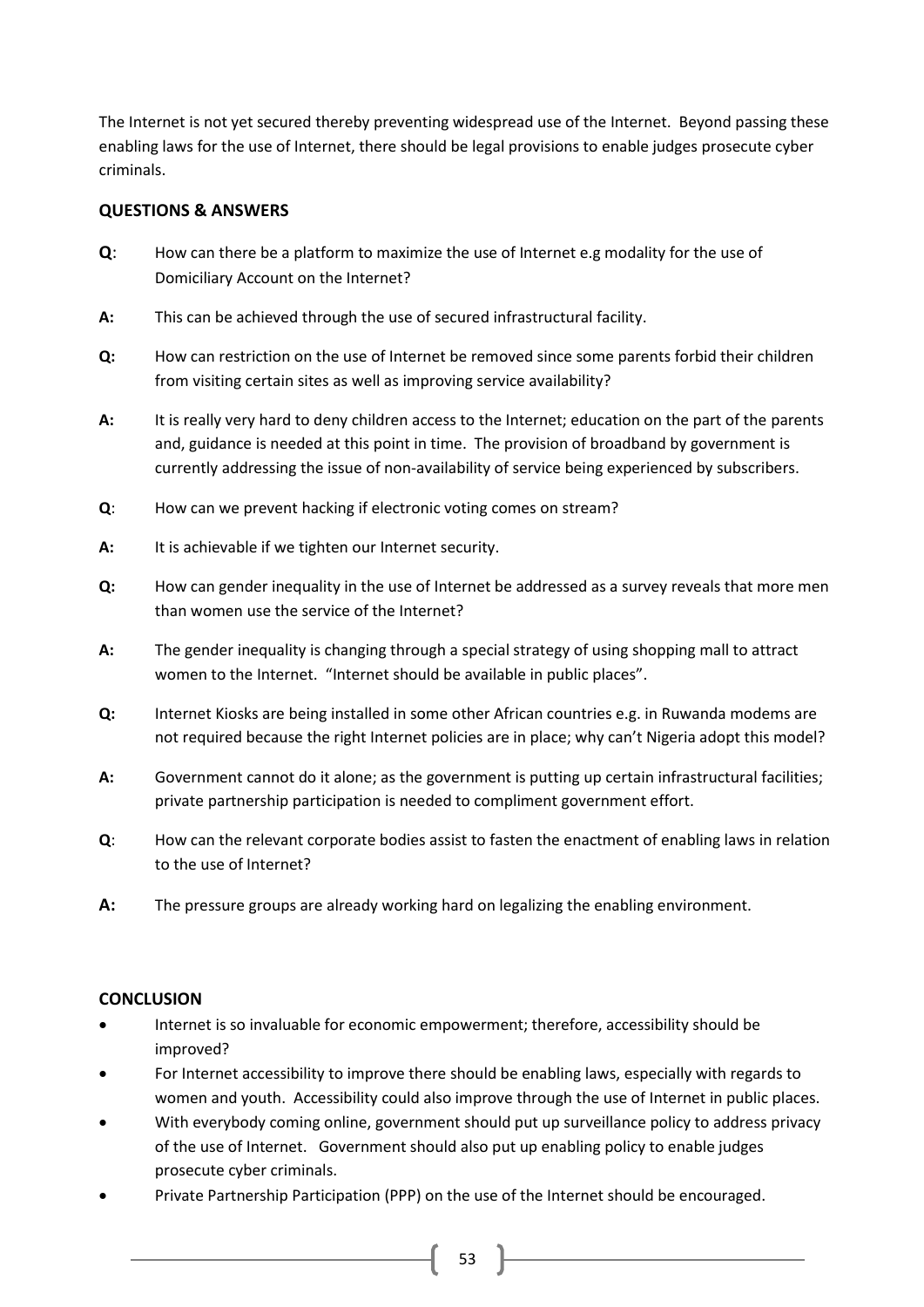The Internet is not yet secured thereby preventing widespread use of the Internet. Beyond passing these enabling laws for the use of Internet, there should be legal provisions to enable judges prosecute cyber criminals.

## QUESTIONS & ANSWERS

**Q**: How can there be a platform to maximize the use of Internet e.g modality for the use of Domiciliary Account on the Internet?

**A:** This can be achieved through the use of secured infrastructural facility.

**Q:** How can restriction on the use of Internet be removed since some parents forbid their children from visiting certain sites as well as improving service availability?

**A:** It is really very hard to deny children access to the Internet; education on the part of the parents and, guidance is needed at this point in time. The provision of broadband by government is currently addressing the issue of non-availability of service being experienced by subscribers.

**Q**: How can we prevent hacking if electronic voting comes on stream?

**A:** It is achievable if we tighten our Internet security.

**Q:** How can gender inequality in the use of Internet be addressed as a survey reveals that more men than women use the service of the Internet?

**A:** The gender inequality is changing through a special strategy of using shopping mall to attract women to the Internet. "Internet should be available in public places".

**Q:** Internet Kiosks are being installed in some other African countries e.g. in Ruwanda modems are not required because the right Internet policies are in place; why can't Nigeria adopt this model?

**A:** Government cannot do it alone; as the government is putting up certain infrastructural facilities; private partnership participation is needed to compliment government effort.

**Q**: How can the relevant corporate bodies assist to fasten the enactment of enabling laws in relation to the use of Internet?

**A:** The pressure groups are already working hard on legalizing the enabling environment.

## CONCLUSION

- Internet is so invaluable for economic empowerment; therefore, accessibility should be improved?
- For Internet accessibility to improve there should be enabling laws, especially with regards to women and youth. Accessibility could also improve through the use of Internet in public places.
- With everybody coming online, government should put up surveillance policy to address privacy of the use of Internet. Government should also put up enabling policy to enable judges prosecute cyber criminals.
- Private Partnership Participation (PPP) on the use of the Internet should be encouraged.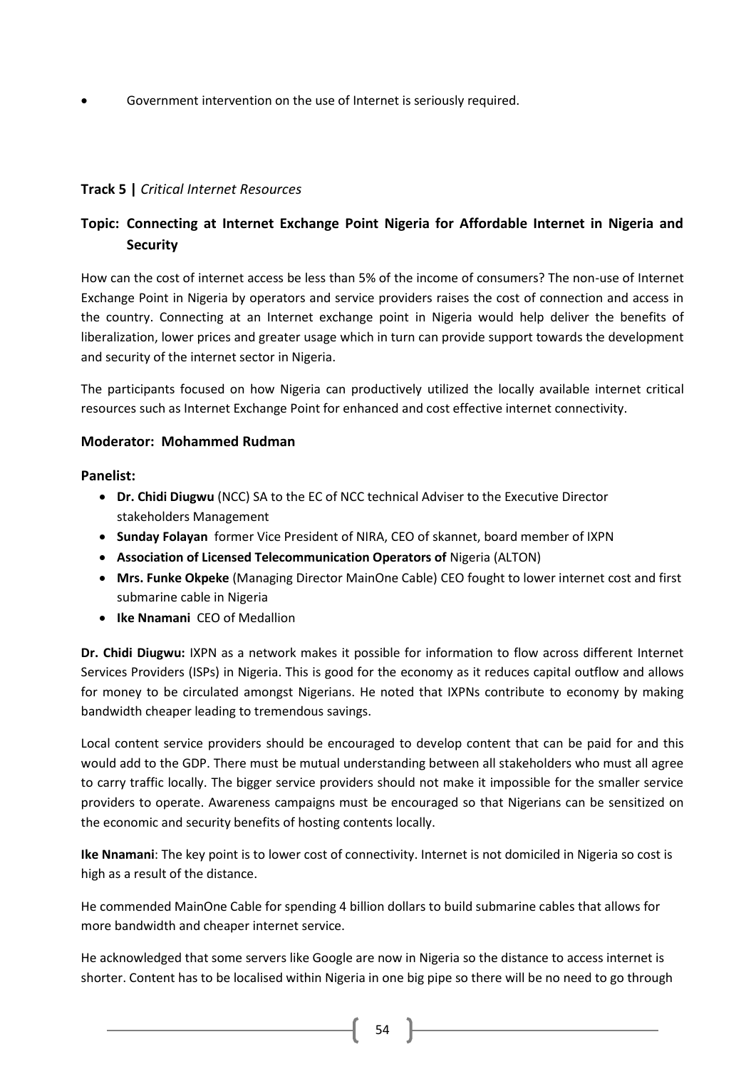- Government intervention on the use of Internet is seriously required.

### **Track 5 |** *Critical Internet Resources*

### Topic: Connecting at Internet Exchange Point Nigeria for Affordable Internet in Nigeria and Security

How can the cost of internet access be less than 5% of the income of consumers? The non-use of Internet Exchange Point in Nigeria by operators and service providers raises the cost of connection and access in the country. Connecting at an Internet exchange point in Nigeria would help deliver the benefits of liberalization, lower prices and greater usage which in turn can provide support towards the development and security of the internet sector in Nigeria.

The participants focused on how Nigeria can productively utilized the locally available internet critical resources such as Internet Exchange Point for enhanced and cost effective internet connectivity.

**Moderator: Mohammed Rudman**

**Panelist:**

- **Dr. Chidi Diugwu** (NCC) SA to the EC of NCC technical Adviser to the Executive Director stakeholders Management
- **Sunday Folayan** former Vice President of NIRA, CEO of skannet, board member of IXPN
- **Association of Licensed Telecommunication Operators of** Nigeria (ALTON)
- **Mrs. Funke Okpeke** (Managing Director MainOne Cable) CEO fought to lower internet cost and first submarine cable in Nigeria
- **Ike Nnamani** CEO of Medallion

**Dr. Chidi Diugwu:** IXPN as a network makes it possible for information to flow across different Internet Services Providers (ISPs) in Nigeria. This is good for the economy as it reduces capital outflow and allows for money to be circulated amongst Nigerians. He noted that IXPNs contribute to economy by making bandwidth cheaper leading to tremendous savings.

Local content service providers should be encouraged to develop content that can be paid for and this would add to the GDP. There must be mutual understanding between all stakeholders who must all agree to carry traffic locally. The bigger service providers should not make it impossible for the smaller service providers to operate. Awareness campaigns must be encouraged so that Nigerians can be sensitized on the economic and security benefits of hosting contents locally.

**Ike Nnamani**: The key point is to lower cost of connectivity. Internet is not domiciled in Nigeria so cost is high as a result of the distance.

He commended MainOne Cable for spending 4 billion dollars to build submarine cables that allows for more bandwidth and cheaper internet service.

He acknowledged that some servers like Google are now in Nigeria so the distance to access internet is shorter. Content has to be localised within Nigeria in one big pipe so there will be no need to go through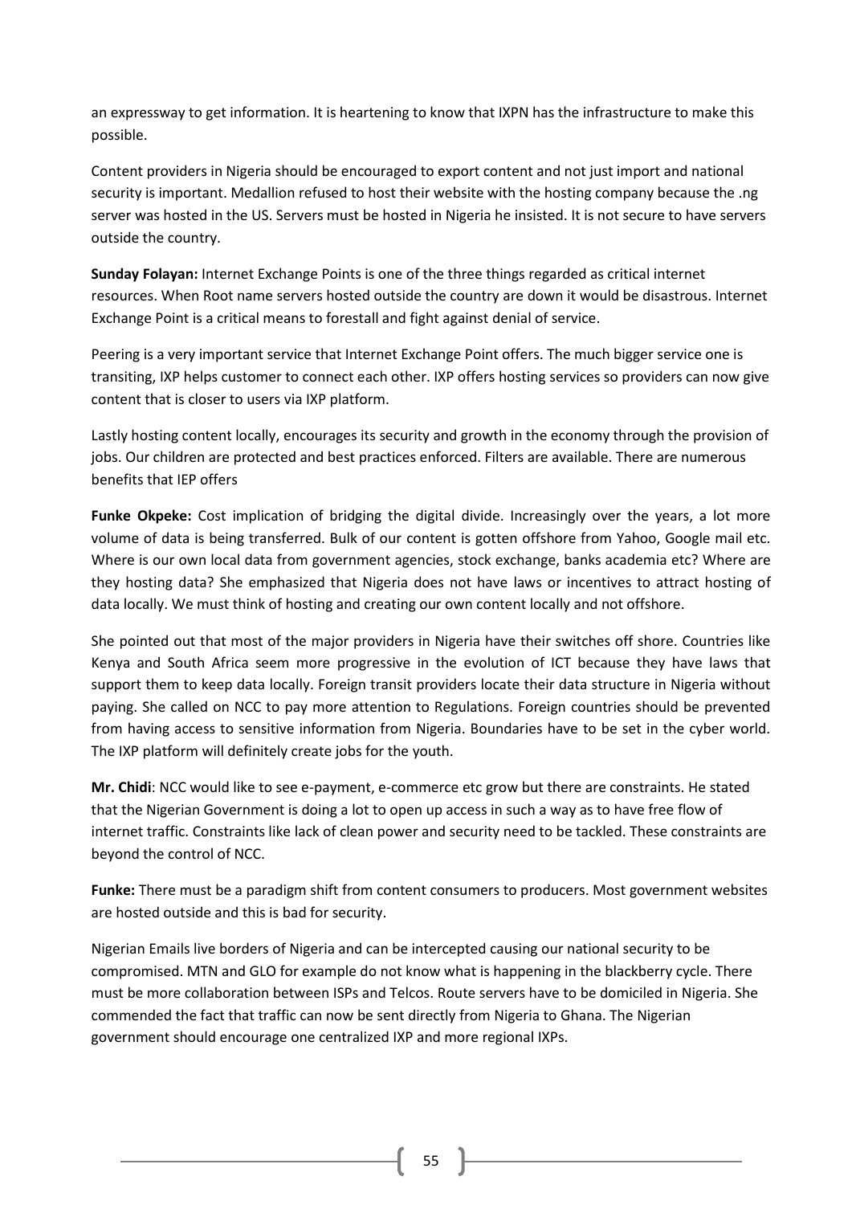an expressway to get information. It is heartening to know that IXPN has the infrastructure to make this possible.

Content providers in Nigeria should be encouraged to export content and not just import and national security is important. Medallion refused to host their website with the hosting company because the .ng server was hosted in the US. Servers must be hosted in Nigeria he insisted. It is not secure to have servers outside the country.

**Sunday Folayan:** Internet Exchange Points is one of the three things regarded as critical internet resources. When Root name servers hosted outside the country are down it would be disastrous. Internet Exchange Point is a critical means to forestall and fight against denial of service.

Peering is a very important service that Internet Exchange Point offers. The much bigger service one is transiting, IXP helps customer to connect each other. IXP offers hosting services so providers can now give content that is closer to users via IXP platform.

Lastly hosting content locally, encourages its security and growth in the economy through the provision of jobs. Our children are protected and best practices enforced. Filters are available. There are numerous benefits that IEP offers

**Funke Okpeke:** Cost implication of bridging the digital divide. Increasingly over the years, a lot more volume of data is being transferred. Bulk of our content is gotten offshore from Yahoo, Google mail etc. Where is our own local data from government agencies, stock exchange, banks academia etc? Where are they hosting data? She emphasized that Nigeria does not have laws or incentives to attract hosting of data locally. We must think of hosting and creating our own content locally and not offshore.

She pointed out that most of the major providers in Nigeria have their switches off shore. Countries like Kenya and South Africa seem more progressive in the evolution of ICT because they have laws that support them to keep data locally. Foreign transit providers locate their data structure in Nigeria without paying. She called on NCC to pay more attention to Regulations. Foreign countries should be prevented from having access to sensitive information from Nigeria. Boundaries have to be set in the cyber world. The IXP platform will definitely create jobs for the youth.

**Mr. Chidi**: NCC would like to see e-payment, e-commerce etc grow but there are constraints. He stated that the Nigerian Government is doing a lot to open up access in such a way as to have free flow of internet traffic. Constraints like lack of clean power and security need to be tackled. These constraints are beyond the control of NCC.

**Funke:** There must be a paradigm shift from content consumers to producers. Most government websites are hosted outside and this is bad for security.

Nigerian Emails live borders of Nigeria and can be intercepted causing our national security to be compromised. MTN and GLO for example do not know what is happening in the blackberry cycle. There must be more collaboration between ISPs and Telcos. Route servers have to be domiciled in Nigeria. She commended the fact that traffic can now be sent directly from Nigeria to Ghana. The Nigerian government should encourage one centralized IXP and more regional IXPs.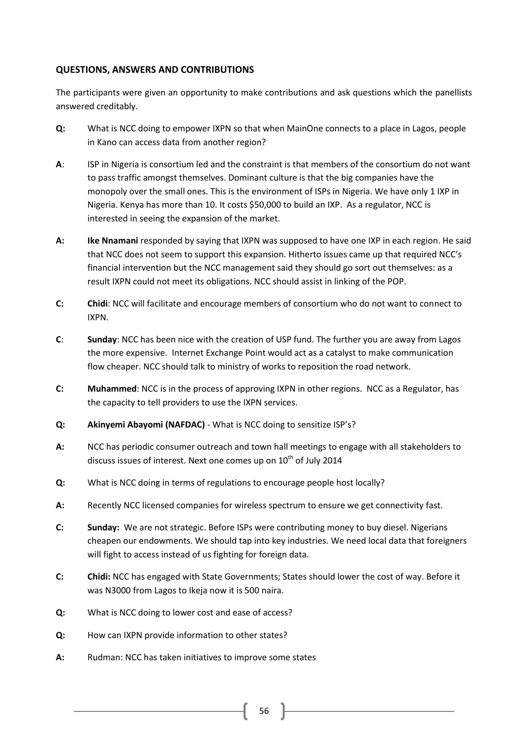### QUESTIONS, ANSWERS AND CONTRIBUTIONS

The participants were given an opportunity to make contributions and ask questions which the panellists answered creditably.

**Q:** What is NCC doing to empower IXPN so that when MainOne connects to a place in Lagos, people in Kano can access data from another region?

**A**: ISP in Nigeria is consortium led and the constraint is that members of the consortium do not want to pass traffic amongst themselves. Dominant culture is that the big companies have the monopoly over the small ones. This is the environment of ISPs in Nigeria. We have only 1 IXP in Nigeria. Kenya has more than 10. It costs $50,000 to build an IXP. As a regulator, NCC is interested in seeing the expansion of the market.

**A:** **Ike Nnamani** responded by saying that IXPN was supposed to have one IXP in each region. He said that NCC does not seem to support this expansion. Hitherto issues came up that required NCC's financial intervention but the NCC management said they should go sort out themselves: as a result IXPN could not meet its obligations. NCC should assist in linking of the POP.

**C:** **Chidi**: NCC will facilitate and encourage members of consortium who do not want to connect to IXPN.

**C**: **Sunday**: NCC has been nice with the creation of USP fund. The further you are away from Lagos the more expensive. Internet Exchange Point would act as a catalyst to make communication flow cheaper. NCC should talk to ministry of works to reposition the road network.

**C:** **Muhammed**: NCC is in the process of approving IXPN in other regions. NCC as a Regulator, has the capacity to tell providers to use the IXPN services.

**Q:** **Akinyemi Abayomi (NAFDAC)** - What is NCC doing to sensitize ISP's?

**A:** NCC has periodic consumer outreach and town hall meetings to engage with all stakeholders to discuss issues of interest. Next one comes up on 10th of July 2014

**Q:** What is NCC doing in terms of regulations to encourage people host locally?

**A:** Recently NCC licensed companies for wireless spectrum to ensure we get connectivity fast.

**C:** **Sunday:** We are not strategic. Before ISPs were contributing money to buy diesel. Nigerians cheapen our endowments. We should tap into key industries. We need local data that foreigners will fight to access instead of us fighting for foreign data.

**C:** **Chidi:** NCC has engaged with State Governments; States should lower the cost of way. Before it was N3000 from Lagos to Ikeja now it is 500 naira.

**Q:** What is NCC doing to lower cost and ease of access?

**Q:** How can IXPN provide information to other states?

**A:** Rudman: NCC has taken initiatives to improve some states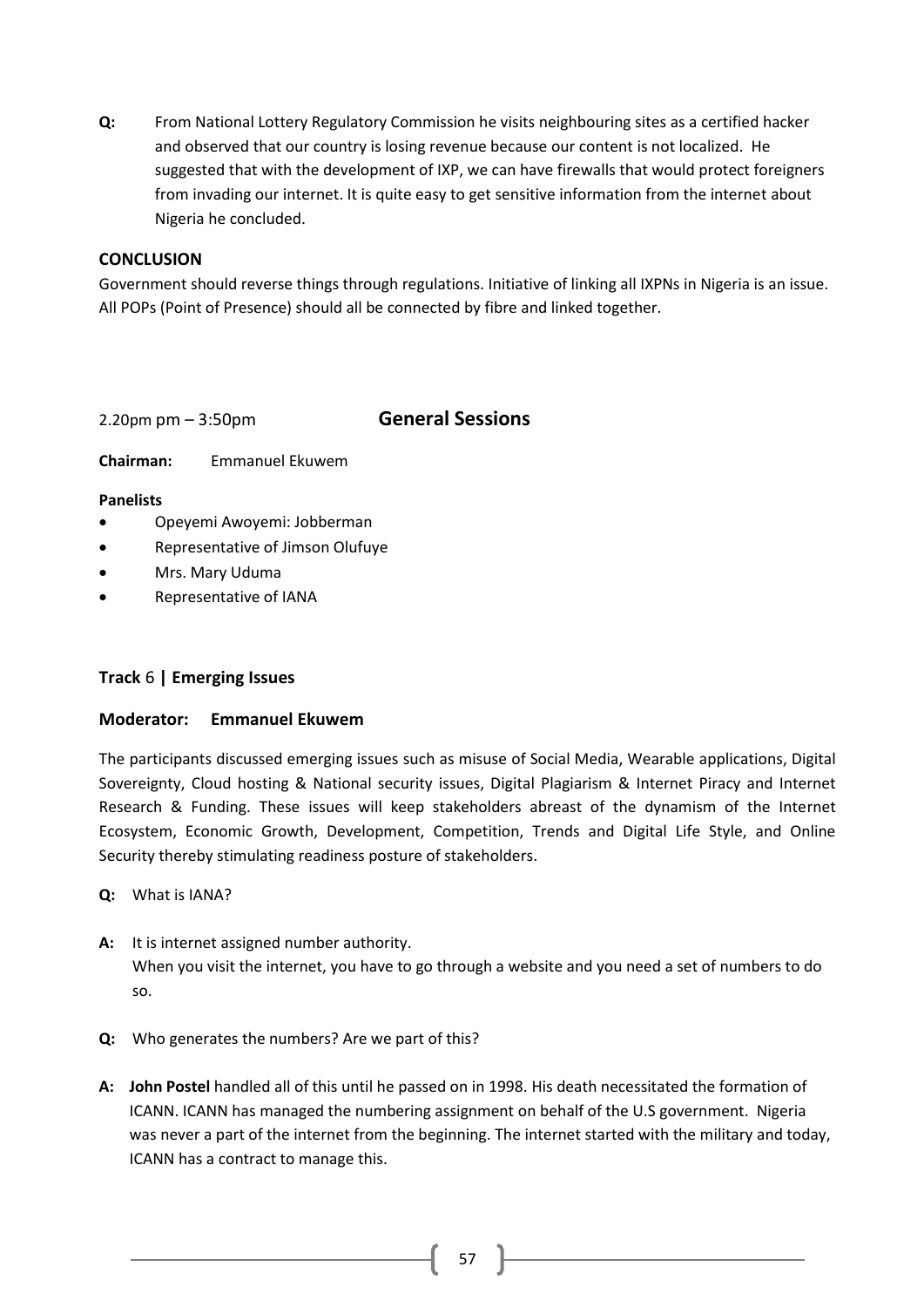**Q:** From National Lottery Regulatory Commission he visits neighbouring sites as a certified hacker and observed that our country is losing revenue because our content is not localized. He suggested that with the development of IXP, we can have firewalls that would protect foreigners from invading our internet. It is quite easy to get sensitive information from the internet about Nigeria he concluded.

**CONCLUSION**

Government should reverse things through regulations. Initiative of linking all IXPNs in Nigeria is an issue. All POPs (Point of Presence) should all be connected by fibre and linked together.

2.20pm pm – 3:50pm **General Sessions**

**Chairman:** Emmanuel Ekuwem

**Panelists**

- Opeyemi Awoyemi: Jobberman
- Representative of Jimson Olufuye
- Mrs. Mary Uduma
- Representative of IANA

### Track 6 | Emerging Issues

### Moderator: Emmanuel Ekuwem

The participants discussed emerging issues such as misuse of Social Media, Wearable applications, Digital Sovereignty, Cloud hosting & National security issues, Digital Plagiarism & Internet Piracy and Internet Research & Funding. These issues will keep stakeholders abreast of the dynamism of the Internet Ecosystem, Economic Growth, Development, Competition, Trends and Digital Life Style, and Online Security thereby stimulating readiness posture of stakeholders.

**Q:** What is IANA?

**A:** It is internet assigned number authority.
When you visit the internet, you have to go through a website and you need a set of numbers to do so.

**Q:** Who generates the numbers? Are we part of this?

**A:** **John Postel** handled all of this until he passed on in 1998. His death necessitated the formation of ICANN. ICANN has managed the numbering assignment on behalf of the U.S government. Nigeria was never a part of the internet from the beginning. The internet started with the military and today, ICANN has a contract to manage this.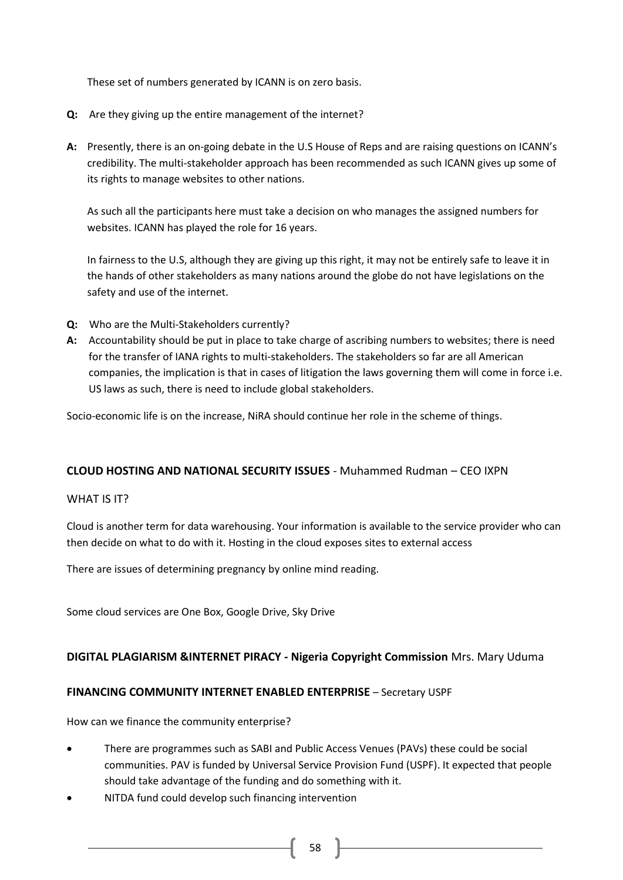These set of numbers generated by ICANN is on zero basis.

**Q:** Are they giving up the entire management of the internet?

**A:** Presently, there is an on-going debate in the U.S House of Reps and are raising questions on ICANN's credibility. The multi-stakeholder approach has been recommended as such ICANN gives up some of its rights to manage websites to other nations.

As such all the participants here must take a decision on who manages the assigned numbers for websites. ICANN has played the role for 16 years.

In fairness to the U.S, although they are giving up this right, it may not be entirely safe to leave it in the hands of other stakeholders as many nations around the globe do not have legislations on the safety and use of the internet.

**Q:** Who are the Multi-Stakeholders currently?

**A:** Accountability should be put in place to take charge of ascribing numbers to websites; there is need for the transfer of IANA rights to multi-stakeholders. The stakeholders so far are all American companies, the implication is that in cases of litigation the laws governing them will come in force i.e. US laws as such, there is need to include global stakeholders.

Socio-economic life is on the increase, NiRA should continue her role in the scheme of things.

**CLOUD HOSTING AND NATIONAL SECURITY ISSUES** - Muhammed Rudman – CEO IXPN

WHAT IS IT?

Cloud is another term for data warehousing. Your information is available to the service provider who can then decide on what to do with it. Hosting in the cloud exposes sites to external access

There are issues of determining pregnancy by online mind reading.

Some cloud services are One Box, Google Drive, Sky Drive

**DIGITAL PLAGIARISM &INTERNET PIRACY - Nigeria Copyright Commission** Mrs. Mary Uduma

**FINANCING COMMUNITY INTERNET ENABLED ENTERPRISE** – Secretary USPF

How can we finance the community enterprise?

- There are programmes such as SABI and Public Access Venues (PAVs) these could be social communities. PAV is funded by Universal Service Provision Fund (USPF). It expected that people should take advantage of the funding and do something with it.
- NITDA fund could develop such financing intervention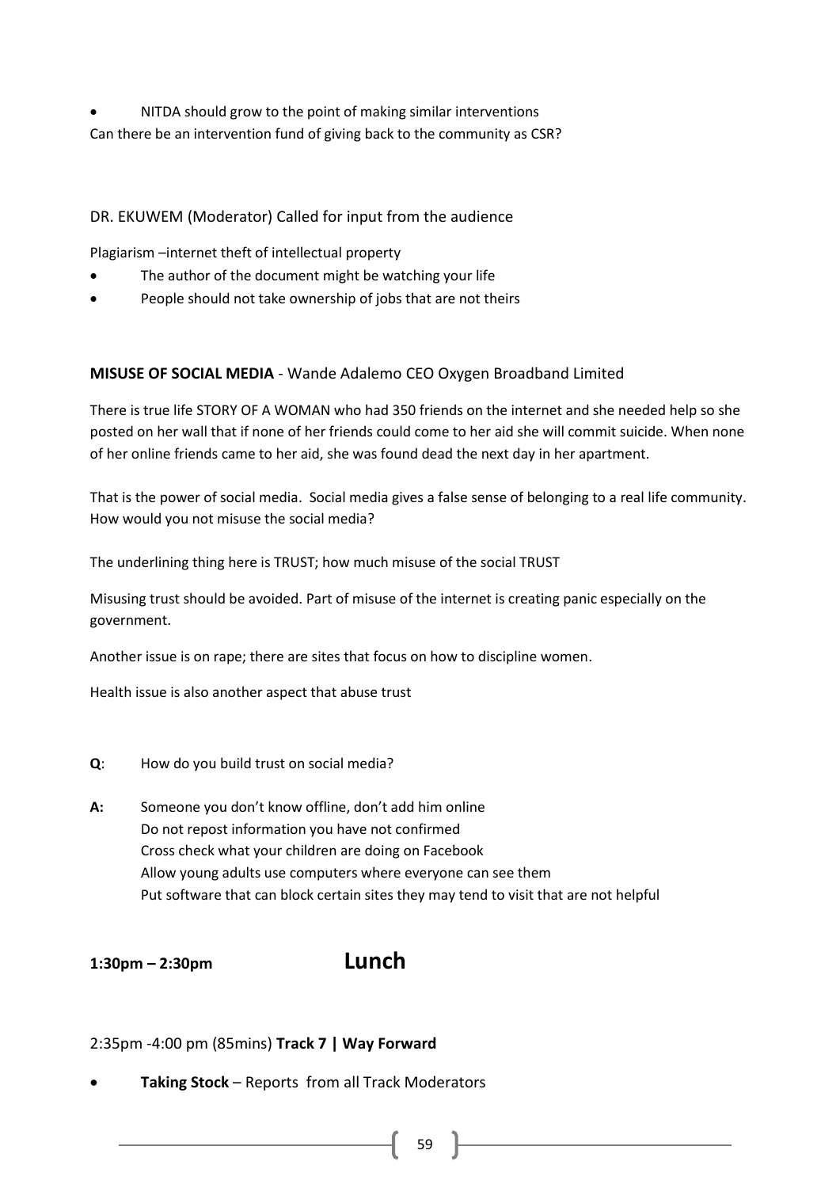- NITDA should grow to the point of making similar interventions

Can there be an intervention fund of giving back to the community as CSR?

DR. EKUWEM (Moderator) Called for input from the audience

Plagiarism –internet theft of intellectual property

- The author of the document might be watching your life
- People should not take ownership of jobs that are not theirs

**MISUSE OF SOCIAL MEDIA** - Wande Adalemo CEO Oxygen Broadband Limited

There is true life STORY OF A WOMAN who had 350 friends on the internet and she needed help so she posted on her wall that if none of her friends could come to her aid she will commit suicide. When none of her online friends came to her aid, she was found dead the next day in her apartment.

That is the power of social media. Social media gives a false sense of belonging to a real life community. How would you not misuse the social media?

The underlining thing here is TRUST; how much misuse of the social TRUST

Misusing trust should be avoided. Part of misuse of the internet is creating panic especially on the government.

Another issue is on rape; there are sites that focus on how to discipline women.

Health issue is also another aspect that abuse trust

**Q**: How do you build trust on social media?

**A:** Someone you don't know offline, don't add him online
Do not repost information you have not confirmed
Cross check what your children are doing on Facebook
Allow young adults use computers where everyone can see them
Put software that can block certain sites they may tend to visit that are not helpful

**1:30pm – 2:30pm** **Lunch**

2:35pm -4:00 pm (85mins) **Track 7 | Way Forward**

- **Taking Stock** – Reports from all Track Moderators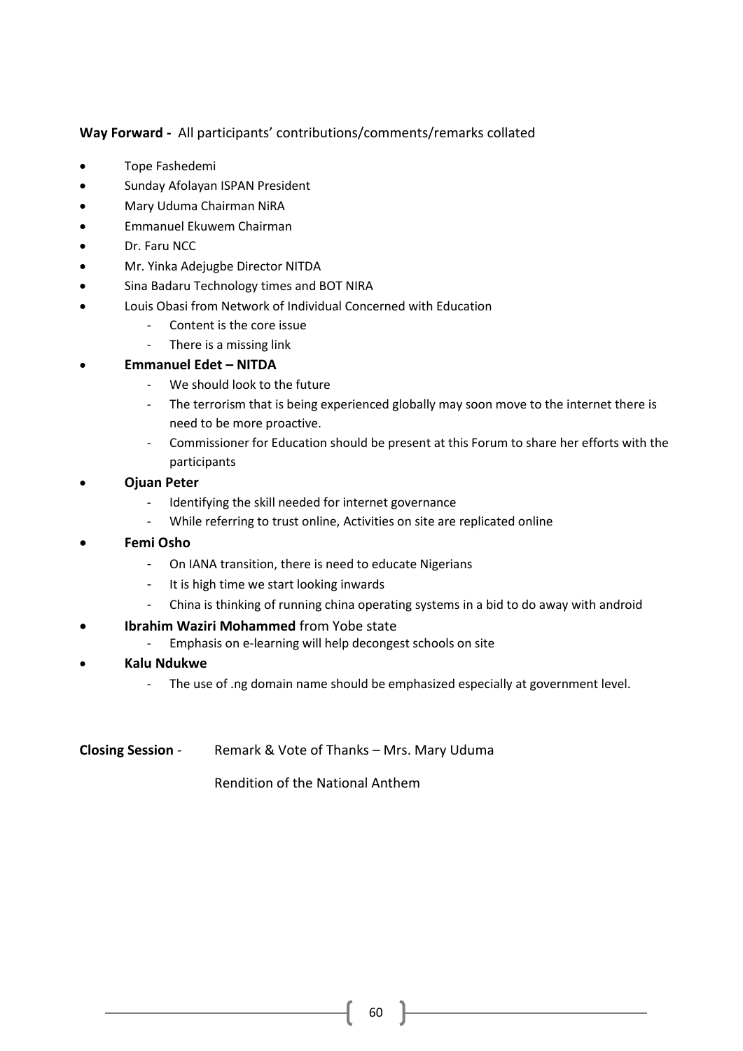**Way Forward -** All participants' contributions/comments/remarks collated

- Tope Fashedemi
- Sunday Afolayan ISPAN President
- Mary Uduma Chairman NiRA
- Emmanuel Ekuwem Chairman
- Dr. Faru NCC
- Mr. Yinka Adejugbe Director NITDA
- Sina Badaru Technology times and BOT NIRA
- Louis Obasi from Network of Individual Concerned with Education
    - Content is the core issue
    - There is a missing link
- **Emmanuel Edet – NITDA**
    - We should look to the future
    - The terrorism that is being experienced globally may soon move to the internet there is need to be more proactive.
    - Commissioner for Education should be present at this Forum to share her efforts with the participants
- **Ojuan Peter**
    - Identifying the skill needed for internet governance
    - While referring to trust online, Activities on site are replicated online
- **Femi Osho**
    - On IANA transition, there is need to educate Nigerians
    - It is high time we start looking inwards
    - China is thinking of running china operating systems in a bid to do away with android
- **Ibrahim Waziri Mohammed** from Yobe state
    - Emphasis on e-learning will help decongest schools on site
- **Kalu Ndukwe**
    - The use of .ng domain name should be emphasized especially at government level.

**Closing Session** - Remark & Vote of Thanks – Mrs. Mary Uduma

Rendition of the National Anthem